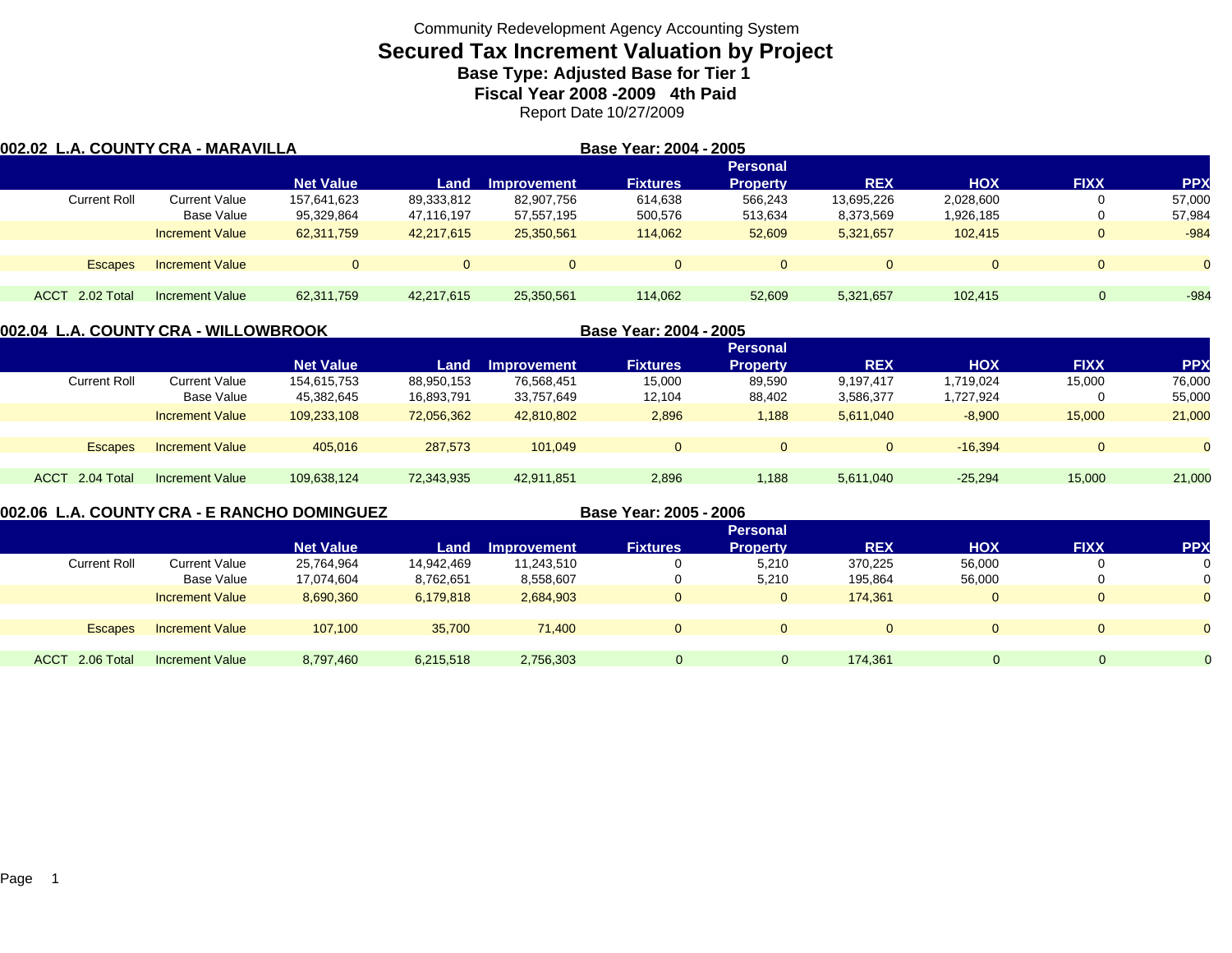Community Redevelopment Agency Accounting System

# Secured Tax Increment Valuation by Project

## Base Type: Adjusted Base for Tier 1

## Fiscal Year 2008 -2009 4th Paid

Report Date 10/27/2009

### 002.02 L.A. COUNTY CRA - MARAVILLA

Base Year: 2004 - 2005

| | | Net Value | Land | Improvement | Fixtures | Personal Property | REX | HOX | FIXX | PPX |
|---|---|---|---|---|---|---|---|---|---|---|
| Current Roll | Current Value | 157,641,623 | 89,333,812 | 82,907,756 | 614,638 | 566,243 | 13,695,226 | 2,028,600 | 0 | 57,000 |
| | Base Value | 95,329,864 | 47,116,197 | 57,557,195 | 500,576 | 513,634 | 8,373,569 | 1,926,185 | 0 | 57,984 |
| | Increment Value | 62,311,759 | 42,217,615 | 25,350,561 | 114,062 | 52,609 | 5,321,657 | 102,415 | 0 | -984 |
| Escapes | Increment Value | 0 | 0 | 0 | 0 | 0 | 0 | 0 | 0 | 0 |
| ACCT 2.02 Total | Increment Value | 62,311,759 | 42,217,615 | 25,350,561 | 114,062 | 52,609 | 5,321,657 | 102,415 | 0 | -984 |

### 002.04 L.A. COUNTY CRA - WILLOWBROOK

Base Year: 2004 - 2005

| | | Net Value | Land | Improvement | Fixtures | Personal Property | REX | HOX | FIXX | PPX |
|---|---|---|---|---|---|---|---|---|---|---|
| Current Roll | Current Value | 154,615,753 | 88,950,153 | 76,568,451 | 15,000 | 89,590 | 9,197,417 | 1,719,024 | 15,000 | 76,000 |
| | Base Value | 45,382,645 | 16,893,791 | 33,757,649 | 12,104 | 88,402 | 3,586,377 | 1,727,924 | 0 | 55,000 |
| | Increment Value | 109,233,108 | 72,056,362 | 42,810,802 | 2,896 | 1,188 | 5,611,040 | -8,900 | 15,000 | 21,000 |
| Escapes | Increment Value | 405,016 | 287,573 | 101,049 | 0 | 0 | 0 | -16,394 | 0 | 0 |
| ACCT 2.04 Total | Increment Value | 109,638,124 | 72,343,935 | 42,911,851 | 2,896 | 1,188 | 5,611,040 | -25,294 | 15,000 | 21,000 |

### 002.06 L.A. COUNTY CRA - E RANCHO DOMINGUEZ

Base Year: 2005 - 2006

| | | Net Value | Land | Improvement | Fixtures | Personal Property | REX | HOX | FIXX | PPX |
|---|---|---|---|---|---|---|---|---|---|---|
| Current Roll | Current Value | 25,764,964 | 14,942,469 | 11,243,510 | 0 | 5,210 | 370,225 | 56,000 | 0 | 0 |
| | Base Value | 17,074,604 | 8,762,651 | 8,558,607 | 0 | 5,210 | 195,864 | 56,000 | 0 | 0 |
| | Increment Value | 8,690,360 | 6,179,818 | 2,684,903 | 0 | 0 | 174,361 | 0 | 0 | 0 |
| Escapes | Increment Value | 107,100 | 35,700 | 71,400 | 0 | 0 | 0 | 0 | 0 | 0 |
| ACCT 2.06 Total | Increment Value | 8,797,460 | 6,215,518 | 2,756,303 | 0 | 0 | 174,361 | 0 | 0 | 0 |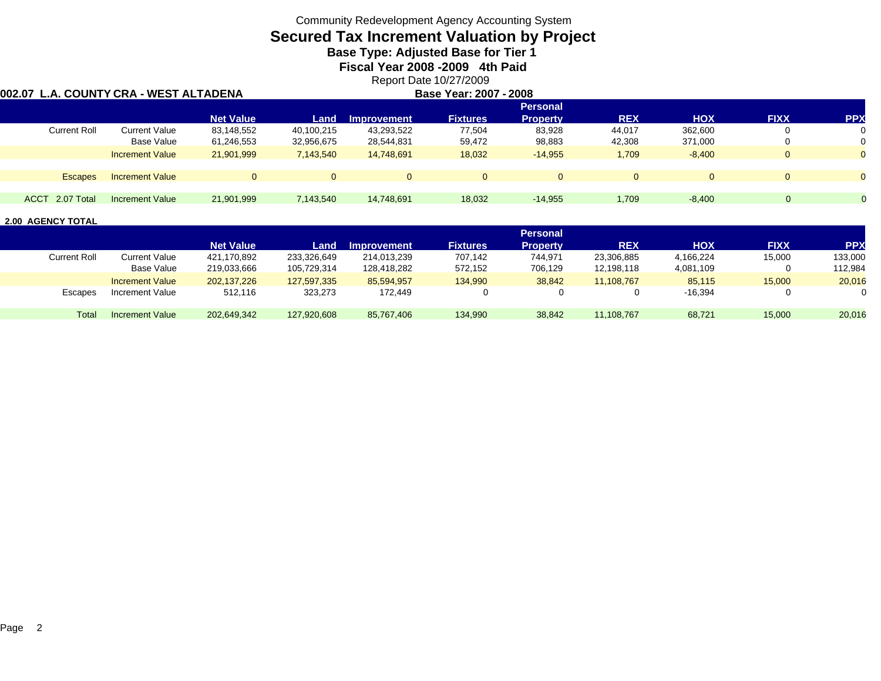Community Redevelopment Agency Accounting System

# Secured Tax Increment Valuation by Project

## Base Type: Adjusted Base for Tier 1

## Fiscal Year 2008 -2009 4th Paid

Report Date 10/27/2009

**002.07 L.A. COUNTY CRA - WEST ALTADENA** **Base Year: 2007 - 2008**

| | | Net Value | Land | Improvement | Fixtures | Personal Property | REX | HOX | FIXX | PPX |
|---|---|---|---|---|---|---|---|---|---|---|
| Current Roll | Current Value | 83,148,552 | 40,100,215 | 43,293,522 | 77,504 | 83,928 | 44,017 | 362,600 | 0 | 0 |
| | Base Value | 61,246,553 | 32,956,675 | 28,544,831 | 59,472 | 98,883 | 42,308 | 371,000 | 0 | 0 |
| | Increment Value | 21,901,999 | 7,143,540 | 14,748,691 | 18,032 | -14,955 | 1,709 | -8,400 | 0 | 0 |
| Escapes | Increment Value | 0 | 0 | 0 | 0 | 0 | 0 | 0 | 0 | 0 |
| ACCT 2.07 Total | Increment Value | 21,901,999 | 7,143,540 | 14,748,691 | 18,032 | -14,955 | 1,709 | -8,400 | 0 | 0 |

**2.00 AGENCY TOTAL**

| | | Net Value | Land | Improvement | Fixtures | Personal Property | REX | HOX | FIXX | PPX |
|---|---|---|---|---|---|---|---|---|---|---|
| Current Roll | Current Value | 421,170,892 | 233,326,649 | 214,013,239 | 707,142 | 744,971 | 23,306,885 | 4,166,224 | 15,000 | 133,000 |
| | Base Value | 219,033,666 | 105,729,314 | 128,418,282 | 572,152 | 706,129 | 12,198,118 | 4,081,109 | 0 | 112,984 |
| | Increment Value | 202,137,226 | 127,597,335 | 85,594,957 | 134,990 | 38,842 | 11,108,767 | 85,115 | 15,000 | 20,016 |
| Escapes | Increment Value | 512,116 | 323,273 | 172,449 | 0 | 0 | 0 | -16,394 | 0 | 0 |
| Total | Increment Value | 202,649,342 | 127,920,608 | 85,767,406 | 134,990 | 38,842 | 11,108,767 | 68,721 | 15,000 | 20,016 |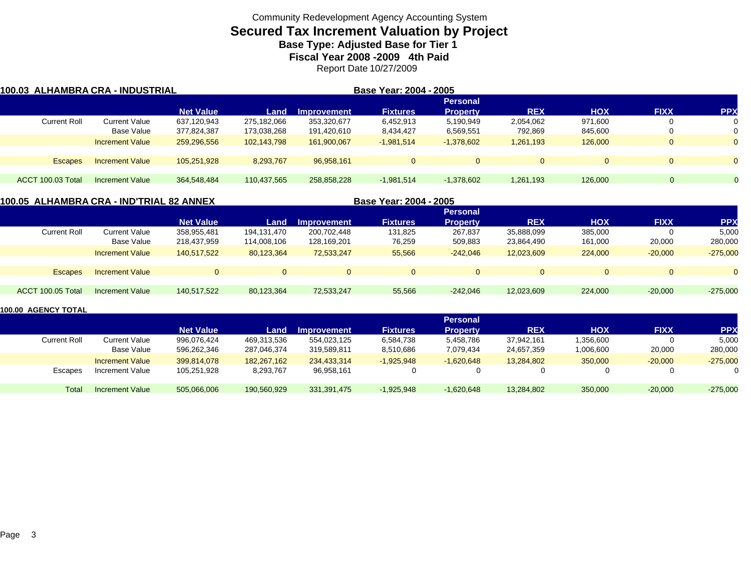Community Redevelopment Agency Accounting System

# Secured Tax Increment Valuation by Project

## Base Type: Adjusted Base for Tier 1

## Fiscal Year 2008 -2009 4th Paid

Report Date 10/27/2009

### 100.03 ALHAMBRA CRA - INDUSTRIAL

Base Year: 2004 - 2005

| | | Net Value | Land | Improvement | Fixtures | Personal Property | REX | HOX | FIXX | PPX |
|---|---|---|---|---|---|---|---|---|---|---|
| Current Roll | Current Value | 637,120,943 | 275,182,066 | 353,320,677 | 6,452,913 | 5,190,949 | 2,054,062 | 971,600 | 0 | 0 |
| | Base Value | 377,824,387 | 173,038,268 | 191,420,610 | 8,434,427 | 6,569,551 | 792,869 | 845,600 | 0 | 0 |
| | Increment Value | 259,296,556 | 102,143,798 | 161,900,067 | -1,981,514 | -1,378,602 | 1,261,193 | 126,000 | 0 | 0 |
| Escapes | Increment Value | 105,251,928 | 8,293,767 | 96,958,161 | 0 | 0 | 0 | 0 | 0 | 0 |
| ACCT 100.03 Total | Increment Value | 364,548,484 | 110,437,565 | 258,858,228 | -1,981,514 | -1,378,602 | 1,261,193 | 126,000 | 0 | 0 |

### 100.05 ALHAMBRA CRA - IND'TRIAL 82 ANNEX

Base Year: 2004 - 2005

| | | Net Value | Land | Improvement | Fixtures | Personal Property | REX | HOX | FIXX | PPX |
|---|---|---|---|---|---|---|---|---|---|---|
| Current Roll | Current Value | 358,955,481 | 194,131,470 | 200,702,448 | 131,825 | 267,837 | 35,888,099 | 385,000 | 0 | 5,000 |
| | Base Value | 218,437,959 | 114,008,106 | 128,169,201 | 76,259 | 509,883 | 23,864,490 | 161,000 | 20,000 | 280,000 |
| | Increment Value | 140,517,522 | 80,123,364 | 72,533,247 | 55,566 | -242,046 | 12,023,609 | 224,000 | -20,000 | -275,000 |
| Escapes | Increment Value | 0 | 0 | 0 | 0 | 0 | 0 | 0 | 0 | 0 |
| ACCT 100.05 Total | Increment Value | 140,517,522 | 80,123,364 | 72,533,247 | 55,566 | -242,046 | 12,023,609 | 224,000 | -20,000 | -275,000 |

### 100.00 AGENCY TOTAL

| | | Net Value | Land | Improvement | Fixtures | Personal Property | REX | HOX | FIXX | PPX |
|---|---|---|---|---|---|---|---|---|---|---|
| Current Roll | Current Value | 996,076,424 | 469,313,536 | 554,023,125 | 6,584,738 | 5,458,786 | 37,942,161 | 1,356,600 | 0 | 5,000 |
| | Base Value | 596,262,346 | 287,046,374 | 319,589,811 | 8,510,686 | 7,079,434 | 24,657,359 | 1,006,600 | 20,000 | 280,000 |
| | Increment Value | 399,814,078 | 182,267,162 | 234,433,314 | -1,925,948 | -1,620,648 | 13,284,802 | 350,000 | -20,000 | -275,000 |
| Escapes | Increment Value | 105,251,928 | 8,293,767 | 96,958,161 | 0 | 0 | 0 | 0 | 0 | 0 |
| Total | Increment Value | 505,066,006 | 190,560,929 | 331,391,475 | -1,925,948 | -1,620,648 | 13,284,802 | 350,000 | -20,000 | -275,000 |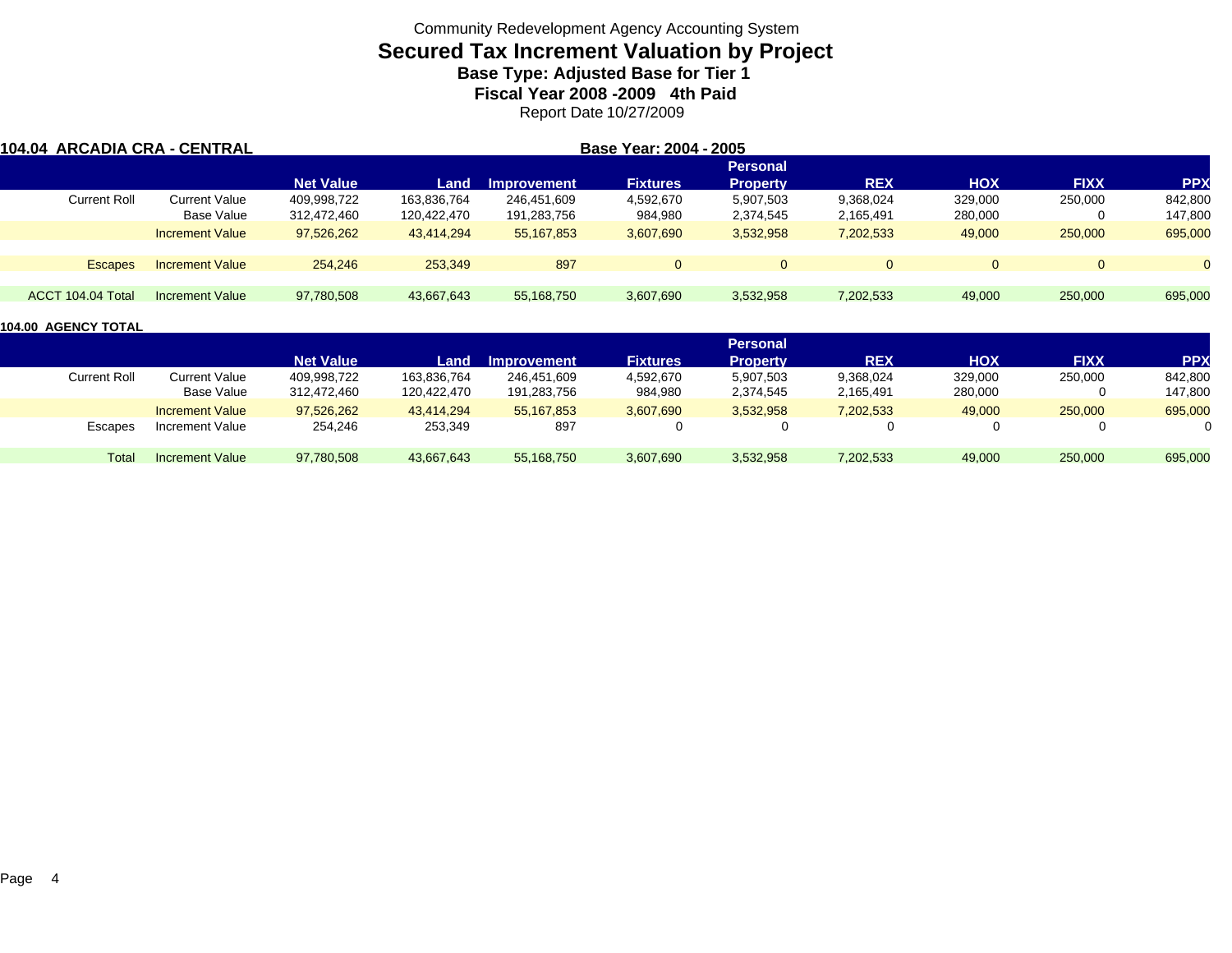Community Redevelopment Agency Accounting System

# Secured Tax Increment Valuation by Project

## Base Type: Adjusted Base for Tier 1

## Fiscal Year 2008 -2009 4th Paid

Report Date 10/27/2009

**104.04 ARCADIA CRA - CENTRAL** | **Base Year: 2004 - 2005**

| | | Net Value | Land | Improvement | Fixtures | Personal Property | REX | HOX | FIXX | PPX |
|---|---|---|---|---|---|---|---|---|---|---|
| Current Roll | Current Value | 409,998,722 | 163,836,764 | 246,451,609 | 4,592,670 | 5,907,503 | 9,368,024 | 329,000 | 250,000 | 842,800 |
| | Base Value | 312,472,460 | 120,422,470 | 191,283,756 | 984,980 | 2,374,545 | 2,165,491 | 280,000 | 0 | 147,800 |
| | Increment Value | 97,526,262 | 43,414,294 | 55,167,853 | 3,607,690 | 3,532,958 | 7,202,533 | 49,000 | 250,000 | 695,000 |
| Escapes | Increment Value | 254,246 | 253,349 | 897 | 0 | 0 | 0 | 0 | 0 | 0 |
| ACCT 104.04 Total | Increment Value | 97,780,508 | 43,667,643 | 55,168,750 | 3,607,690 | 3,532,958 | 7,202,533 | 49,000 | 250,000 | 695,000 |

**104.00 AGENCY TOTAL**

| | | Net Value | Land | Improvement | Fixtures | Personal Property | REX | HOX | FIXX | PPX |
|---|---|---|---|---|---|---|---|---|---|---|
| Current Roll | Current Value | 409,998,722 | 163,836,764 | 246,451,609 | 4,592,670 | 5,907,503 | 9,368,024 | 329,000 | 250,000 | 842,800 |
| | Base Value | 312,472,460 | 120,422,470 | 191,283,756 | 984,980 | 2,374,545 | 2,165,491 | 280,000 | 0 | 147,800 |
| | Increment Value | 97,526,262 | 43,414,294 | 55,167,853 | 3,607,690 | 3,532,958 | 7,202,533 | 49,000 | 250,000 | 695,000 |
| Escapes | Increment Value | 254,246 | 253,349 | 897 | 0 | 0 | 0 | 0 | 0 | 0 |
| Total | Increment Value | 97,780,508 | 43,667,643 | 55,168,750 | 3,607,690 | 3,532,958 | 7,202,533 | 49,000 | 250,000 | 695,000 |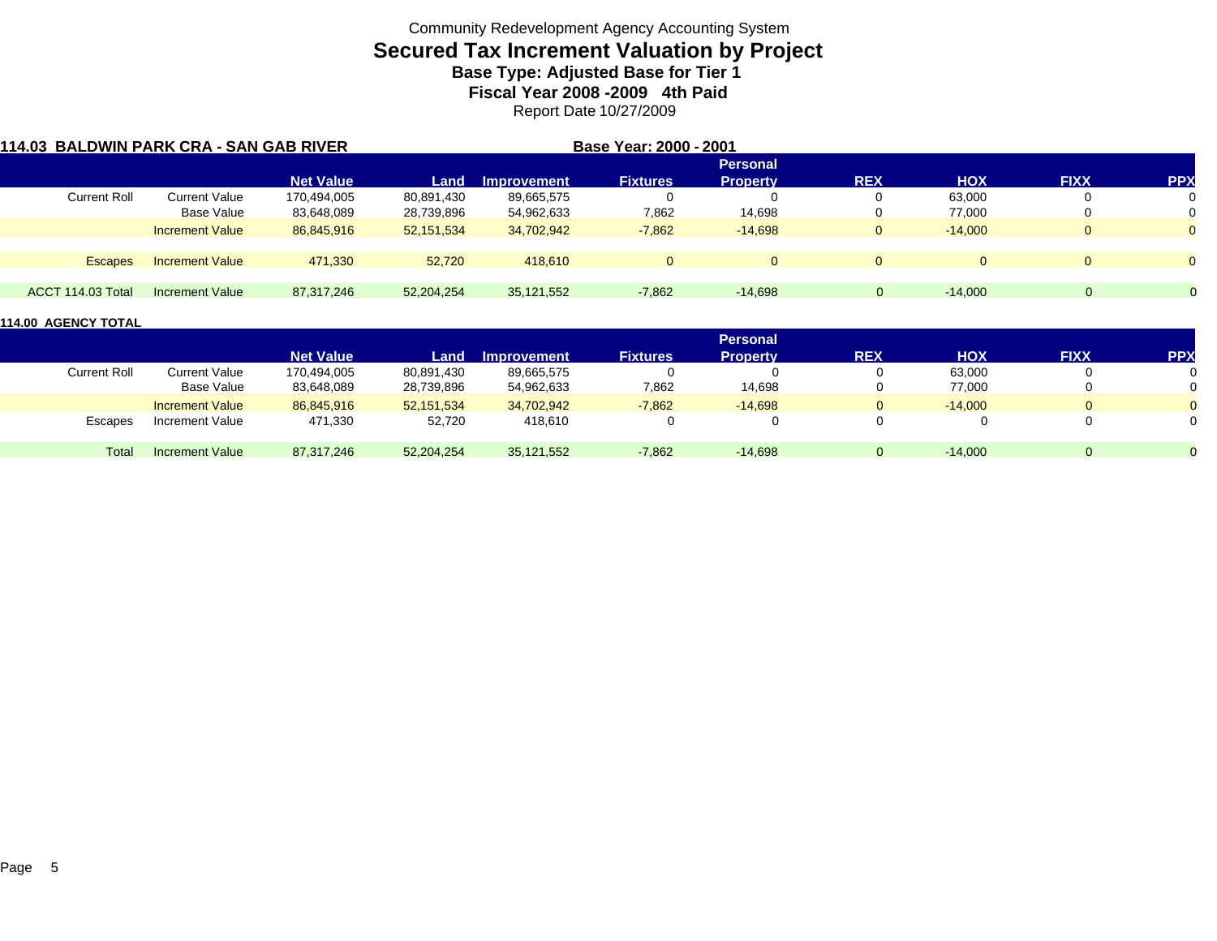Community Redevelopment Agency Accounting System

# Secured Tax Increment Valuation by Project

### Base Type: Adjusted Base for Tier 1

### Fiscal Year 2008 -2009 4th Paid

Report Date 10/27/2009

**114.03 BALDWIN PARK CRA - SAN GAB RIVER** **Base Year: 2000 - 2001**

| | | Net Value | Land | Improvement | Fixtures | Personal Property | REX | HOX | FIXX | PPX |
|---|---|---|---|---|---|---|---|---|---|---|
| Current Roll | Current Value | 170,494,005 | 80,891,430 | 89,665,575 | 0 | 0 | 0 | 63,000 | 0 | 0 |
| | Base Value | 83,648,089 | 28,739,896 | 54,962,633 | 7,862 | 14,698 | 0 | 77,000 | 0 | 0 |
| | Increment Value | 86,845,916 | 52,151,534 | 34,702,942 | -7,862 | -14,698 | 0 | -14,000 | 0 | 0 |
| Escapes | Increment Value | 471,330 | 52,720 | 418,610 | 0 | 0 | 0 | 0 | 0 | 0 |
| ACCT 114.03 Total | Increment Value | 87,317,246 | 52,204,254 | 35,121,552 | -7,862 | -14,698 | 0 | -14,000 | 0 | 0 |

**114.00 AGENCY TOTAL**

| | | Net Value | Land | Improvement | Fixtures | Personal Property | REX | HOX | FIXX | PPX |
|---|---|---|---|---|---|---|---|---|---|---|
| Current Roll | Current Value | 170,494,005 | 80,891,430 | 89,665,575 | 0 | 0 | 0 | 63,000 | 0 | 0 |
| | Base Value | 83,648,089 | 28,739,896 | 54,962,633 | 7,862 | 14,698 | 0 | 77,000 | 0 | 0 |
| | Increment Value | 86,845,916 | 52,151,534 | 34,702,942 | -7,862 | -14,698 | 0 | -14,000 | 0 | 0 |
| Escapes | Increment Value | 471,330 | 52,720 | 418,610 | 0 | 0 | 0 | 0 | 0 | 0 |
| Total | Increment Value | 87,317,246 | 52,204,254 | 35,121,552 | -7,862 | -14,698 | 0 | -14,000 | 0 | 0 |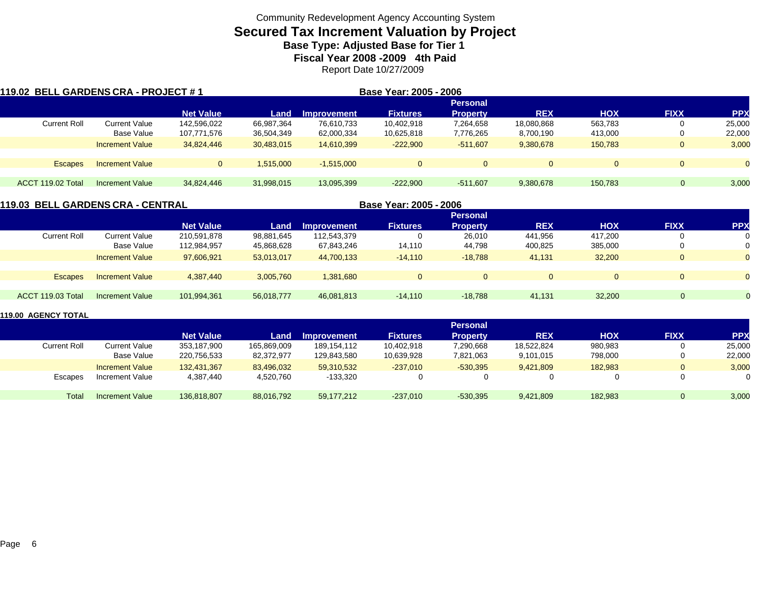Community Redevelopment Agency Accounting System

# Secured Tax Increment Valuation by Project

### Base Type: Adjusted Base for Tier 1

### Fiscal Year 2008 -2009 4th Paid

Report Date 10/27/2009

## 119.02 BELL GARDENS CRA - PROJECT # 1

**Base Year: 2005 - 2006**

| | | Net Value | Land | Improvement | Fixtures | Personal Property | REX | HOX | FIXX | PPX |
|---|---|---|---|---|---|---|---|---|---|---|
| Current Roll | Current Value | 142,596,022 | 66,987,364 | 76,610,733 | 10,402,918 | 7,264,658 | 18,080,868 | 563,783 | 0 | 25,000 |
| | Base Value | 107,771,576 | 36,504,349 | 62,000,334 | 10,625,818 | 7,776,265 | 8,700,190 | 413,000 | 0 | 22,000 |
| | Increment Value | 34,824,446 | 30,483,015 | 14,610,399 | -222,900 | -511,607 | 9,380,678 | 150,783 | 0 | 3,000 |
| Escapes | Increment Value | 0 | 1,515,000 | -1,515,000 | 0 | 0 | 0 | 0 | 0 | 0 |
| ACCT 119.02 Total | Increment Value | 34,824,446 | 31,998,015 | 13,095,399 | -222,900 | -511,607 | 9,380,678 | 150,783 | 0 | 3,000 |

## 119.03 BELL GARDENS CRA - CENTRAL

**Base Year: 2005 - 2006**

| | | Net Value | Land | Improvement | Fixtures | Personal Property | REX | HOX | FIXX | PPX |
|---|---|---|---|---|---|---|---|---|---|---|
| Current Roll | Current Value | 210,591,878 | 98,881,645 | 112,543,379 | 0 | 26,010 | 441,956 | 417,200 | 0 | 0 |
| | Base Value | 112,984,957 | 45,868,628 | 67,843,246 | 14,110 | 44,798 | 400,825 | 385,000 | 0 | 0 |
| | Increment Value | 97,606,921 | 53,013,017 | 44,700,133 | -14,110 | -18,788 | 41,131 | 32,200 | 0 | 0 |
| Escapes | Increment Value | 4,387,440 | 3,005,760 | 1,381,680 | 0 | 0 | 0 | 0 | 0 | 0 |
| ACCT 119.03 Total | Increment Value | 101,994,361 | 56,018,777 | 46,081,813 | -14,110 | -18,788 | 41,131 | 32,200 | 0 | 0 |

## 119.00 AGENCY TOTAL

| | | Net Value | Land | Improvement | Fixtures | Personal Property | REX | HOX | FIXX | PPX |
|---|---|---|---|---|---|---|---|---|---|---|
| Current Roll | Current Value | 353,187,900 | 165,869,009 | 189,154,112 | 10,402,918 | 7,290,668 | 18,522,824 | 980,983 | 0 | 25,000 |
| | Base Value | 220,756,533 | 82,372,977 | 129,843,580 | 10,639,928 | 7,821,063 | 9,101,015 | 798,000 | 0 | 22,000 |
| | Increment Value | 132,431,367 | 83,496,032 | 59,310,532 | -237,010 | -530,395 | 9,421,809 | 182,983 | 0 | 3,000 |
| Escapes | Increment Value | 4,387,440 | 4,520,760 | -133,320 | 0 | 0 | 0 | 0 | 0 | 0 |
| Total | Increment Value | 136,818,807 | 88,016,792 | 59,177,212 | -237,010 | -530,395 | 9,421,809 | 182,983 | 0 | 3,000 |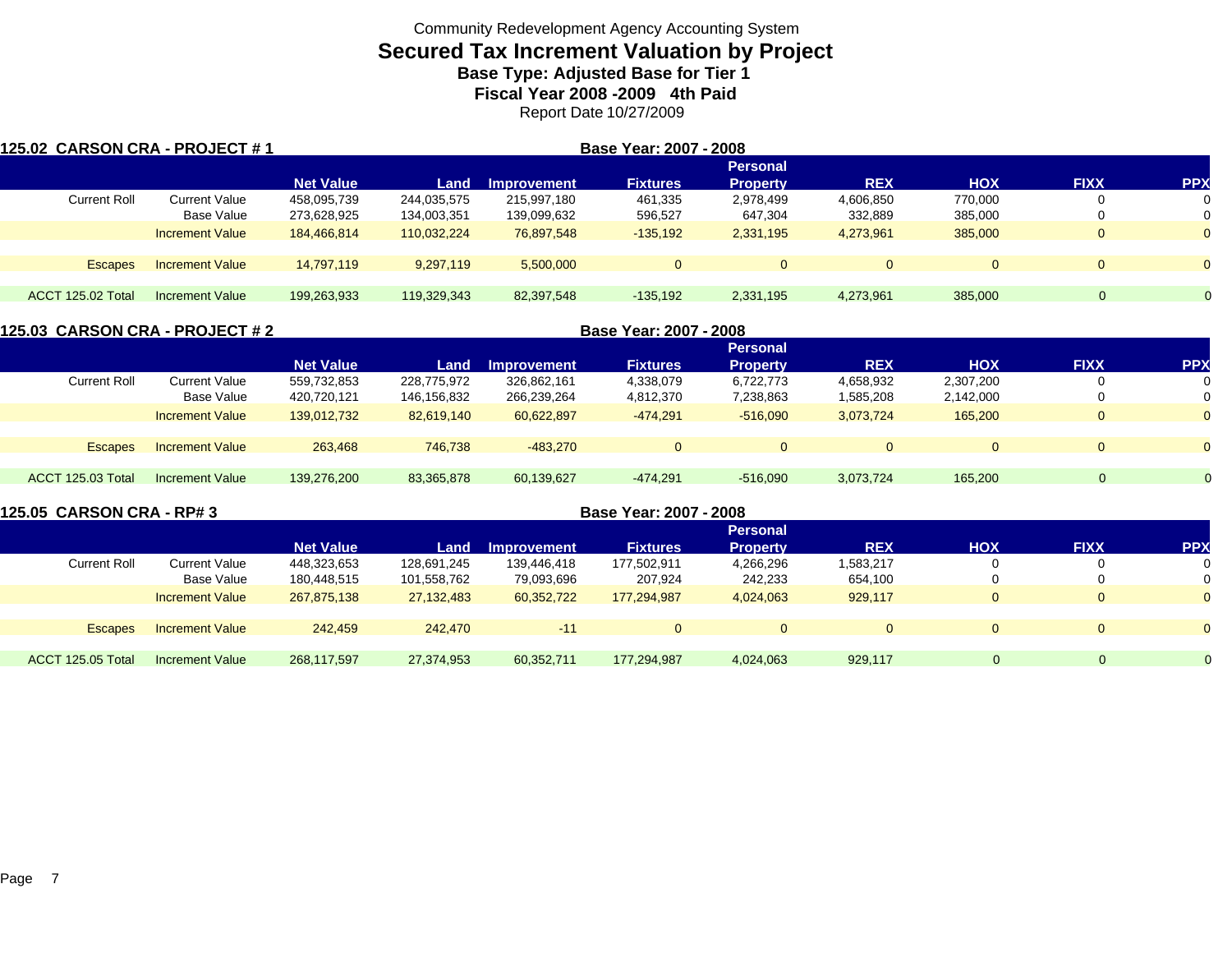Community Redevelopment Agency Accounting System

# Secured Tax Increment Valuation by Project

### Base Type: Adjusted Base for Tier 1

### Fiscal Year 2008 -2009 4th Paid

Report Date 10/27/2009

## 125.02 CARSON CRA - PROJECT # 1

**Base Year: 2007 - 2008**

| | | Net Value | Land | Improvement | Fixtures | Personal Property | REX | HOX | FIXX | PPX |
|---|---|---|---|---|---|---|---|---|---|---|
| Current Roll | Current Value | 458,095,739 | 244,035,575 | 215,997,180 | 461,335 | 2,978,499 | 4,606,850 | 770,000 | 0 | 0 |
| | Base Value | 273,628,925 | 134,003,351 | 139,099,632 | 596,527 | 647,304 | 332,889 | 385,000 | 0 | 0 |
| | Increment Value | 184,466,814 | 110,032,224 | 76,897,548 | -135,192 | 2,331,195 | 4,273,961 | 385,000 | 0 | 0 |
| Escapes | Increment Value | 14,797,119 | 9,297,119 | 5,500,000 | 0 | 0 | 0 | 0 | 0 | 0 |
| ACCT 125.02 Total | Increment Value | 199,263,933 | 119,329,343 | 82,397,548 | -135,192 | 2,331,195 | 4,273,961 | 385,000 | 0 | 0 |

## 125.03 CARSON CRA - PROJECT # 2

**Base Year: 2007 - 2008**

| | | Net Value | Land | Improvement | Fixtures | Personal Property | REX | HOX | FIXX | PPX |
|---|---|---|---|---|---|---|---|---|---|---|
| Current Roll | Current Value | 559,732,853 | 228,775,972 | 326,862,161 | 4,338,079 | 6,722,773 | 4,658,932 | 2,307,200 | 0 | 0 |
| | Base Value | 420,720,121 | 146,156,832 | 266,239,264 | 4,812,370 | 7,238,863 | 1,585,208 | 2,142,000 | 0 | 0 |
| | Increment Value | 139,012,732 | 82,619,140 | 60,622,897 | -474,291 | -516,090 | 3,073,724 | 165,200 | 0 | 0 |
| Escapes | Increment Value | 263,468 | 746,738 | -483,270 | 0 | 0 | 0 | 0 | 0 | 0 |
| ACCT 125.03 Total | Increment Value | 139,276,200 | 83,365,878 | 60,139,627 | -474,291 | -516,090 | 3,073,724 | 165,200 | 0 | 0 |

## 125.05 CARSON CRA - RP# 3

**Base Year: 2007 - 2008**

| | | Net Value | Land | Improvement | Fixtures | Personal Property | REX | HOX | FIXX | PPX |
|---|---|---|---|---|---|---|---|---|---|---|
| Current Roll | Current Value | 448,323,653 | 128,691,245 | 139,446,418 | 177,502,911 | 4,266,296 | 1,583,217 | 0 | 0 | 0 |
| | Base Value | 180,448,515 | 101,558,762 | 79,093,696 | 207,924 | 242,233 | 654,100 | 0 | 0 | 0 |
| | Increment Value | 267,875,138 | 27,132,483 | 60,352,722 | 177,294,987 | 4,024,063 | 929,117 | 0 | 0 | 0 |
| Escapes | Increment Value | 242,459 | 242,470 | -11 | 0 | 0 | 0 | 0 | 0 | 0 |
| ACCT 125.05 Total | Increment Value | 268,117,597 | 27,374,953 | 60,352,711 | 177,294,987 | 4,024,063 | 929,117 | 0 | 0 | 0 |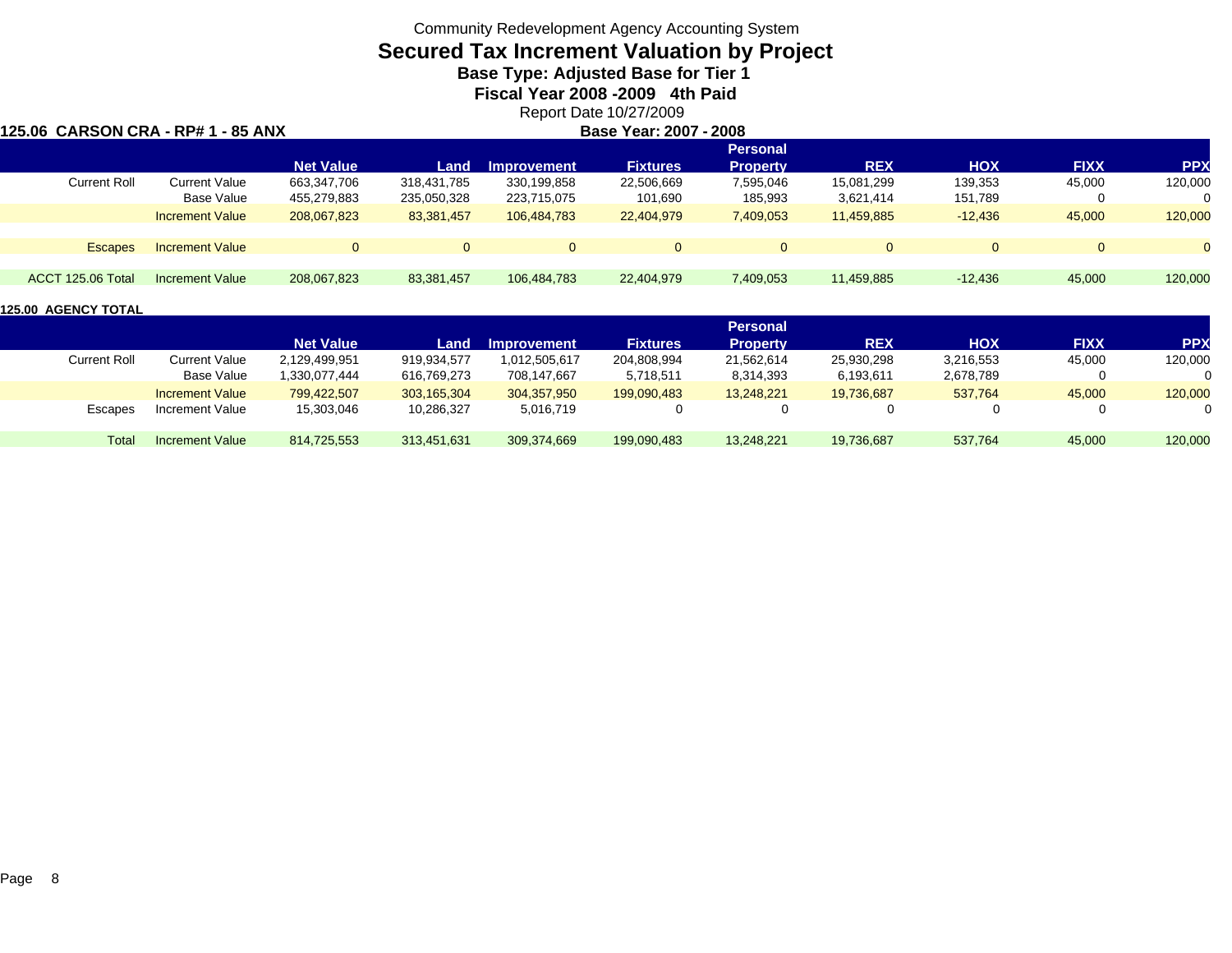Community Redevelopment Agency Accounting System

# Secured Tax Increment Valuation by Project

## Base Type: Adjusted Base for Tier 1

### Fiscal Year 2008 -2009 4th Paid

Report Date 10/27/2009

**125.06 CARSON CRA - RP# 1 - 85 ANX** **Base Year: 2007 - 2008**

| | | Net Value | Land | Improvement | Fixtures | Personal Property | REX | HOX | FIXX | PPX |
|---|---|---|---|---|---|---|---|---|---|---|
| Current Roll | Current Value | 663,347,706 | 318,431,785 | 330,199,858 | 22,506,669 | 7,595,046 | 15,081,299 | 139,353 | 45,000 | 120,000 |
| | Base Value | 455,279,883 | 235,050,328 | 223,715,075 | 101,690 | 185,993 | 3,621,414 | 151,789 | 0 | 0 |
| | Increment Value | 208,067,823 | 83,381,457 | 106,484,783 | 22,404,979 | 7,409,053 | 11,459,885 | -12,436 | 45,000 | 120,000 |
| Escapes | Increment Value | 0 | 0 | 0 | 0 | 0 | 0 | 0 | 0 | 0 |
| ACCT 125.06 Total | Increment Value | 208,067,823 | 83,381,457 | 106,484,783 | 22,404,979 | 7,409,053 | 11,459,885 | -12,436 | 45,000 | 120,000 |

**125.00 AGENCY TOTAL**

| | | Net Value | Land | Improvement | Fixtures | Personal Property | REX | HOX | FIXX | PPX |
|---|---|---|---|---|---|---|---|---|---|---|
| Current Roll | Current Value | 2,129,499,951 | 919,934,577 | 1,012,505,617 | 204,808,994 | 21,562,614 | 25,930,298 | 3,216,553 | 45,000 | 120,000 |
| | Base Value | 1,330,077,444 | 616,769,273 | 708,147,667 | 5,718,511 | 8,314,393 | 6,193,611 | 2,678,789 | 0 | 0 |
| | Increment Value | 799,422,507 | 303,165,304 | 304,357,950 | 199,090,483 | 13,248,221 | 19,736,687 | 537,764 | 45,000 | 120,000 |
| Escapes | Increment Value | 15,303,046 | 10,286,327 | 5,016,719 | 0 | 0 | 0 | 0 | 0 | 0 |
| Total | Increment Value | 814,725,553 | 313,451,631 | 309,374,669 | 199,090,483 | 13,248,221 | 19,736,687 | 537,764 | 45,000 | 120,000 |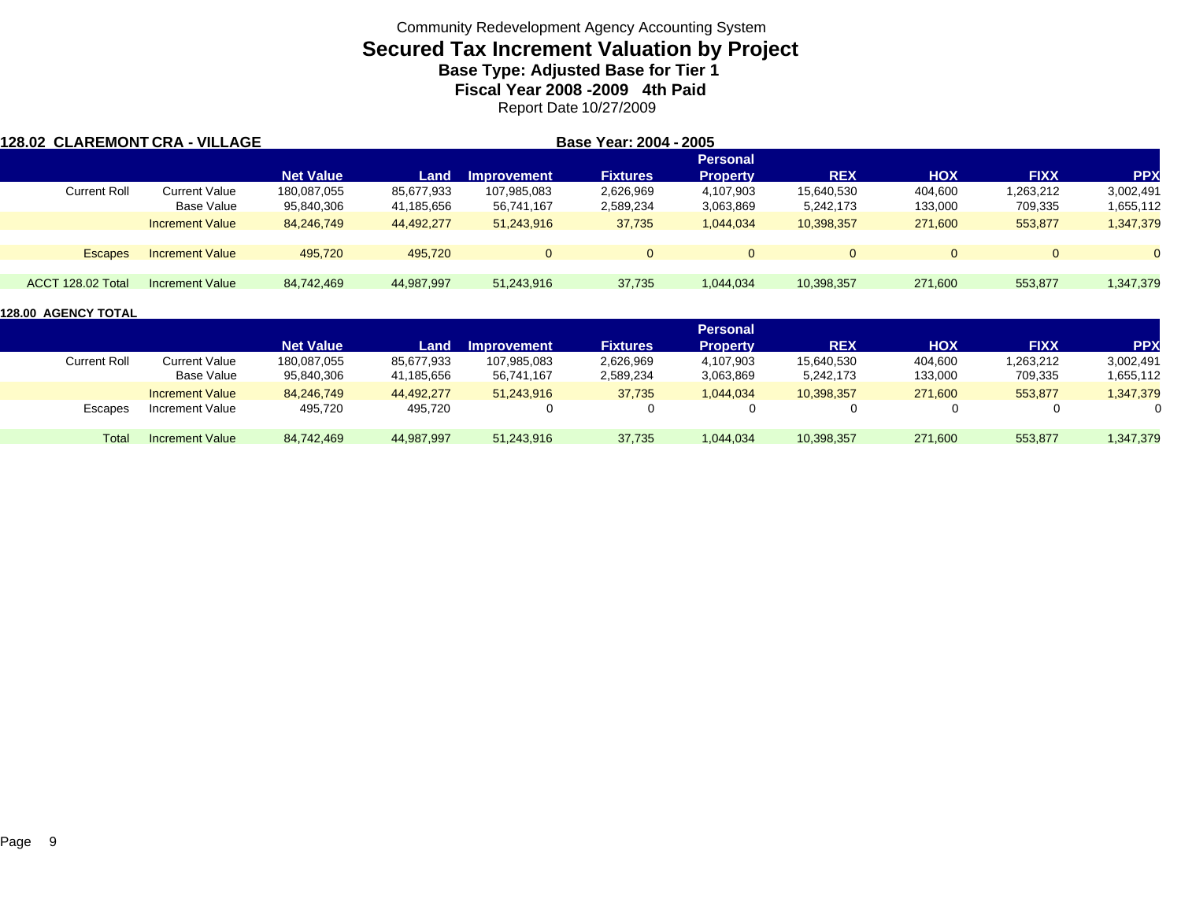Community Redevelopment Agency Accounting System

# Secured Tax Increment Valuation by Project

### Base Type: Adjusted Base for Tier 1

### Fiscal Year 2008 -2009 4th Paid

Report Date 10/27/2009

**128.02 CLAREMONT CRA - VILLAGE** **Base Year: 2004 - 2005**

| | | Net Value | Land | Improvement | Fixtures | Personal Property | REX | HOX | FIXX | PPX |
|---|---|---|---|---|---|---|---|---|---|---|
| Current Roll | Current Value | 180,087,055 | 85,677,933 | 107,985,083 | 2,626,969 | 4,107,903 | 15,640,530 | 404,600 | 1,263,212 | 3,002,491 |
| | Base Value | 95,840,306 | 41,185,656 | 56,741,167 | 2,589,234 | 3,063,869 | 5,242,173 | 133,000 | 709,335 | 1,655,112 |
| | Increment Value | 84,246,749 | 44,492,277 | 51,243,916 | 37,735 | 1,044,034 | 10,398,357 | 271,600 | 553,877 | 1,347,379 |
| Escapes | Increment Value | 495,720 | 495,720 | 0 | 0 | 0 | 0 | 0 | 0 | 0 |
| ACCT 128.02 Total | Increment Value | 84,742,469 | 44,987,997 | 51,243,916 | 37,735 | 1,044,034 | 10,398,357 | 271,600 | 553,877 | 1,347,379 |

**128.00 AGENCY TOTAL**

| | | Net Value | Land | Improvement | Fixtures | Personal Property | REX | HOX | FIXX | PPX |
|---|---|---|---|---|---|---|---|---|---|---|
| Current Roll | Current Value | 180,087,055 | 85,677,933 | 107,985,083 | 2,626,969 | 4,107,903 | 15,640,530 | 404,600 | 1,263,212 | 3,002,491 |
| | Base Value | 95,840,306 | 41,185,656 | 56,741,167 | 2,589,234 | 3,063,869 | 5,242,173 | 133,000 | 709,335 | 1,655,112 |
| | Increment Value | 84,246,749 | 44,492,277 | 51,243,916 | 37,735 | 1,044,034 | 10,398,357 | 271,600 | 553,877 | 1,347,379 |
| Escapes | Increment Value | 495,720 | 495,720 | 0 | 0 | 0 | 0 | 0 | 0 | 0 |
| Total | Increment Value | 84,742,469 | 44,987,997 | 51,243,916 | 37,735 | 1,044,034 | 10,398,357 | 271,600 | 553,877 | 1,347,379 |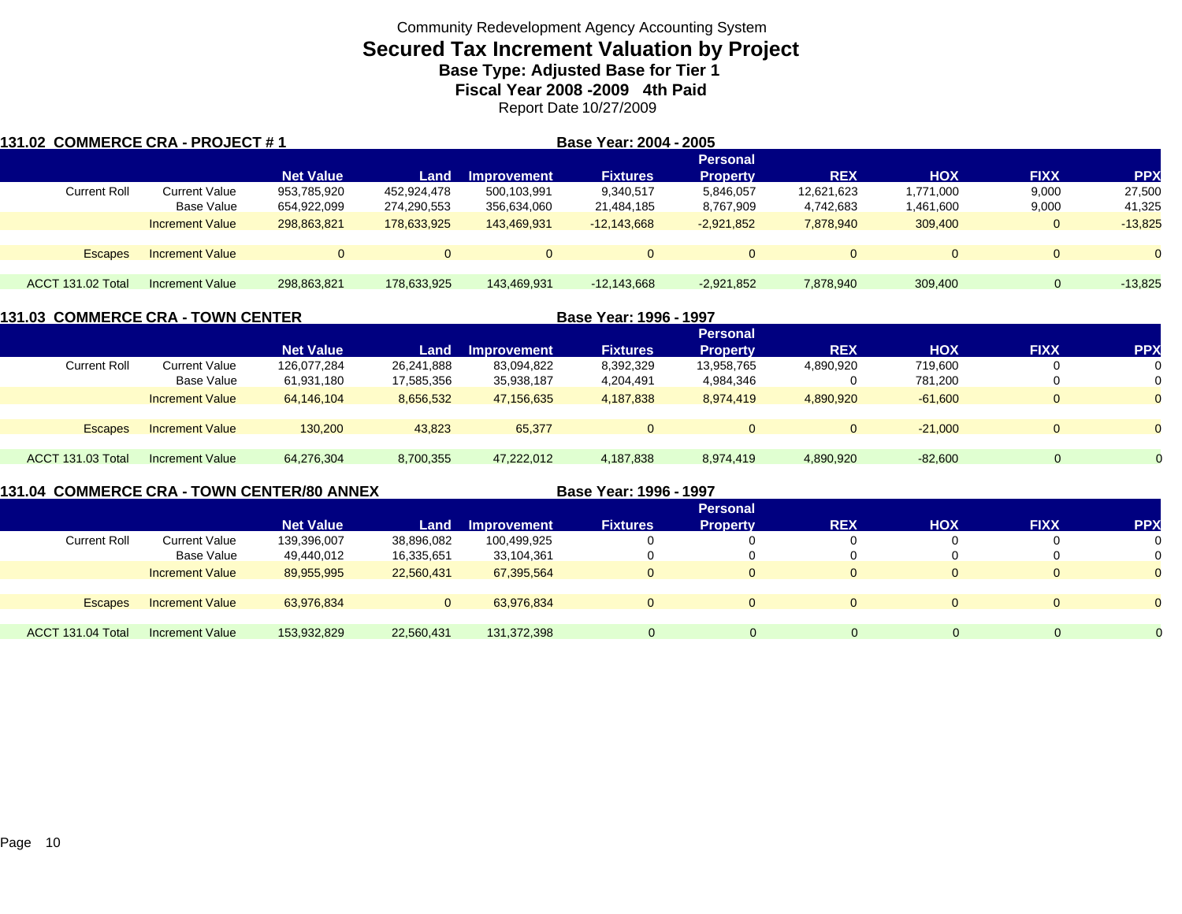Community Redevelopment Agency Accounting System

# Secured Tax Increment Valuation by Project

## Base Type: Adjusted Base for Tier 1

## Fiscal Year 2008 -2009 4th Paid

Report Date 10/27/2009

### 131.02 COMMERCE CRA - PROJECT # 1

Base Year: 2004 - 2005

| | | Net Value | Land | Improvement | Fixtures | Personal Property | REX | HOX | FIXX | PPX |
|---|---|---|---|---|---|---|---|---|---|---|
| Current Roll | Current Value | 953,785,920 | 452,924,478 | 500,103,991 | 9,340,517 | 5,846,057 | 12,621,623 | 1,771,000 | 9,000 | 27,500 |
| | Base Value | 654,922,099 | 274,290,553 | 356,634,060 | 21,484,185 | 8,767,909 | 4,742,683 | 1,461,600 | 9,000 | 41,325 |
| | Increment Value | 298,863,821 | 178,633,925 | 143,469,931 | -12,143,668 | -2,921,852 | 7,878,940 | 309,400 | 0 | -13,825 |
| Escapes | Increment Value | 0 | 0 | 0 | 0 | 0 | 0 | 0 | 0 | 0 |
| ACCT 131.02 Total | Increment Value | 298,863,821 | 178,633,925 | 143,469,931 | -12,143,668 | -2,921,852 | 7,878,940 | 309,400 | 0 | -13,825 |

### 131.03 COMMERCE CRA - TOWN CENTER

Base Year: 1996 - 1997

| | | Net Value | Land | Improvement | Fixtures | Personal Property | REX | HOX | FIXX | PPX |
|---|---|---|---|---|---|---|---|---|---|---|
| Current Roll | Current Value | 126,077,284 | 26,241,888 | 83,094,822 | 8,392,329 | 13,958,765 | 4,890,920 | 719,600 | 0 | 0 |
| | Base Value | 61,931,180 | 17,585,356 | 35,938,187 | 4,204,491 | 4,984,346 | 0 | 781,200 | 0 | 0 |
| | Increment Value | 64,146,104 | 8,656,532 | 47,156,635 | 4,187,838 | 8,974,419 | 4,890,920 | -61,600 | 0 | 0 |
| Escapes | Increment Value | 130,200 | 43,823 | 65,377 | 0 | 0 | 0 | -21,000 | 0 | 0 |
| ACCT 131.03 Total | Increment Value | 64,276,304 | 8,700,355 | 47,222,012 | 4,187,838 | 8,974,419 | 4,890,920 | -82,600 | 0 | 0 |

### 131.04 COMMERCE CRA - TOWN CENTER/80 ANNEX

Base Year: 1996 - 1997

| | | Net Value | Land | Improvement | Fixtures | Personal Property | REX | HOX | FIXX | PPX |
|---|---|---|---|---|---|---|---|---|---|---|
| Current Roll | Current Value | 139,396,007 | 38,896,082 | 100,499,925 | 0 | 0 | 0 | 0 | 0 | 0 |
| | Base Value | 49,440,012 | 16,335,651 | 33,104,361 | 0 | 0 | 0 | 0 | 0 | 0 |
| | Increment Value | 89,955,995 | 22,560,431 | 67,395,564 | 0 | 0 | 0 | 0 | 0 | 0 |
| Escapes | Increment Value | 63,976,834 | 0 | 63,976,834 | 0 | 0 | 0 | 0 | 0 | 0 |
| ACCT 131.04 Total | Increment Value | 153,932,829 | 22,560,431 | 131,372,398 | 0 | 0 | 0 | 0 | 0 | 0 |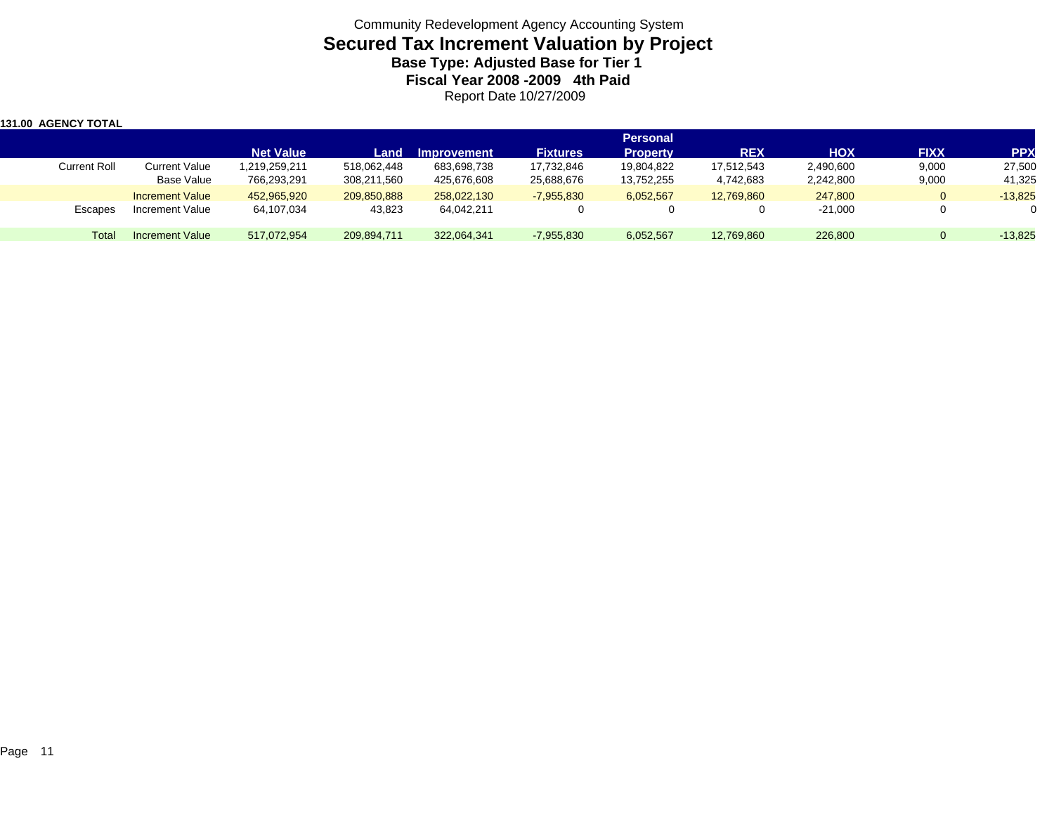Community Redevelopment Agency Accounting System

# Secured Tax Increment Valuation by Project

### Base Type: Adjusted Base for Tier 1

### Fiscal Year 2008 -2009 4th Paid

Report Date 10/27/2009

**131.00 AGENCY TOTAL**

| | | Net Value | Land | Improvement | Fixtures | Personal Property | REX | HOX | FIXX | PPX |
|---|---|---|---|---|---|---|---|---|---|---|
| Current Roll | Current Value | 1,219,259,211 | 518,062,448 | 683,698,738 | 17,732,846 | 19,804,822 | 17,512,543 | 2,490,600 | 9,000 | 27,500 |
| | Base Value | 766,293,291 | 308,211,560 | 425,676,608 | 25,688,676 | 13,752,255 | 4,742,683 | 2,242,800 | 9,000 | 41,325 |
| | Increment Value | 452,965,920 | 209,850,888 | 258,022,130 | -7,955,830 | 6,052,567 | 12,769,860 | 247,800 | 0 | -13,825 |
| Escapes | Increment Value | 64,107,034 | 43,823 | 64,042,211 | 0 | 0 | 0 | -21,000 | 0 | 0 |
| Total | Increment Value | 517,072,954 | 209,894,711 | 322,064,341 | -7,955,830 | 6,052,567 | 12,769,860 | 226,800 | 0 | -13,825 |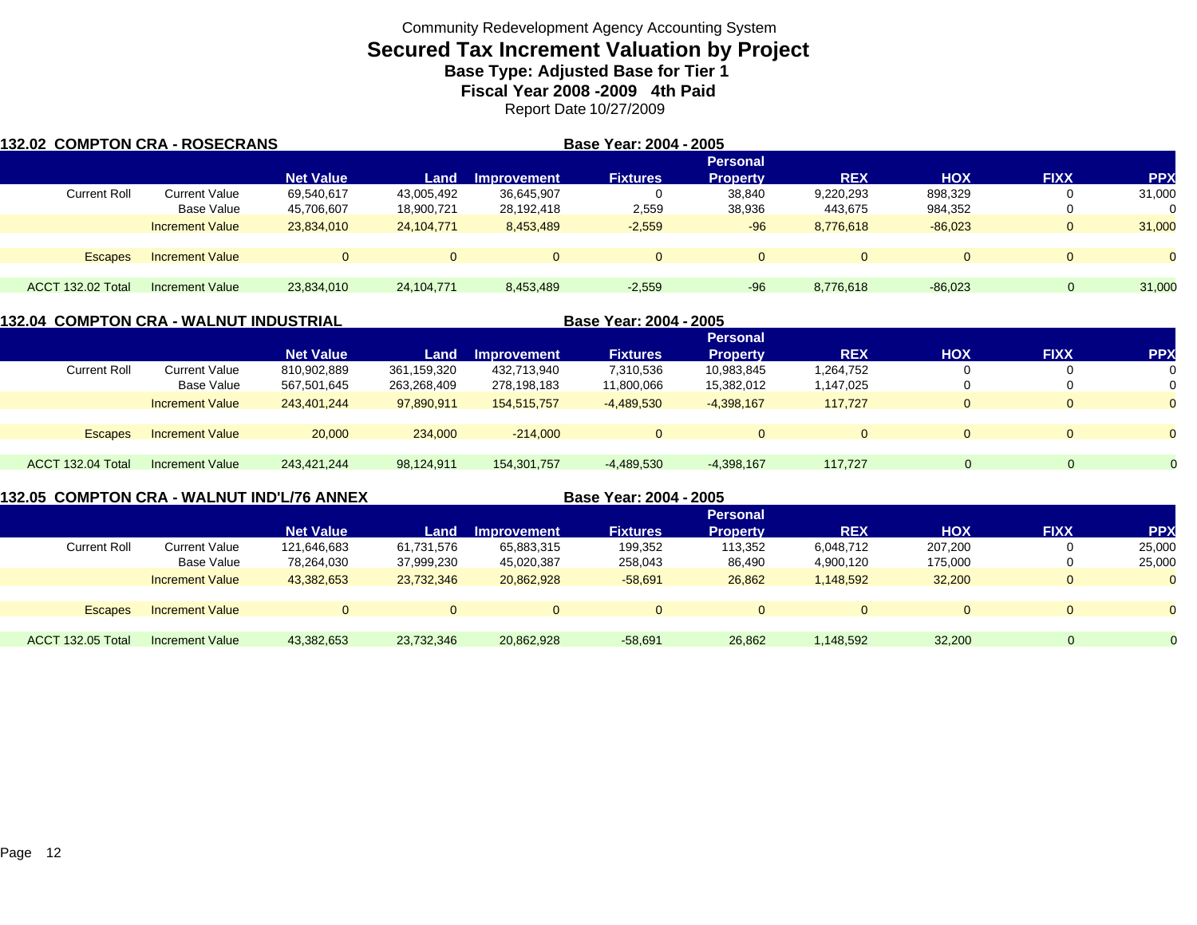Community Redevelopment Agency Accounting System

# Secured Tax Increment Valuation by Project

## Base Type: Adjusted Base for Tier 1

## Fiscal Year 2008 -2009 4th Paid

Report Date 10/27/2009

### 132.02 COMPTON CRA - ROSECRANS

Base Year: 2004 - 2005

| | | Net Value | Land | Improvement | Fixtures | Personal Property | REX | HOX | FIXX | PPX |
|---|---|---|---|---|---|---|---|---|---|---|
| Current Roll | Current Value | 69,540,617 | 43,005,492 | 36,645,907 | 0 | 38,840 | 9,220,293 | 898,329 | 0 | 31,000 |
| | Base Value | 45,706,607 | 18,900,721 | 28,192,418 | 2,559 | 38,936 | 443,675 | 984,352 | 0 | 0 |
| | Increment Value | 23,834,010 | 24,104,771 | 8,453,489 | -2,559 | -96 | 8,776,618 | -86,023 | 0 | 31,000 |
| Escapes | Increment Value | 0 | 0 | 0 | 0 | 0 | 0 | 0 | 0 | 0 |
| ACCT 132.02 Total | Increment Value | 23,834,010 | 24,104,771 | 8,453,489 | -2,559 | -96 | 8,776,618 | -86,023 | 0 | 31,000 |

### 132.04 COMPTON CRA - WALNUT INDUSTRIAL

Base Year: 2004 - 2005

| | | Net Value | Land | Improvement | Fixtures | Personal Property | REX | HOX | FIXX | PPX |
|---|---|---|---|---|---|---|---|---|---|---|
| Current Roll | Current Value | 810,902,889 | 361,159,320 | 432,713,940 | 7,310,536 | 10,983,845 | 1,264,752 | 0 | 0 | 0 |
| | Base Value | 567,501,645 | 263,268,409 | 278,198,183 | 11,800,066 | 15,382,012 | 1,147,025 | 0 | 0 | 0 |
| | Increment Value | 243,401,244 | 97,890,911 | 154,515,757 | -4,489,530 | -4,398,167 | 117,727 | 0 | 0 | 0 |
| Escapes | Increment Value | 20,000 | 234,000 | -214,000 | 0 | 0 | 0 | 0 | 0 | 0 |
| ACCT 132.04 Total | Increment Value | 243,421,244 | 98,124,911 | 154,301,757 | -4,489,530 | -4,398,167 | 117,727 | 0 | 0 | 0 |

### 132.05 COMPTON CRA - WALNUT IND'L/76 ANNEX

Base Year: 2004 - 2005

| | | Net Value | Land | Improvement | Fixtures | Personal Property | REX | HOX | FIXX | PPX |
|---|---|---|---|---|---|---|---|---|---|---|
| Current Roll | Current Value | 121,646,683 | 61,731,576 | 65,883,315 | 199,352 | 113,352 | 6,048,712 | 207,200 | 0 | 25,000 |
| | Base Value | 78,264,030 | 37,999,230 | 45,020,387 | 258,043 | 86,490 | 4,900,120 | 175,000 | 0 | 25,000 |
| | Increment Value | 43,382,653 | 23,732,346 | 20,862,928 | -58,691 | 26,862 | 1,148,592 | 32,200 | 0 | 0 |
| Escapes | Increment Value | 0 | 0 | 0 | 0 | 0 | 0 | 0 | 0 | 0 |
| ACCT 132.05 Total | Increment Value | 43,382,653 | 23,732,346 | 20,862,928 | -58,691 | 26,862 | 1,148,592 | 32,200 | 0 | 0 |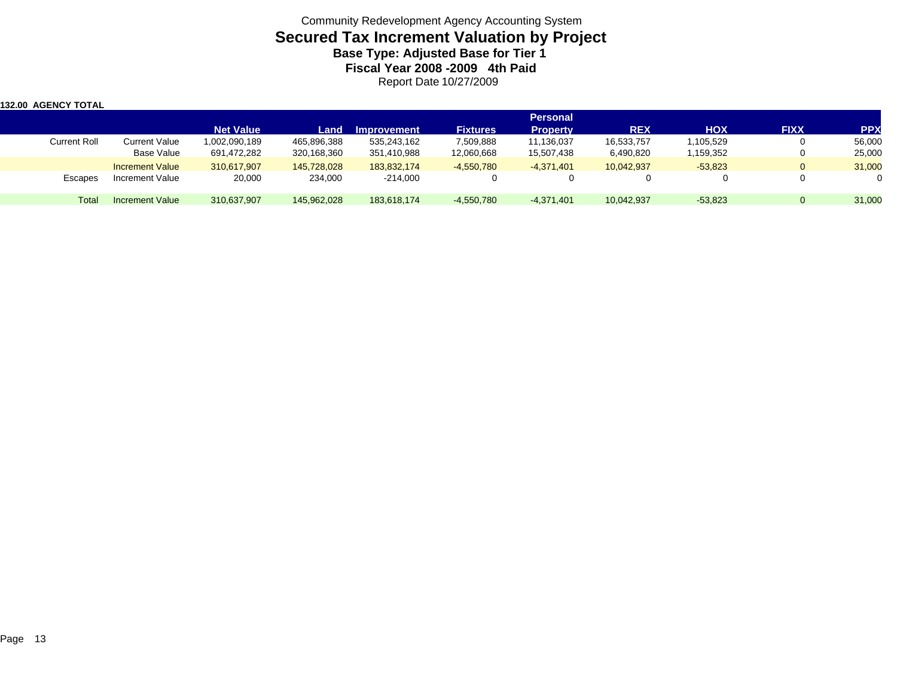Community Redevelopment Agency Accounting System

# Secured Tax Increment Valuation by Project

### Base Type: Adjusted Base for Tier 1

### Fiscal Year 2008 -2009 4th Paid

Report Date 10/27/2009

**132.00 AGENCY TOTAL**

| | | Net Value | Land | Improvement | Fixtures | Personal Property | REX | HOX | FIXX | PPX |
|---|---|---|---|---|---|---|---|---|---|---|
| Current Roll | Current Value | 1,002,090,189 | 465,896,388 | 535,243,162 | 7,509,888 | 11,136,037 | 16,533,757 | 1,105,529 | 0 | 56,000 |
| | Base Value | 691,472,282 | 320,168,360 | 351,410,988 | 12,060,668 | 15,507,438 | 6,490,820 | 1,159,352 | 0 | 25,000 |
| | Increment Value | 310,617,907 | 145,728,028 | 183,832,174 | -4,550,780 | -4,371,401 | 10,042,937 | -53,823 | 0 | 31,000 |
| Escapes | Increment Value | 20,000 | 234,000 | -214,000 | 0 | 0 | 0 | 0 | 0 | 0 |
| Total | Increment Value | 310,637,907 | 145,962,028 | 183,618,174 | -4,550,780 | -4,371,401 | 10,042,937 | -53,823 | 0 | 31,000 |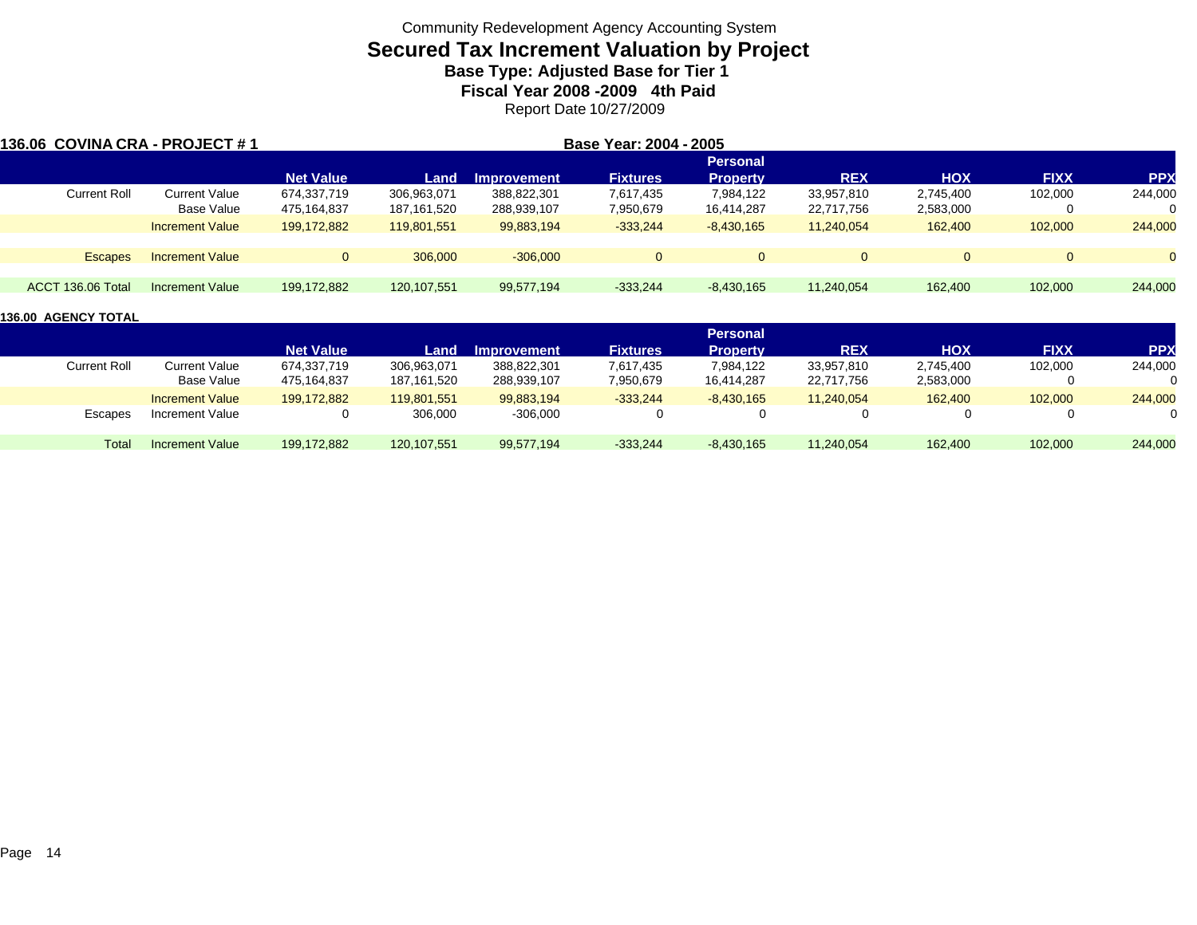Community Redevelopment Agency Accounting System

# Secured Tax Increment Valuation by Project

### Base Type: Adjusted Base for Tier 1

### Fiscal Year 2008 -2009 4th Paid

Report Date 10/27/2009

**136.06 COVINA CRA - PROJECT # 1** **Base Year: 2004 - 2005**

| | | Net Value | Land | Improvement | Fixtures | Personal Property | REX | HOX | FIXX | PPX |
|---|---|---|---|---|---|---|---|---|---|---|
| Current Roll | Current Value | 674,337,719 | 306,963,071 | 388,822,301 | 7,617,435 | 7,984,122 | 33,957,810 | 2,745,400 | 102,000 | 244,000 |
| | Base Value | 475,164,837 | 187,161,520 | 288,939,107 | 7,950,679 | 16,414,287 | 22,717,756 | 2,583,000 | 0 | 0 |
| | Increment Value | 199,172,882 | 119,801,551 | 99,883,194 | -333,244 | -8,430,165 | 11,240,054 | 162,400 | 102,000 | 244,000 |
| Escapes | Increment Value | 0 | 306,000 | -306,000 | 0 | 0 | 0 | 0 | 0 | 0 |
| ACCT 136.06 Total | Increment Value | 199,172,882 | 120,107,551 | 99,577,194 | -333,244 | -8,430,165 | 11,240,054 | 162,400 | 102,000 | 244,000 |

**136.00 AGENCY TOTAL**

| | | Net Value | Land | Improvement | Fixtures | Personal Property | REX | HOX | FIXX | PPX |
|---|---|---|---|---|---|---|---|---|---|---|
| Current Roll | Current Value | 674,337,719 | 306,963,071 | 388,822,301 | 7,617,435 | 7,984,122 | 33,957,810 | 2,745,400 | 102,000 | 244,000 |
| | Base Value | 475,164,837 | 187,161,520 | 288,939,107 | 7,950,679 | 16,414,287 | 22,717,756 | 2,583,000 | 0 | 0 |
| | Increment Value | 199,172,882 | 119,801,551 | 99,883,194 | -333,244 | -8,430,165 | 11,240,054 | 162,400 | 102,000 | 244,000 |
| Escapes | Increment Value | 0 | 306,000 | -306,000 | 0 | 0 | 0 | 0 | 0 | 0 |
| Total | Increment Value | 199,172,882 | 120,107,551 | 99,577,194 | -333,244 | -8,430,165 | 11,240,054 | 162,400 | 102,000 | 244,000 |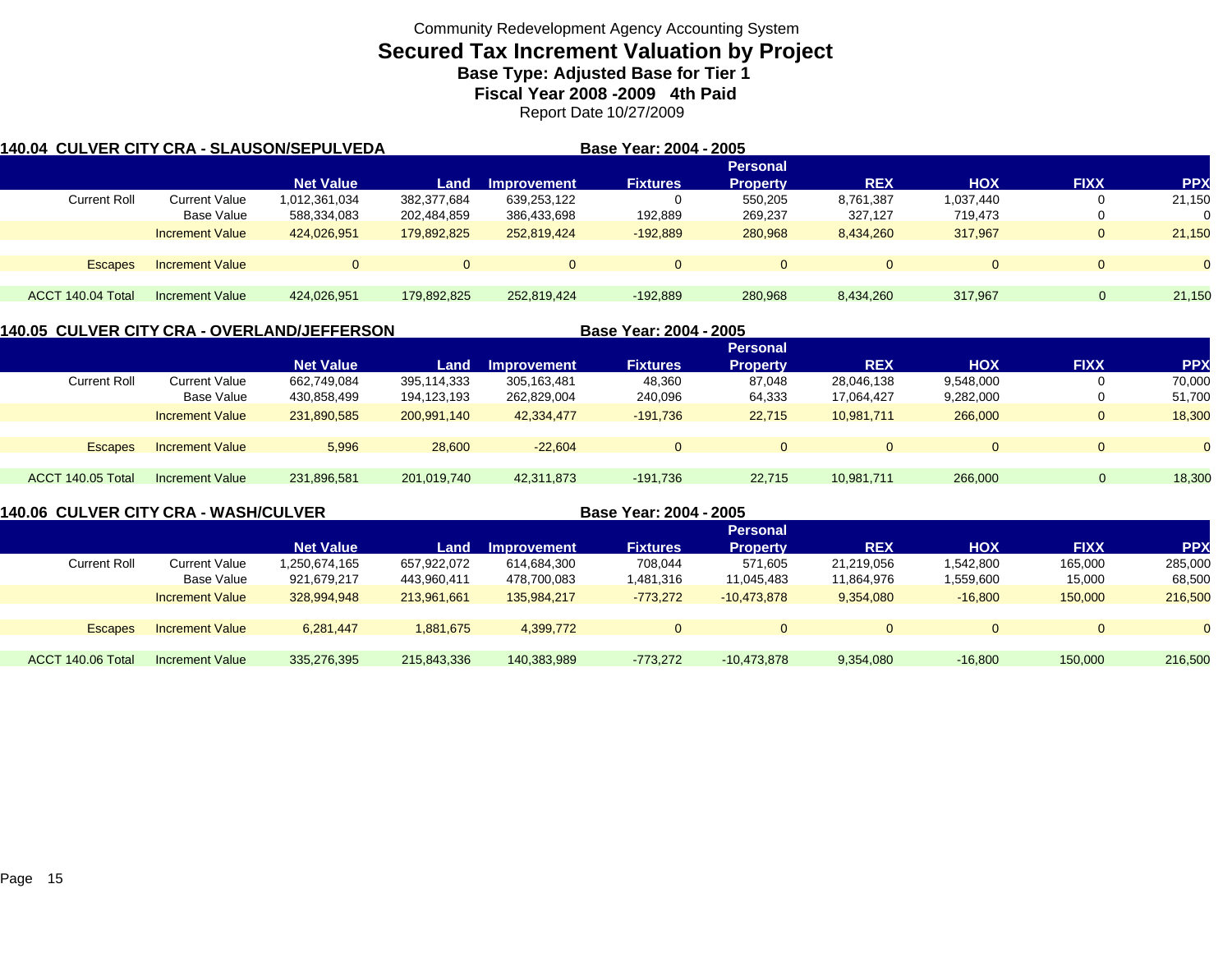Community Redevelopment Agency Accounting System

# Secured Tax Increment Valuation by Project

**Base Type: Adjusted Base for Tier 1**

**Fiscal Year 2008 -2009 4th Paid**

Report Date 10/27/2009

## 140.04 CULVER CITY CRA - SLAUSON/SEPULVEDA

**Base Year: 2004 - 2005**

| | | Net Value | Land | Improvement | Fixtures | Personal Property | REX | HOX | FIXX | PPX |
|---|---|---|---|---|---|---|---|---|---|---|
| Current Roll | Current Value | 1,012,361,034 | 382,377,684 | 639,253,122 | 0 | 550,205 | 8,761,387 | 1,037,440 | 0 | 21,150 |
| | Base Value | 588,334,083 | 202,484,859 | 386,433,698 | 192,889 | 269,237 | 327,127 | 719,473 | 0 | 0 |
| | Increment Value | 424,026,951 | 179,892,825 | 252,819,424 | -192,889 | 280,968 | 8,434,260 | 317,967 | 0 | 21,150 |
| Escapes | Increment Value | 0 | 0 | 0 | 0 | 0 | 0 | 0 | 0 | 0 |
| ACCT 140.04 Total | Increment Value | 424,026,951 | 179,892,825 | 252,819,424 | -192,889 | 280,968 | 8,434,260 | 317,967 | 0 | 21,150 |

## 140.05 CULVER CITY CRA - OVERLAND/JEFFERSON

**Base Year: 2004 - 2005**

| | | Net Value | Land | Improvement | Fixtures | Personal Property | REX | HOX | FIXX | PPX |
|---|---|---|---|---|---|---|---|---|---|---|
| Current Roll | Current Value | 662,749,084 | 395,114,333 | 305,163,481 | 48,360 | 87,048 | 28,046,138 | 9,548,000 | 0 | 70,000 |
| | Base Value | 430,858,499 | 194,123,193 | 262,829,004 | 240,096 | 64,333 | 17,064,427 | 9,282,000 | 0 | 51,700 |
| | Increment Value | 231,890,585 | 200,991,140 | 42,334,477 | -191,736 | 22,715 | 10,981,711 | 266,000 | 0 | 18,300 |
| Escapes | Increment Value | 5,996 | 28,600 | -22,604 | 0 | 0 | 0 | 0 | 0 | 0 |
| ACCT 140.05 Total | Increment Value | 231,896,581 | 201,019,740 | 42,311,873 | -191,736 | 22,715 | 10,981,711 | 266,000 | 0 | 18,300 |

## 140.06 CULVER CITY CRA - WASH/CULVER

**Base Year: 2004 - 2005**

| | | Net Value | Land | Improvement | Fixtures | Personal Property | REX | HOX | FIXX | PPX |
|---|---|---|---|---|---|---|---|---|---|---|
| Current Roll | Current Value | 1,250,674,165 | 657,922,072 | 614,684,300 | 708,044 | 571,605 | 21,219,056 | 1,542,800 | 165,000 | 285,000 |
| | Base Value | 921,679,217 | 443,960,411 | 478,700,083 | 1,481,316 | 11,045,483 | 11,864,976 | 1,559,600 | 15,000 | 68,500 |
| | Increment Value | 328,994,948 | 213,961,661 | 135,984,217 | -773,272 | -10,473,878 | 9,354,080 | -16,800 | 150,000 | 216,500 |
| Escapes | Increment Value | 6,281,447 | 1,881,675 | 4,399,772 | 0 | 0 | 0 | 0 | 0 | 0 |
| ACCT 140.06 Total | Increment Value | 335,276,395 | 215,843,336 | 140,383,989 | -773,272 | -10,473,878 | 9,354,080 | -16,800 | 150,000 | 216,500 |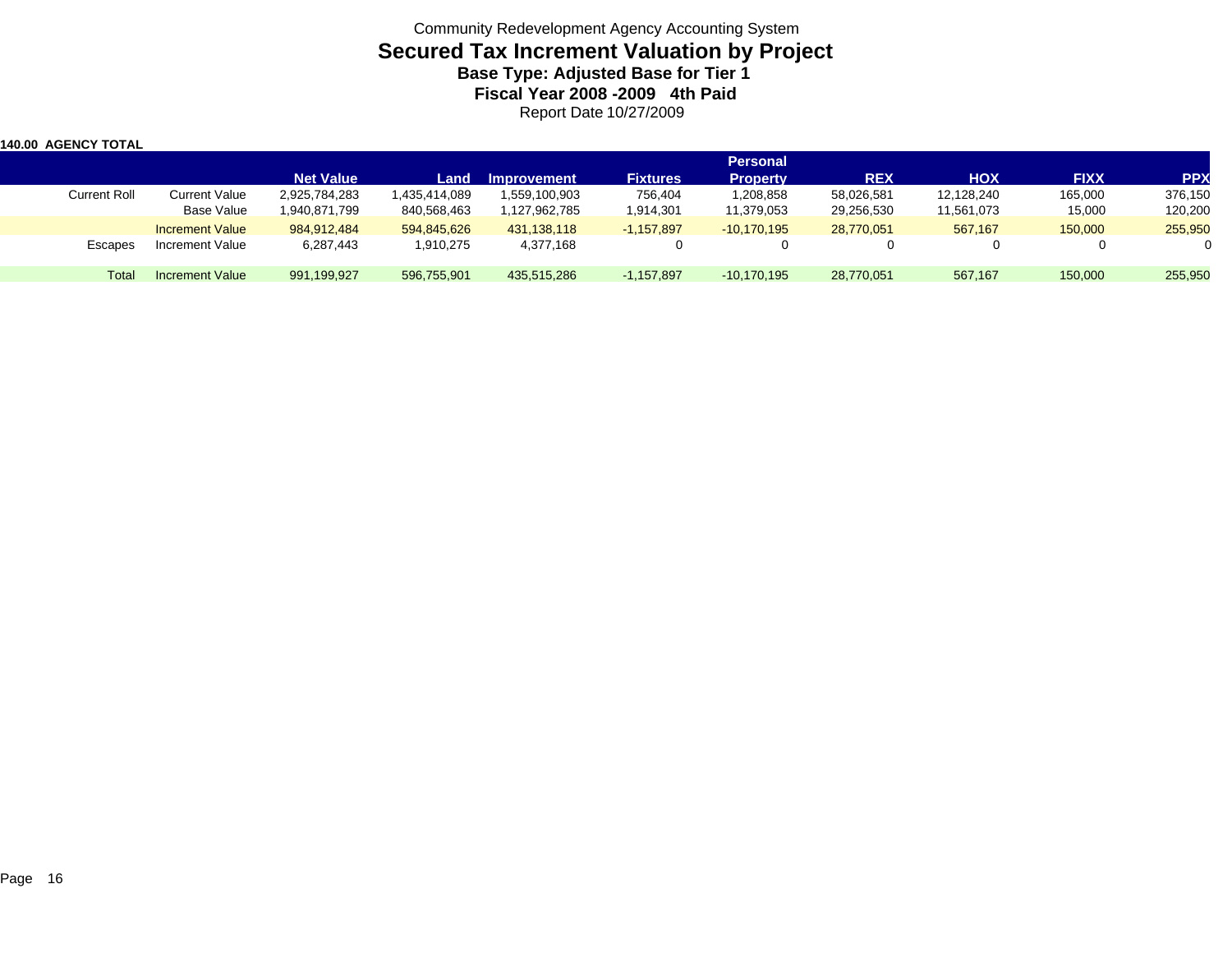Community Redevelopment Agency Accounting System

# Secured Tax Increment Valuation by Project

## Base Type: Adjusted Base for Tier 1

## Fiscal Year 2008 -2009 4th Paid

Report Date 10/27/2009

**140.00 AGENCY TOTAL**

| | | Net Value | Land | Improvement | Fixtures | Personal Property | REX | HOX | FIXX | PPX |
|---|---|---|---|---|---|---|---|---|---|---|
| Current Roll | Current Value | 2,925,784,283 | 1,435,414,089 | 1,559,100,903 | 756,404 | 1,208,858 | 58,026,581 | 12,128,240 | 165,000 | 376,150 |
| | Base Value | 1,940,871,799 | 840,568,463 | 1,127,962,785 | 1,914,301 | 11,379,053 | 29,256,530 | 11,561,073 | 15,000 | 120,200 |
| | Increment Value | 984,912,484 | 594,845,626 | 431,138,118 | -1,157,897 | -10,170,195 | 28,770,051 | 567,167 | 150,000 | 255,950 |
| Escapes | Increment Value | 6,287,443 | 1,910,275 | 4,377,168 | 0 | 0 | 0 | 0 | 0 | 0 |
| Total | Increment Value | 991,199,927 | 596,755,901 | 435,515,286 | -1,157,897 | -10,170,195 | 28,770,051 | 567,167 | 150,000 | 255,950 |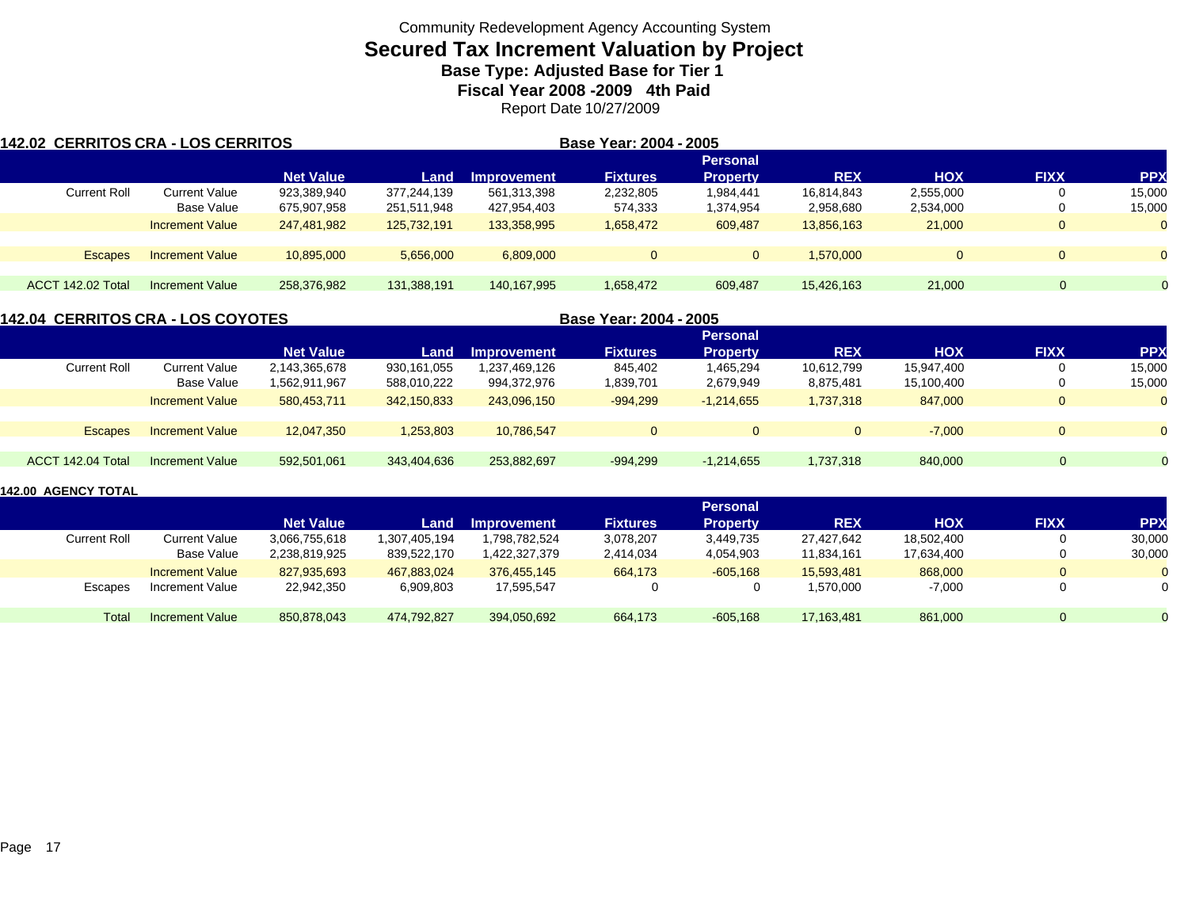Community Redevelopment Agency Accounting System

# Secured Tax Increment Valuation by Project

## Base Type: Adjusted Base for Tier 1

## Fiscal Year 2008 -2009 4th Paid

Report Date 10/27/2009

### 142.02 CERRITOS CRA - LOS CERRITOS

Base Year: 2004 - 2005

| | | Net Value | Land | Improvement | Fixtures | Personal Property | REX | HOX | FIXX | PPX |
|---|---|---|---|---|---|---|---|---|---|---|
| Current Roll | Current Value | 923,389,940 | 377,244,139 | 561,313,398 | 2,232,805 | 1,984,441 | 16,814,843 | 2,555,000 | 0 | 15,000 |
| | Base Value | 675,907,958 | 251,511,948 | 427,954,403 | 574,333 | 1,374,954 | 2,958,680 | 2,534,000 | 0 | 15,000 |
| | Increment Value | 247,481,982 | 125,732,191 | 133,358,995 | 1,658,472 | 609,487 | 13,856,163 | 21,000 | 0 | 0 |
| Escapes | Increment Value | 10,895,000 | 5,656,000 | 6,809,000 | 0 | 0 | 1,570,000 | 0 | 0 | 0 |
| ACCT 142.02 Total | Increment Value | 258,376,982 | 131,388,191 | 140,167,995 | 1,658,472 | 609,487 | 15,426,163 | 21,000 | 0 | 0 |

### 142.04 CERRITOS CRA - LOS COYOTES

Base Year: 2004 - 2005

| | | Net Value | Land | Improvement | Fixtures | Personal Property | REX | HOX | FIXX | PPX |
|---|---|---|---|---|---|---|---|---|---|---|
| Current Roll | Current Value | 2,143,365,678 | 930,161,055 | 1,237,469,126 | 845,402 | 1,465,294 | 10,612,799 | 15,947,400 | 0 | 15,000 |
| | Base Value | 1,562,911,967 | 588,010,222 | 994,372,976 | 1,839,701 | 2,679,949 | 8,875,481 | 15,100,400 | 0 | 15,000 |
| | Increment Value | 580,453,711 | 342,150,833 | 243,096,150 | -994,299 | -1,214,655 | 1,737,318 | 847,000 | 0 | 0 |
| Escapes | Increment Value | 12,047,350 | 1,253,803 | 10,786,547 | 0 | 0 | 0 | -7,000 | 0 | 0 |
| ACCT 142.04 Total | Increment Value | 592,501,061 | 343,404,636 | 253,882,697 | -994,299 | -1,214,655 | 1,737,318 | 840,000 | 0 | 0 |

### 142.00 AGENCY TOTAL

| | | Net Value | Land | Improvement | Fixtures | Personal Property | REX | HOX | FIXX | PPX |
|---|---|---|---|---|---|---|---|---|---|---|
| Current Roll | Current Value | 3,066,755,618 | 1,307,405,194 | 1,798,782,524 | 3,078,207 | 3,449,735 | 27,427,642 | 18,502,400 | 0 | 30,000 |
| | Base Value | 2,238,819,925 | 839,522,170 | 1,422,327,379 | 2,414,034 | 4,054,903 | 11,834,161 | 17,634,400 | 0 | 30,000 |
| | Increment Value | 827,935,693 | 467,883,024 | 376,455,145 | 664,173 | -605,168 | 15,593,481 | 868,000 | 0 | 0 |
| Escapes | Increment Value | 22,942,350 | 6,909,803 | 17,595,547 | 0 | 0 | 1,570,000 | -7,000 | 0 | 0 |
| Total | Increment Value | 850,878,043 | 474,792,827 | 394,050,692 | 664,173 | -605,168 | 17,163,481 | 861,000 | 0 | 0 |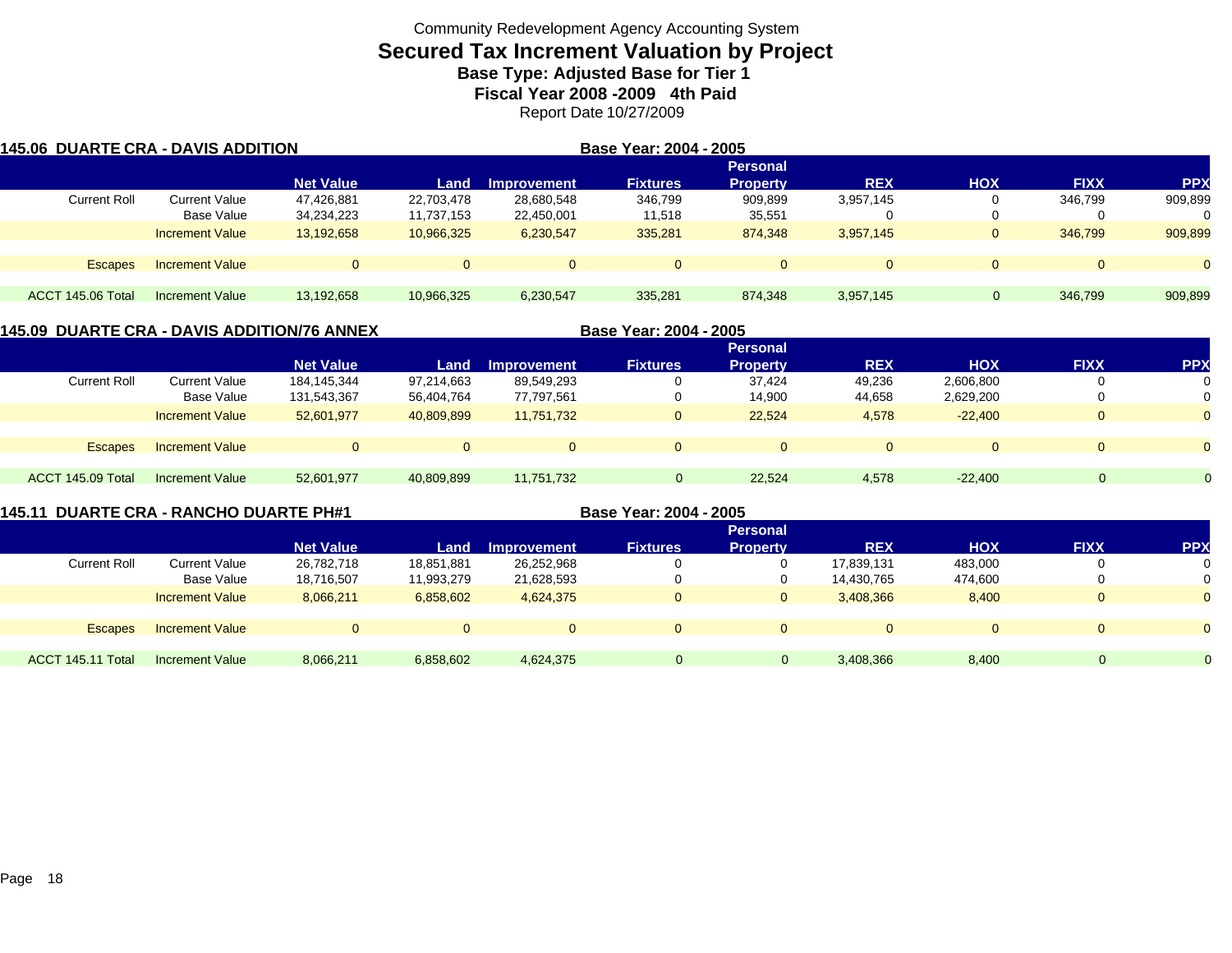Community Redevelopment Agency Accounting System

# Secured Tax Increment Valuation by Project

## Base Type: Adjusted Base for Tier 1

## Fiscal Year 2008 -2009 4th Paid

Report Date 10/27/2009

### 145.06 DUARTE CRA - DAVIS ADDITION

Base Year: 2004 - 2005

| | | Net Value | Land | Improvement | Fixtures | Personal Property | REX | HOX | FIXX | PPX |
|---|---|---|---|---|---|---|---|---|---|---|
| Current Roll | Current Value | 47,426,881 | 22,703,478 | 28,680,548 | 346,799 | 909,899 | 3,957,145 | 0 | 346,799 | 909,899 |
| | Base Value | 34,234,223 | 11,737,153 | 22,450,001 | 11,518 | 35,551 | 0 | 0 | 0 | 0 |
| | Increment Value | 13,192,658 | 10,966,325 | 6,230,547 | 335,281 | 874,348 | 3,957,145 | 0 | 346,799 | 909,899 |
| Escapes | Increment Value | 0 | 0 | 0 | 0 | 0 | 0 | 0 | 0 | 0 |
| ACCT 145.06 Total | Increment Value | 13,192,658 | 10,966,325 | 6,230,547 | 335,281 | 874,348 | 3,957,145 | 0 | 346,799 | 909,899 |

### 145.09 DUARTE CRA - DAVIS ADDITION/76 ANNEX

Base Year: 2004 - 2005

| | | Net Value | Land | Improvement | Fixtures | Personal Property | REX | HOX | FIXX | PPX |
|---|---|---|---|---|---|---|---|---|---|---|
| Current Roll | Current Value | 184,145,344 | 97,214,663 | 89,549,293 | 0 | 37,424 | 49,236 | 2,606,800 | 0 | 0 |
| | Base Value | 131,543,367 | 56,404,764 | 77,797,561 | 0 | 14,900 | 44,658 | 2,629,200 | 0 | 0 |
| | Increment Value | 52,601,977 | 40,809,899 | 11,751,732 | 0 | 22,524 | 4,578 | -22,400 | 0 | 0 |
| Escapes | Increment Value | 0 | 0 | 0 | 0 | 0 | 0 | 0 | 0 | 0 |
| ACCT 145.09 Total | Increment Value | 52,601,977 | 40,809,899 | 11,751,732 | 0 | 22,524 | 4,578 | -22,400 | 0 | 0 |

### 145.11 DUARTE CRA - RANCHO DUARTE PH#1

Base Year: 2004 - 2005

| | | Net Value | Land | Improvement | Fixtures | Personal Property | REX | HOX | FIXX | PPX |
|---|---|---|---|---|---|---|---|---|---|---|
| Current Roll | Current Value | 26,782,718 | 18,851,881 | 26,252,968 | 0 | 0 | 17,839,131 | 483,000 | 0 | 0 |
| | Base Value | 18,716,507 | 11,993,279 | 21,628,593 | 0 | 0 | 14,430,765 | 474,600 | 0 | 0 |
| | Increment Value | 8,066,211 | 6,858,602 | 4,624,375 | 0 | 0 | 3,408,366 | 8,400 | 0 | 0 |
| Escapes | Increment Value | 0 | 0 | 0 | 0 | 0 | 0 | 0 | 0 | 0 |
| ACCT 145.11 Total | Increment Value | 8,066,211 | 6,858,602 | 4,624,375 | 0 | 0 | 3,408,366 | 8,400 | 0 | 0 |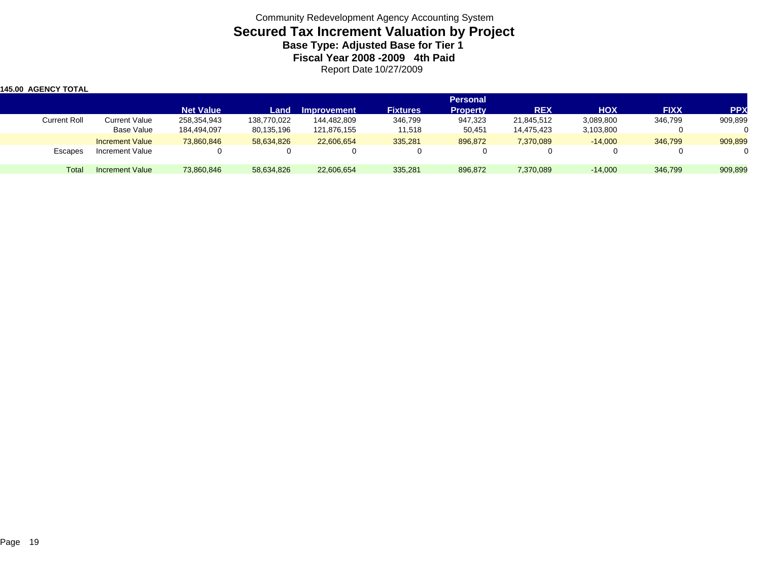Community Redevelopment Agency Accounting System

# Secured Tax Increment Valuation by Project

### Base Type: Adjusted Base for Tier 1

### Fiscal Year 2008 -2009 4th Paid

Report Date 10/27/2009

**145.00 AGENCY TOTAL**

| | | Net Value | Land | Improvement | Fixtures | Personal Property | REX | HOX | FIXX | PPX |
|---|---|---|---|---|---|---|---|---|---|---|
| Current Roll | Current Value | 258,354,943 | 138,770,022 | 144,482,809 | 346,799 | 947,323 | 21,845,512 | 3,089,800 | 346,799 | 909,899 |
| | Base Value | 184,494,097 | 80,135,196 | 121,876,155 | 11,518 | 50,451 | 14,475,423 | 3,103,800 | 0 | 0 |
| | Increment Value | 73,860,846 | 58,634,826 | 22,606,654 | 335,281 | 896,872 | 7,370,089 | -14,000 | 346,799 | 909,899 |
| Escapes | Increment Value | 0 | 0 | 0 | 0 | 0 | 0 | 0 | 0 | 0 |
| Total | Increment Value | 73,860,846 | 58,634,826 | 22,606,654 | 335,281 | 896,872 | 7,370,089 | -14,000 | 346,799 | 909,899 |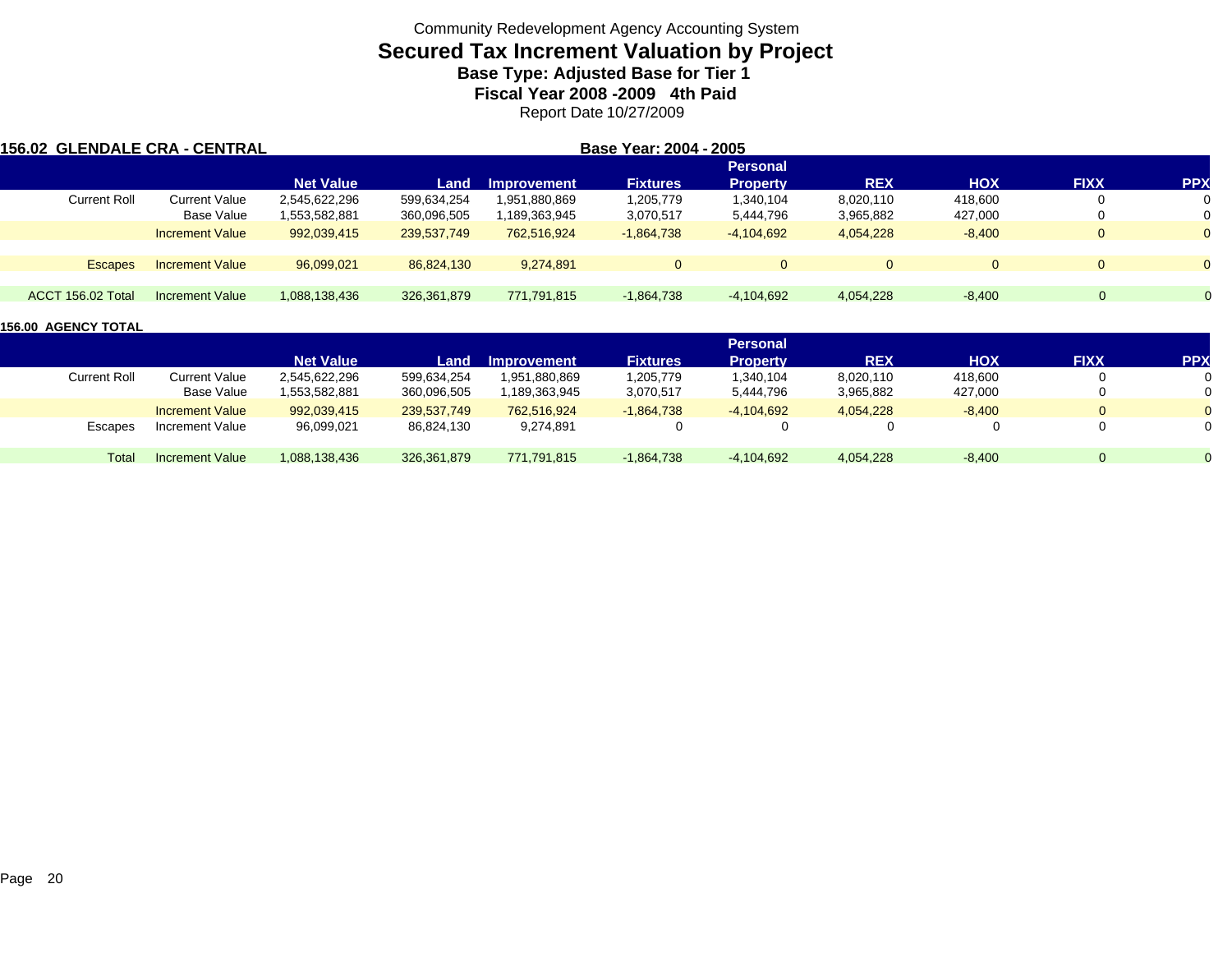Community Redevelopment Agency Accounting System

# Secured Tax Increment Valuation by Project

## Base Type: Adjusted Base for Tier 1

## Fiscal Year 2008 -2009 4th Paid

Report Date 10/27/2009

**156.02 GLENDALE CRA - CENTRAL** **Base Year: 2004 - 2005**

| | | Net Value | Land | Improvement | Fixtures | Personal Property | REX | HOX | FIXX | PPX |
|---|---|---|---|---|---|---|---|---|---|---|
| Current Roll | Current Value | 2,545,622,296 | 599,634,254 | 1,951,880,869 | 1,205,779 | 1,340,104 | 8,020,110 | 418,600 | 0 | 0 |
| | Base Value | 1,553,582,881 | 360,096,505 | 1,189,363,945 | 3,070,517 | 5,444,796 | 3,965,882 | 427,000 | 0 | 0 |
| | Increment Value | 992,039,415 | 239,537,749 | 762,516,924 | -1,864,738 | -4,104,692 | 4,054,228 | -8,400 | 0 | 0 |
| Escapes | Increment Value | 96,099,021 | 86,824,130 | 9,274,891 | 0 | 0 | 0 | 0 | 0 | 0 |
| ACCT 156.02 Total | Increment Value | 1,088,138,436 | 326,361,879 | 771,791,815 | -1,864,738 | -4,104,692 | 4,054,228 | -8,400 | 0 | 0 |

**156.00 AGENCY TOTAL**

| | | Net Value | Land | Improvement | Fixtures | Personal Property | REX | HOX | FIXX | PPX |
|---|---|---|---|---|---|---|---|---|---|---|
| Current Roll | Current Value | 2,545,622,296 | 599,634,254 | 1,951,880,869 | 1,205,779 | 1,340,104 | 8,020,110 | 418,600 | 0 | 0 |
| | Base Value | 1,553,582,881 | 360,096,505 | 1,189,363,945 | 3,070,517 | 5,444,796 | 3,965,882 | 427,000 | 0 | 0 |
| | Increment Value | 992,039,415 | 239,537,749 | 762,516,924 | -1,864,738 | -4,104,692 | 4,054,228 | -8,400 | 0 | 0 |
| Escapes | Increment Value | 96,099,021 | 86,824,130 | 9,274,891 | 0 | 0 | 0 | 0 | 0 | 0 |
| Total | Increment Value | 1,088,138,436 | 326,361,879 | 771,791,815 | -1,864,738 | -4,104,692 | 4,054,228 | -8,400 | 0 | 0 |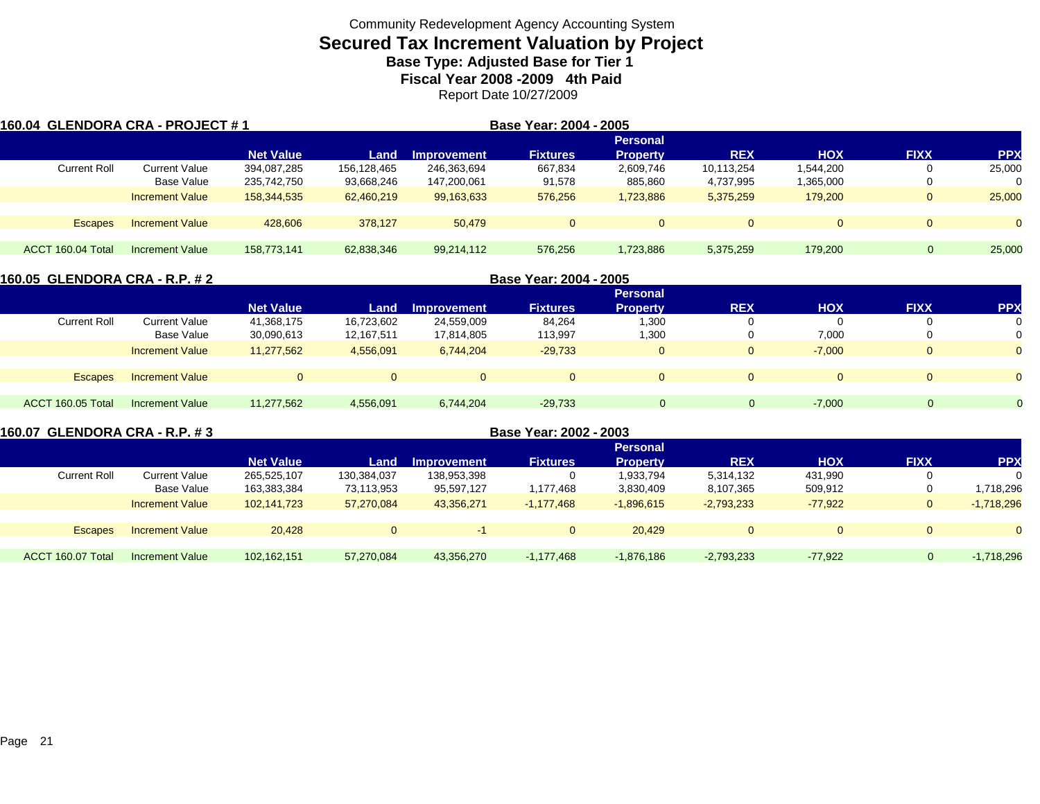Community Redevelopment Agency Accounting System

# Secured Tax Increment Valuation by Project

## Base Type: Adjusted Base for Tier 1

## Fiscal Year 2008 -2009 4th Paid

Report Date 10/27/2009

### 160.04 GLENDORA CRA - PROJECT # 1 — Base Year: 2004 - 2005

| | | Net Value | Land | Improvement | Fixtures | Personal Property | REX | HOX | FIXX | PPX |
|---|---|---|---|---|---|---|---|---|---|---|
| Current Roll | Current Value | 394,087,285 | 156,128,465 | 246,363,694 | 667,834 | 2,609,746 | 10,113,254 | 1,544,200 | 0 | 25,000 |
| | Base Value | 235,742,750 | 93,668,246 | 147,200,061 | 91,578 | 885,860 | 4,737,995 | 1,365,000 | 0 | 0 |
| | Increment Value | 158,344,535 | 62,460,219 | 99,163,633 | 576,256 | 1,723,886 | 5,375,259 | 179,200 | 0 | 25,000 |
| Escapes | Increment Value | 428,606 | 378,127 | 50,479 | 0 | 0 | 0 | 0 | 0 | 0 |
| ACCT 160.04 Total | Increment Value | 158,773,141 | 62,838,346 | 99,214,112 | 576,256 | 1,723,886 | 5,375,259 | 179,200 | 0 | 25,000 |

### 160.05 GLENDORA CRA - R.P. # 2 — Base Year: 2004 - 2005

| | | Net Value | Land | Improvement | Fixtures | Personal Property | REX | HOX | FIXX | PPX |
|---|---|---|---|---|---|---|---|---|---|---|
| Current Roll | Current Value | 41,368,175 | 16,723,602 | 24,559,009 | 84,264 | 1,300 | 0 | 0 | 0 | 0 |
| | Base Value | 30,090,613 | 12,167,511 | 17,814,805 | 113,997 | 1,300 | 0 | 7,000 | 0 | 0 |
| | Increment Value | 11,277,562 | 4,556,091 | 6,744,204 | -29,733 | 0 | 0 | -7,000 | 0 | 0 |
| Escapes | Increment Value | 0 | 0 | 0 | 0 | 0 | 0 | 0 | 0 | 0 |
| ACCT 160.05 Total | Increment Value | 11,277,562 | 4,556,091 | 6,744,204 | -29,733 | 0 | 0 | -7,000 | 0 | 0 |

### 160.07 GLENDORA CRA - R.P. # 3 — Base Year: 2002 - 2003

| | | Net Value | Land | Improvement | Fixtures | Personal Property | REX | HOX | FIXX | PPX |
|---|---|---|---|---|---|---|---|---|---|---|
| Current Roll | Current Value | 265,525,107 | 130,384,037 | 138,953,398 | 0 | 1,933,794 | 5,314,132 | 431,990 | 0 | 0 |
| | Base Value | 163,383,384 | 73,113,953 | 95,597,127 | 1,177,468 | 3,830,409 | 8,107,365 | 509,912 | 0 | 1,718,296 |
| | Increment Value | 102,141,723 | 57,270,084 | 43,356,271 | -1,177,468 | -1,896,615 | -2,793,233 | -77,922 | 0 | -1,718,296 |
| Escapes | Increment Value | 20,428 | 0 | -1 | 0 | 20,429 | 0 | 0 | 0 | 0 |
| ACCT 160.07 Total | Increment Value | 102,162,151 | 57,270,084 | 43,356,270 | -1,177,468 | -1,876,186 | -2,793,233 | -77,922 | 0 | -1,718,296 |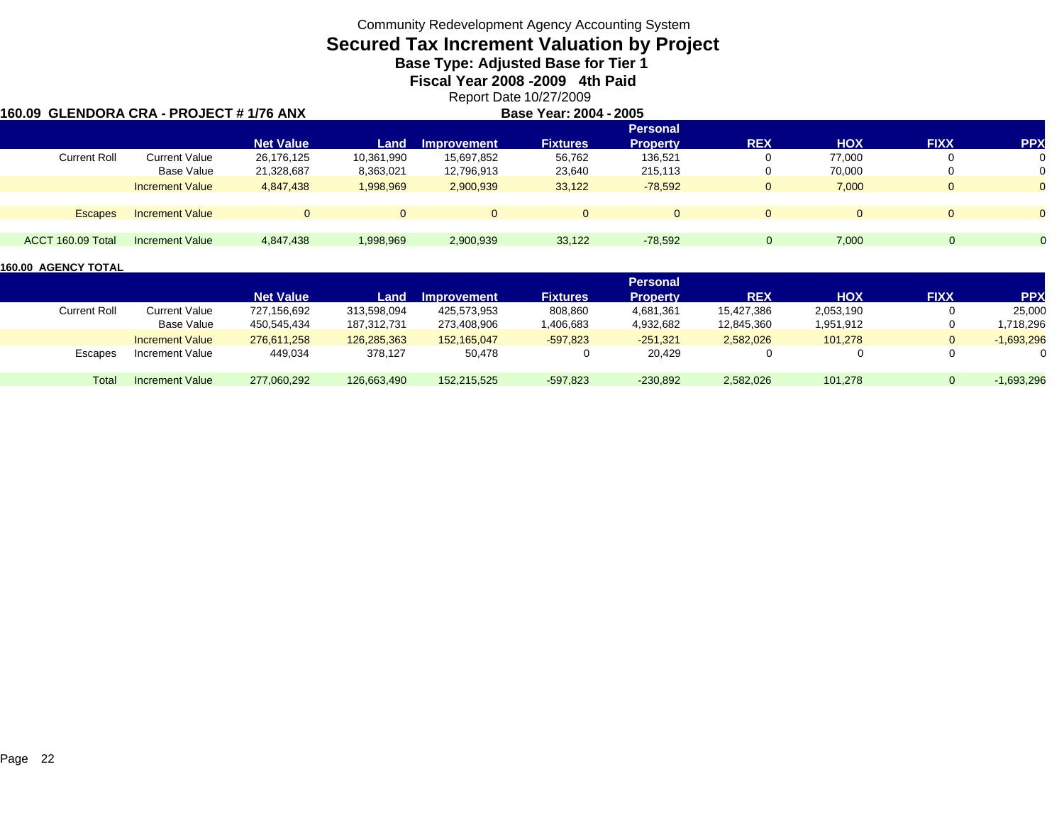Community Redevelopment Agency Accounting System

# Secured Tax Increment Valuation by Project

## Base Type: Adjusted Base for Tier 1

## Fiscal Year 2008 -2009 4th Paid

Report Date 10/27/2009

**160.09 GLENDORA CRA - PROJECT # 1/76 ANX**

**Base Year: 2004 - 2005**

| | | Net Value | Land | Improvement | Fixtures | Personal Property | REX | HOX | FIXX | PPX |
|---|---|---|---|---|---|---|---|---|---|---|
| Current Roll | Current Value | 26,176,125 | 10,361,990 | 15,697,852 | 56,762 | 136,521 | 0 | 77,000 | 0 | 0 |
| | Base Value | 21,328,687 | 8,363,021 | 12,796,913 | 23,640 | 215,113 | 0 | 70,000 | 0 | 0 |
| | Increment Value | 4,847,438 | 1,998,969 | 2,900,939 | 33,122 | -78,592 | 0 | 7,000 | 0 | 0 |
| Escapes | Increment Value | 0 | 0 | 0 | 0 | 0 | 0 | 0 | 0 | 0 |
| ACCT 160.09 Total | Increment Value | 4,847,438 | 1,998,969 | 2,900,939 | 33,122 | -78,592 | 0 | 7,000 | 0 | 0 |

**160.00 AGENCY TOTAL**

| | | Net Value | Land | Improvement | Fixtures | Personal Property | REX | HOX | FIXX | PPX |
|---|---|---|---|---|---|---|---|---|---|---|
| Current Roll | Current Value | 727,156,692 | 313,598,094 | 425,573,953 | 808,860 | 4,681,361 | 15,427,386 | 2,053,190 | 0 | 25,000 |
| | Base Value | 450,545,434 | 187,312,731 | 273,408,906 | 1,406,683 | 4,932,682 | 12,845,360 | 1,951,912 | 0 | 1,718,296 |
| | Increment Value | 276,611,258 | 126,285,363 | 152,165,047 | -597,823 | -251,321 | 2,582,026 | 101,278 | 0 | -1,693,296 |
| Escapes | Increment Value | 449,034 | 378,127 | 50,478 | 0 | 20,429 | 0 | 0 | 0 | 0 |
| Total | Increment Value | 277,060,292 | 126,663,490 | 152,215,525 | -597,823 | -230,892 | 2,582,026 | 101,278 | 0 | -1,693,296 |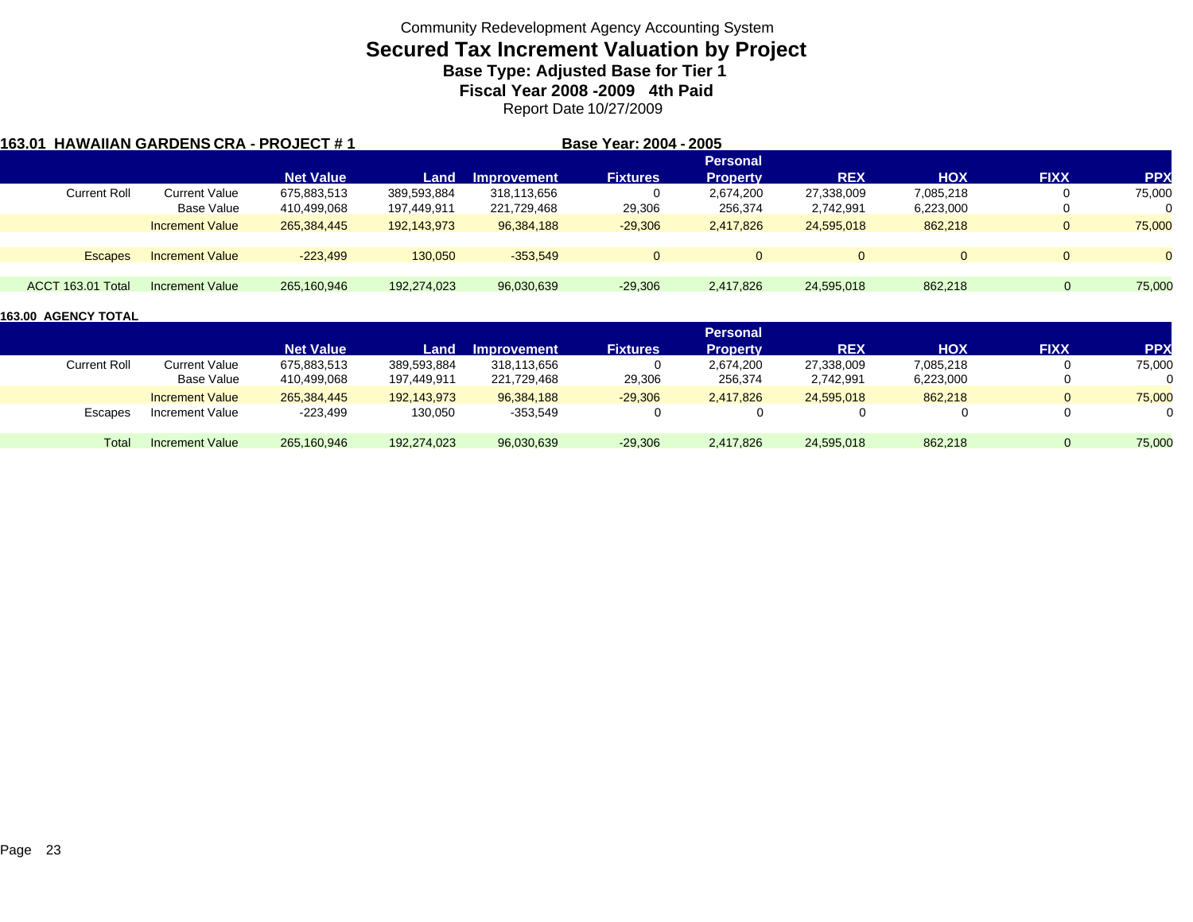Community Redevelopment Agency Accounting System

# Secured Tax Increment Valuation by Project

## Base Type: Adjusted Base for Tier 1

## Fiscal Year 2008 -2009 4th Paid

Report Date 10/27/2009

### 163.01 HAWAIIAN GARDENS CRA - PROJECT # 1

**Base Year: 2004 - 2005**

| | | Net Value | Land | Improvement | Fixtures | Personal Property | REX | HOX | FIXX | PPX |
|---|---|---|---|---|---|---|---|---|---|---|
| Current Roll | Current Value | 675,883,513 | 389,593,884 | 318,113,656 | 0 | 2,674,200 | 27,338,009 | 7,085,218 | 0 | 75,000 |
| | Base Value | 410,499,068 | 197,449,911 | 221,729,468 | 29,306 | 256,374 | 2,742,991 | 6,223,000 | 0 | 0 |
| | Increment Value | 265,384,445 | 192,143,973 | 96,384,188 | -29,306 | 2,417,826 | 24,595,018 | 862,218 | 0 | 75,000 |
| Escapes | Increment Value | -223,499 | 130,050 | -353,549 | 0 | 0 | 0 | 0 | 0 | 0 |
| ACCT 163.01 Total | Increment Value | 265,160,946 | 192,274,023 | 96,030,639 | -29,306 | 2,417,826 | 24,595,018 | 862,218 | 0 | 75,000 |

### 163.00 AGENCY TOTAL

| | | Net Value | Land | Improvement | Fixtures | Personal Property | REX | HOX | FIXX | PPX |
|---|---|---|---|---|---|---|---|---|---|---|
| Current Roll | Current Value | 675,883,513 | 389,593,884 | 318,113,656 | 0 | 2,674,200 | 27,338,009 | 7,085,218 | 0 | 75,000 |
| | Base Value | 410,499,068 | 197,449,911 | 221,729,468 | 29,306 | 256,374 | 2,742,991 | 6,223,000 | 0 | 0 |
| | Increment Value | 265,384,445 | 192,143,973 | 96,384,188 | -29,306 | 2,417,826 | 24,595,018 | 862,218 | 0 | 75,000 |
| Escapes | Increment Value | -223,499 | 130,050 | -353,549 | 0 | 0 | 0 | 0 | 0 | 0 |
| Total | Increment Value | 265,160,946 | 192,274,023 | 96,030,639 | -29,306 | 2,417,826 | 24,595,018 | 862,218 | 0 | 75,000 |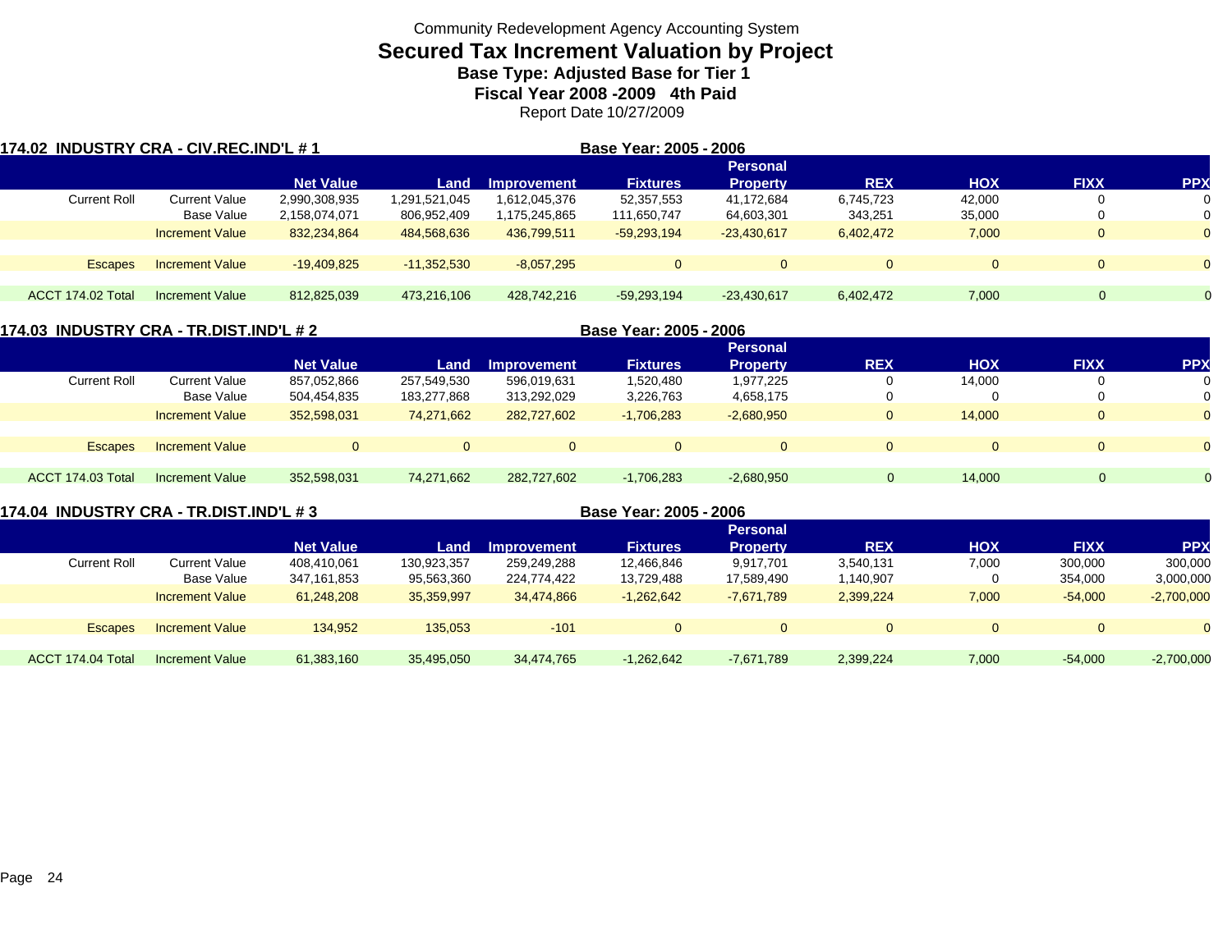Community Redevelopment Agency Accounting System

# Secured Tax Increment Valuation by Project

## Base Type: Adjusted Base for Tier 1

## Fiscal Year 2008 -2009 4th Paid

Report Date 10/27/2009

### 174.02 INDUSTRY CRA - CIV.REC.IND'L # 1

**Base Year: 2005 - 2006**

| | | Net Value | Land | Improvement | Fixtures | Personal Property | REX | HOX | FIXX | PPX |
|---|---|---|---|---|---|---|---|---|---|---|
| Current Roll | Current Value | 2,990,308,935 | 1,291,521,045 | 1,612,045,376 | 52,357,553 | 41,172,684 | 6,745,723 | 42,000 | 0 | 0 |
| | Base Value | 2,158,074,071 | 806,952,409 | 1,175,245,865 | 111,650,747 | 64,603,301 | 343,251 | 35,000 | 0 | 0 |
| | Increment Value | 832,234,864 | 484,568,636 | 436,799,511 | -59,293,194 | -23,430,617 | 6,402,472 | 7,000 | 0 | 0 |
| Escapes | Increment Value | -19,409,825 | -11,352,530 | -8,057,295 | 0 | 0 | 0 | 0 | 0 | 0 |
| ACCT 174.02 Total | Increment Value | 812,825,039 | 473,216,106 | 428,742,216 | -59,293,194 | -23,430,617 | 6,402,472 | 7,000 | 0 | 0 |

### 174.03 INDUSTRY CRA - TR.DIST.IND'L # 2

**Base Year: 2005 - 2006**

| | | Net Value | Land | Improvement | Fixtures | Personal Property | REX | HOX | FIXX | PPX |
|---|---|---|---|---|---|---|---|---|---|---|
| Current Roll | Current Value | 857,052,866 | 257,549,530 | 596,019,631 | 1,520,480 | 1,977,225 | 0 | 14,000 | 0 | 0 |
| | Base Value | 504,454,835 | 183,277,868 | 313,292,029 | 3,226,763 | 4,658,175 | 0 | 0 | 0 | 0 |
| | Increment Value | 352,598,031 | 74,271,662 | 282,727,602 | -1,706,283 | -2,680,950 | 0 | 14,000 | 0 | 0 |
| Escapes | Increment Value | 0 | 0 | 0 | 0 | 0 | 0 | 0 | 0 | 0 |
| ACCT 174.03 Total | Increment Value | 352,598,031 | 74,271,662 | 282,727,602 | -1,706,283 | -2,680,950 | 0 | 14,000 | 0 | 0 |

### 174.04 INDUSTRY CRA - TR.DIST.IND'L # 3

**Base Year: 2005 - 2006**

| | | Net Value | Land | Improvement | Fixtures | Personal Property | REX | HOX | FIXX | PPX |
|---|---|---|---|---|---|---|---|---|---|---|
| Current Roll | Current Value | 408,410,061 | 130,923,357 | 259,249,288 | 12,466,846 | 9,917,701 | 3,540,131 | 7,000 | 300,000 | 300,000 |
| | Base Value | 347,161,853 | 95,563,360 | 224,774,422 | 13,729,488 | 17,589,490 | 1,140,907 | 0 | 354,000 | 3,000,000 |
| | Increment Value | 61,248,208 | 35,359,997 | 34,474,866 | -1,262,642 | -7,671,789 | 2,399,224 | 7,000 | -54,000 | -2,700,000 |
| Escapes | Increment Value | 134,952 | 135,053 | -101 | 0 | 0 | 0 | 0 | 0 | 0 |
| ACCT 174.04 Total | Increment Value | 61,383,160 | 35,495,050 | 34,474,765 | -1,262,642 | -7,671,789 | 2,399,224 | 7,000 | -54,000 | -2,700,000 |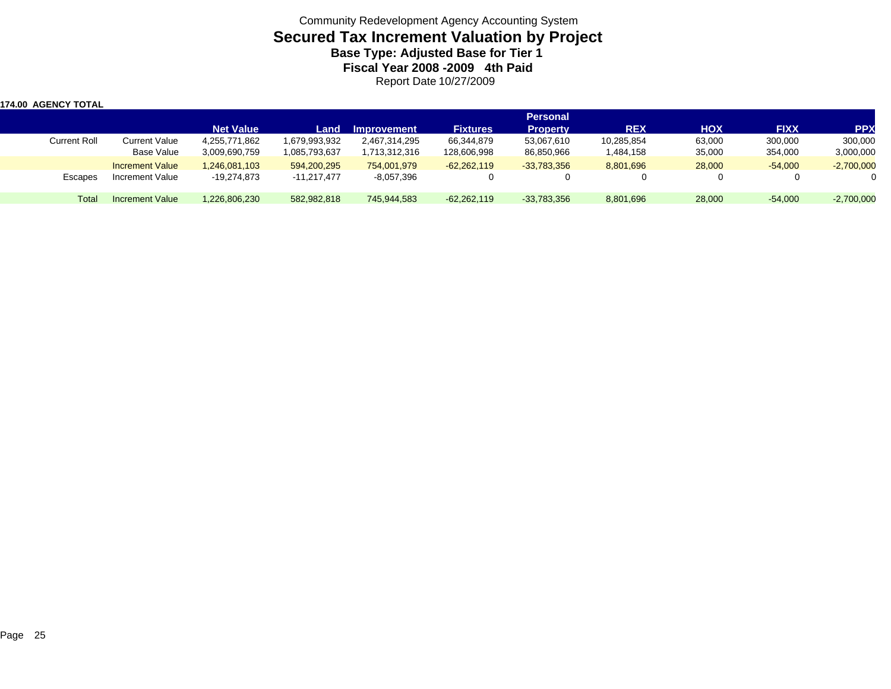Community Redevelopment Agency Accounting System

# Secured Tax Increment Valuation by Project

### Base Type: Adjusted Base for Tier 1

### Fiscal Year 2008 -2009 4th Paid

Report Date 10/27/2009

**174.00 AGENCY TOTAL**

| | | Net Value | Land | Improvement | Fixtures | Personal Property | REX | HOX | FIXX | PPX |
|---|---|---|---|---|---|---|---|---|---|---|
| Current Roll | Current Value | 4,255,771,862 | 1,679,993,932 | 2,467,314,295 | 66,344,879 | 53,067,610 | 10,285,854 | 63,000 | 300,000 | 300,000 |
| | Base Value | 3,009,690,759 | 1,085,793,637 | 1,713,312,316 | 128,606,998 | 86,850,966 | 1,484,158 | 35,000 | 354,000 | 3,000,000 |
| | Increment Value | 1,246,081,103 | 594,200,295 | 754,001,979 | -62,262,119 | -33,783,356 | 8,801,696 | 28,000 | -54,000 | -2,700,000 |
| Escapes | Increment Value | -19,274,873 | -11,217,477 | -8,057,396 | 0 | 0 | 0 | 0 | 0 | 0 |
| Total | Increment Value | 1,226,806,230 | 582,982,818 | 745,944,583 | -62,262,119 | -33,783,356 | 8,801,696 | 28,000 | -54,000 | -2,700,000 |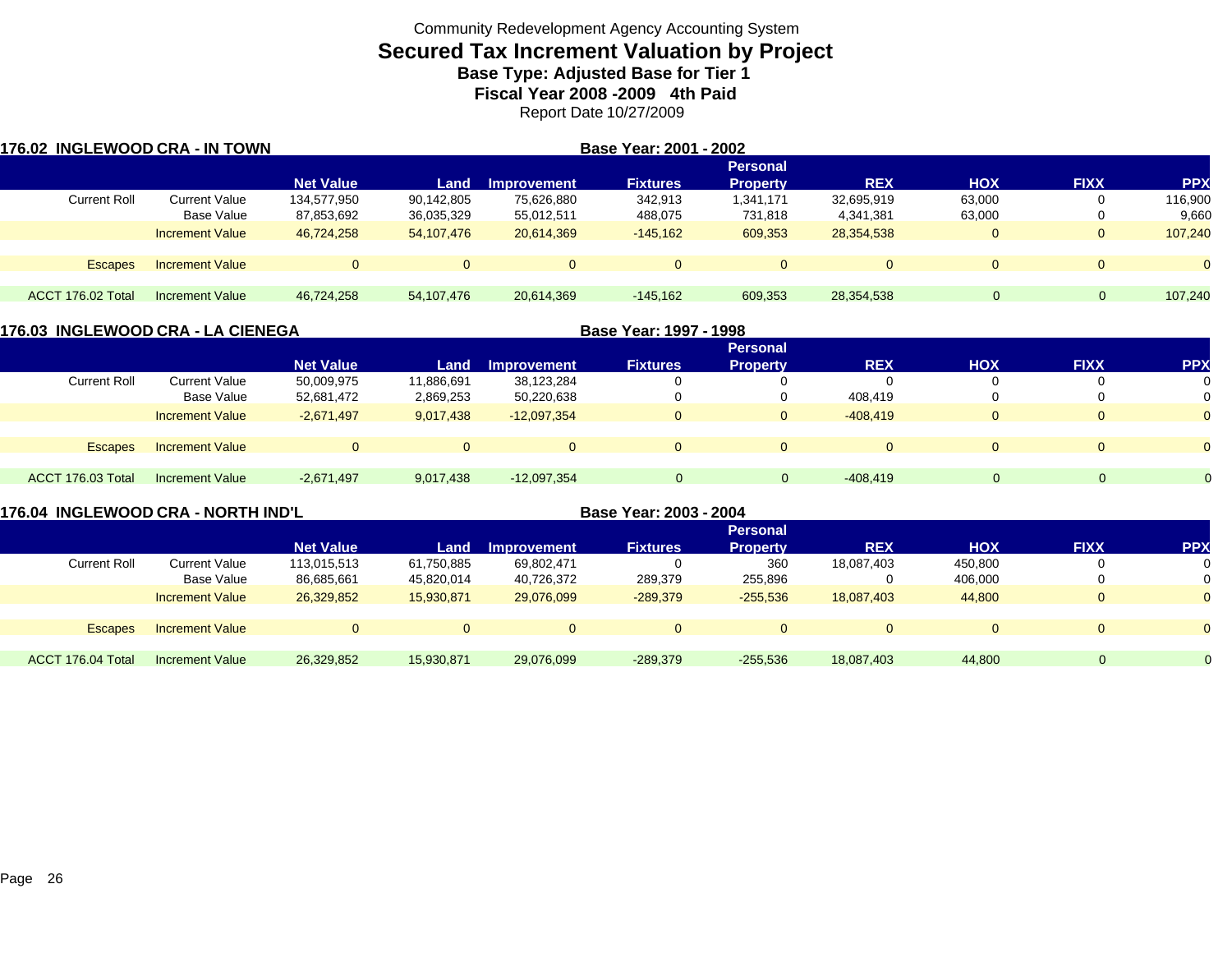Community Redevelopment Agency Accounting System

# Secured Tax Increment Valuation by Project

## Base Type: Adjusted Base for Tier 1

## Fiscal Year 2008 -2009 4th Paid

Report Date 10/27/2009

**176.02 INGLEWOOD CRA - IN TOWN** — **Base Year: 2001 - 2002**

| | | Net Value | Land | Improvement | Fixtures | Personal Property | REX | HOX | FIXX | PPX |
|---|---|---|---|---|---|---|---|---|---|---|
| Current Roll | Current Value | 134,577,950 | 90,142,805 | 75,626,880 | 342,913 | 1,341,171 | 32,695,919 | 63,000 | 0 | 116,900 |
| | Base Value | 87,853,692 | 36,035,329 | 55,012,511 | 488,075 | 731,818 | 4,341,381 | 63,000 | 0 | 9,660 |
| | Increment Value | 46,724,258 | 54,107,476 | 20,614,369 | -145,162 | 609,353 | 28,354,538 | 0 | 0 | 107,240 |
| Escapes | Increment Value | 0 | 0 | 0 | 0 | 0 | 0 | 0 | 0 | 0 |
| ACCT 176.02 Total | Increment Value | 46,724,258 | 54,107,476 | 20,614,369 | -145,162 | 609,353 | 28,354,538 | 0 | 0 | 107,240 |

**176.03 INGLEWOOD CRA - LA CIENEGA** — **Base Year: 1997 - 1998**

| | | Net Value | Land | Improvement | Fixtures | Personal Property | REX | HOX | FIXX | PPX |
|---|---|---|---|---|---|---|---|---|---|---|
| Current Roll | Current Value | 50,009,975 | 11,886,691 | 38,123,284 | 0 | 0 | 0 | 0 | 0 | 0 |
| | Base Value | 52,681,472 | 2,869,253 | 50,220,638 | 0 | 0 | 408,419 | 0 | 0 | 0 |
| | Increment Value | -2,671,497 | 9,017,438 | -12,097,354 | 0 | 0 | -408,419 | 0 | 0 | 0 |
| Escapes | Increment Value | 0 | 0 | 0 | 0 | 0 | 0 | 0 | 0 | 0 |
| ACCT 176.03 Total | Increment Value | -2,671,497 | 9,017,438 | -12,097,354 | 0 | 0 | -408,419 | 0 | 0 | 0 |

**176.04 INGLEWOOD CRA - NORTH IND'L** — **Base Year: 2003 - 2004**

| | | Net Value | Land | Improvement | Fixtures | Personal Property | REX | HOX | FIXX | PPX |
|---|---|---|---|---|---|---|---|---|---|---|
| Current Roll | Current Value | 113,015,513 | 61,750,885 | 69,802,471 | 0 | 360 | 18,087,403 | 450,800 | 0 | 0 |
| | Base Value | 86,685,661 | 45,820,014 | 40,726,372 | 289,379 | 255,896 | 0 | 406,000 | 0 | 0 |
| | Increment Value | 26,329,852 | 15,930,871 | 29,076,099 | -289,379 | -255,536 | 18,087,403 | 44,800 | 0 | 0 |
| Escapes | Increment Value | 0 | 0 | 0 | 0 | 0 | 0 | 0 | 0 | 0 |
| ACCT 176.04 Total | Increment Value | 26,329,852 | 15,930,871 | 29,076,099 | -289,379 | -255,536 | 18,087,403 | 44,800 | 0 | 0 |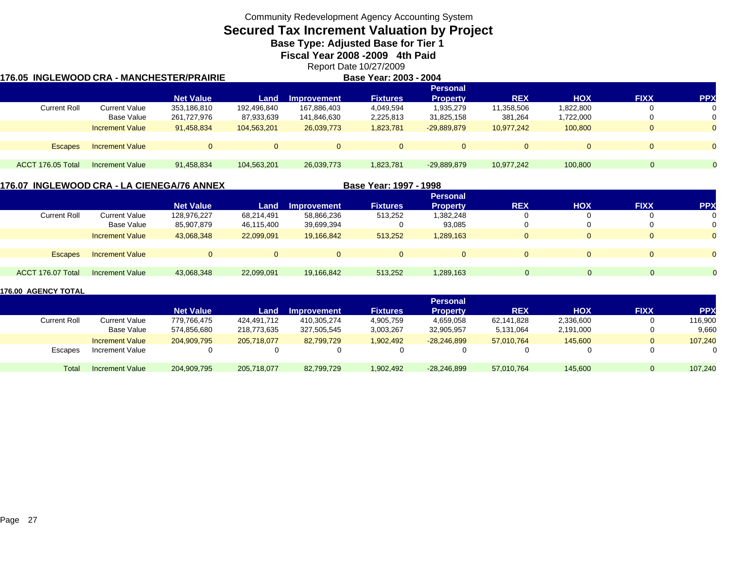Community Redevelopment Agency Accounting System

# Secured Tax Increment Valuation by Project

### Base Type: Adjusted Base for Tier 1

### Fiscal Year 2008 -2009 4th Paid

Report Date 10/27/2009

**176.05 INGLEWOOD CRA - MANCHESTER/PRAIRIE** — **Base Year: 2003 - 2004**

| | | Net Value | Land | Improvement | Fixtures | Personal Property | REX | HOX | FIXX | PPX |
|---|---|---|---|---|---|---|---|---|---|---|
| Current Roll | Current Value | 353,186,810 | 192,496,840 | 167,886,403 | 4,049,594 | 1,935,279 | 11,358,506 | 1,822,800 | 0 | 0 |
| | Base Value | 261,727,976 | 87,933,639 | 141,846,630 | 2,225,813 | 31,825,158 | 381,264 | 1,722,000 | 0 | 0 |
| | Increment Value | 91,458,834 | 104,563,201 | 26,039,773 | 1,823,781 | -29,889,879 | 10,977,242 | 100,800 | 0 | 0 |
| Escapes | Increment Value | 0 | 0 | 0 | 0 | 0 | 0 | 0 | 0 | 0 |
| ACCT 176.05 Total | Increment Value | 91,458,834 | 104,563,201 | 26,039,773 | 1,823,781 | -29,889,879 | 10,977,242 | 100,800 | 0 | 0 |

**176.07 INGLEWOOD CRA - LA CIENEGA/76 ANNEX** — **Base Year: 1997 - 1998**

| | | Net Value | Land | Improvement | Fixtures | Personal Property | REX | HOX | FIXX | PPX |
|---|---|---|---|---|---|---|---|---|---|---|
| Current Roll | Current Value | 128,976,227 | 68,214,491 | 58,866,236 | 513,252 | 1,382,248 | 0 | 0 | 0 | 0 |
| | Base Value | 85,907,879 | 46,115,400 | 39,699,394 | 0 | 93,085 | 0 | 0 | 0 | 0 |
| | Increment Value | 43,068,348 | 22,099,091 | 19,166,842 | 513,252 | 1,289,163 | 0 | 0 | 0 | 0 |
| Escapes | Increment Value | 0 | 0 | 0 | 0 | 0 | 0 | 0 | 0 | 0 |
| ACCT 176.07 Total | Increment Value | 43,068,348 | 22,099,091 | 19,166,842 | 513,252 | 1,289,163 | 0 | 0 | 0 | 0 |

**176.00 AGENCY TOTAL**

| | | Net Value | Land | Improvement | Fixtures | Personal Property | REX | HOX | FIXX | PPX |
|---|---|---|---|---|---|---|---|---|---|---|
| Current Roll | Current Value | 779,766,475 | 424,491,712 | 410,305,274 | 4,905,759 | 4,659,058 | 62,141,828 | 2,336,600 | 0 | 116,900 |
| | Base Value | 574,856,680 | 218,773,635 | 327,505,545 | 3,003,267 | 32,905,957 | 5,131,064 | 2,191,000 | 0 | 9,660 |
| | Increment Value | 204,909,795 | 205,718,077 | 82,799,729 | 1,902,492 | -28,246,899 | 57,010,764 | 145,600 | 0 | 107,240 |
| Escapes | Increment Value | 0 | 0 | 0 | 0 | 0 | 0 | 0 | 0 | 0 |
| Total | Increment Value | 204,909,795 | 205,718,077 | 82,799,729 | 1,902,492 | -28,246,899 | 57,010,764 | 145,600 | 0 | 107,240 |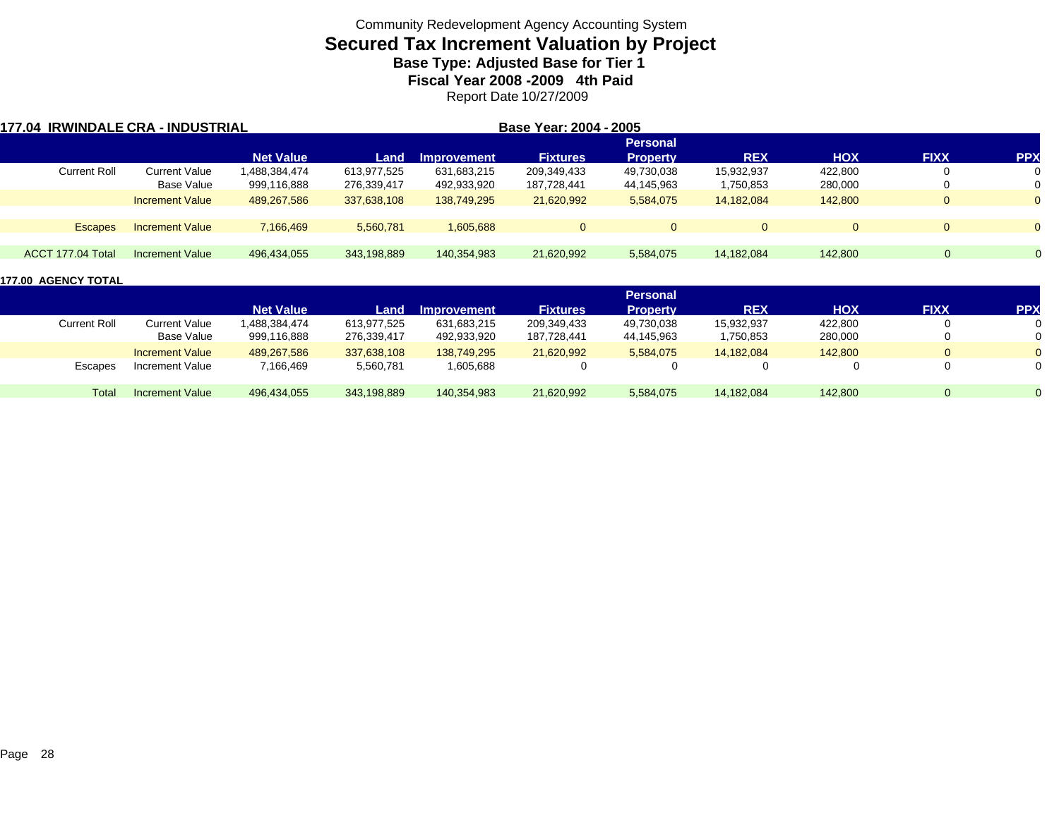Community Redevelopment Agency Accounting System

# Secured Tax Increment Valuation by Project

## Base Type: Adjusted Base for Tier 1

## Fiscal Year 2008 -2009 4th Paid

Report Date 10/27/2009

**177.04 IRWINDALE CRA - INDUSTRIAL** **Base Year: 2004 - 2005**

| | | Net Value | Land | Improvement | Fixtures | Personal Property | REX | HOX | FIXX | PPX |
|---|---|---|---|---|---|---|---|---|---|---|
| Current Roll | Current Value | 1,488,384,474 | 613,977,525 | 631,683,215 | 209,349,433 | 49,730,038 | 15,932,937 | 422,800 | 0 | 0 |
| | Base Value | 999,116,888 | 276,339,417 | 492,933,920 | 187,728,441 | 44,145,963 | 1,750,853 | 280,000 | 0 | 0 |
| | Increment Value | 489,267,586 | 337,638,108 | 138,749,295 | 21,620,992 | 5,584,075 | 14,182,084 | 142,800 | 0 | 0 |
| Escapes | Increment Value | 7,166,469 | 5,560,781 | 1,605,688 | 0 | 0 | 0 | 0 | 0 | 0 |
| ACCT 177.04 Total | Increment Value | 496,434,055 | 343,198,889 | 140,354,983 | 21,620,992 | 5,584,075 | 14,182,084 | 142,800 | 0 | 0 |

**177.00 AGENCY TOTAL**

| | | Net Value | Land | Improvement | Fixtures | Personal Property | REX | HOX | FIXX | PPX |
|---|---|---|---|---|---|---|---|---|---|---|
| Current Roll | Current Value | 1,488,384,474 | 613,977,525 | 631,683,215 | 209,349,433 | 49,730,038 | 15,932,937 | 422,800 | 0 | 0 |
| | Base Value | 999,116,888 | 276,339,417 | 492,933,920 | 187,728,441 | 44,145,963 | 1,750,853 | 280,000 | 0 | 0 |
| | Increment Value | 489,267,586 | 337,638,108 | 138,749,295 | 21,620,992 | 5,584,075 | 14,182,084 | 142,800 | 0 | 0 |
| Escapes | Increment Value | 7,166,469 | 5,560,781 | 1,605,688 | 0 | 0 | 0 | 0 | 0 | 0 |
| Total | Increment Value | 496,434,055 | 343,198,889 | 140,354,983 | 21,620,992 | 5,584,075 | 14,182,084 | 142,800 | 0 | 0 |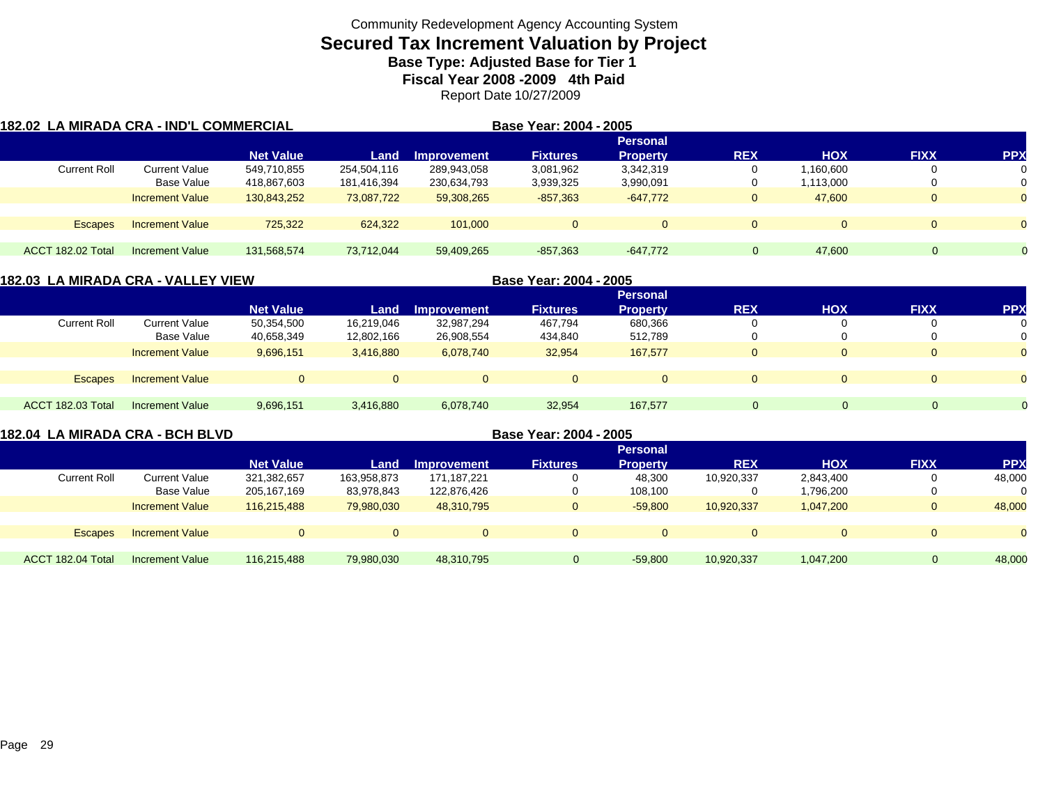Community Redevelopment Agency Accounting System

# Secured Tax Increment Valuation by Project

### Base Type: Adjusted Base for Tier 1

### Fiscal Year 2008 -2009 4th Paid

Report Date 10/27/2009

**182.02 LA MIRADA CRA - IND'L COMMERCIAL** **Base Year: 2004 - 2005**

| | | Net Value | Land | Improvement | Fixtures | Personal Property | REX | HOX | FIXX | PPX |
|---|---|---|---|---|---|---|---|---|---|---|
| Current Roll | Current Value | 549,710,855 | 254,504,116 | 289,943,058 | 3,081,962 | 3,342,319 | 0 | 1,160,600 | 0 | 0 |
| | Base Value | 418,867,603 | 181,416,394 | 230,634,793 | 3,939,325 | 3,990,091 | 0 | 1,113,000 | 0 | 0 |
| | Increment Value | 130,843,252 | 73,087,722 | 59,308,265 | -857,363 | -647,772 | 0 | 47,600 | 0 | 0 |
| Escapes | Increment Value | 725,322 | 624,322 | 101,000 | 0 | 0 | 0 | 0 | 0 | 0 |
| ACCT 182.02 Total | Increment Value | 131,568,574 | 73,712,044 | 59,409,265 | -857,363 | -647,772 | 0 | 47,600 | 0 | 0 |

**182.03 LA MIRADA CRA - VALLEY VIEW** **Base Year: 2004 - 2005**

| | | Net Value | Land | Improvement | Fixtures | Personal Property | REX | HOX | FIXX | PPX |
|---|---|---|---|---|---|---|---|---|---|---|
| Current Roll | Current Value | 50,354,500 | 16,219,046 | 32,987,294 | 467,794 | 680,366 | 0 | 0 | 0 | 0 |
| | Base Value | 40,658,349 | 12,802,166 | 26,908,554 | 434,840 | 512,789 | 0 | 0 | 0 | 0 |
| | Increment Value | 9,696,151 | 3,416,880 | 6,078,740 | 32,954 | 167,577 | 0 | 0 | 0 | 0 |
| Escapes | Increment Value | 0 | 0 | 0 | 0 | 0 | 0 | 0 | 0 | 0 |
| ACCT 182.03 Total | Increment Value | 9,696,151 | 3,416,880 | 6,078,740 | 32,954 | 167,577 | 0 | 0 | 0 | 0 |

**182.04 LA MIRADA CRA - BCH BLVD** **Base Year: 2004 - 2005**

| | | Net Value | Land | Improvement | Fixtures | Personal Property | REX | HOX | FIXX | PPX |
|---|---|---|---|---|---|---|---|---|---|---|
| Current Roll | Current Value | 321,382,657 | 163,958,873 | 171,187,221 | 0 | 48,300 | 10,920,337 | 2,843,400 | 0 | 48,000 |
| | Base Value | 205,167,169 | 83,978,843 | 122,876,426 | 0 | 108,100 | 0 | 1,796,200 | 0 | 0 |
| | Increment Value | 116,215,488 | 79,980,030 | 48,310,795 | 0 | -59,800 | 10,920,337 | 1,047,200 | 0 | 48,000 |
| Escapes | Increment Value | 0 | 0 | 0 | 0 | 0 | 0 | 0 | 0 | 0 |
| ACCT 182.04 Total | Increment Value | 116,215,488 | 79,980,030 | 48,310,795 | 0 | -59,800 | 10,920,337 | 1,047,200 | 0 | 48,000 |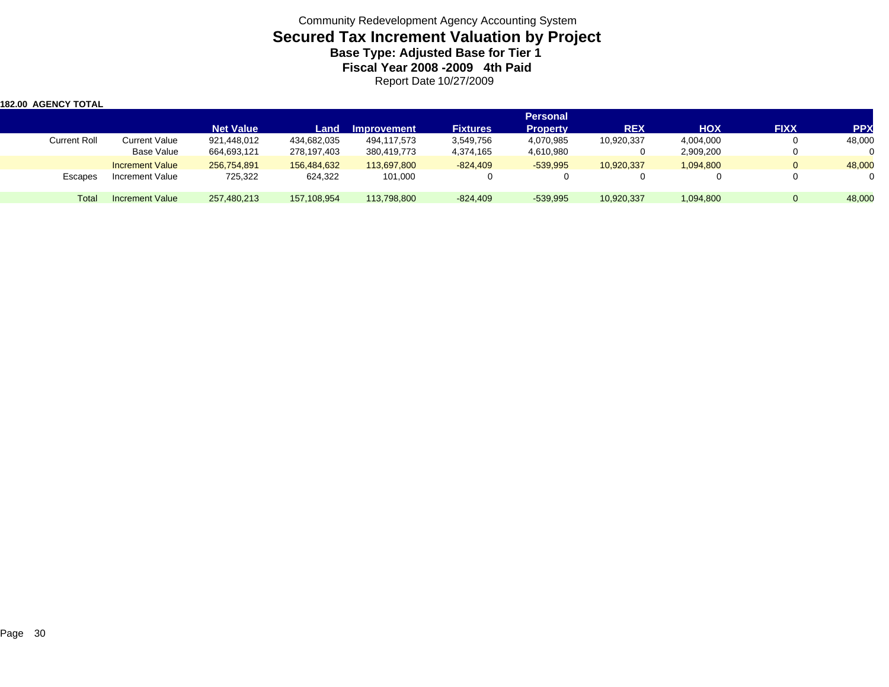Community Redevelopment Agency Accounting System

# Secured Tax Increment Valuation by Project

## Base Type: Adjusted Base for Tier 1

## Fiscal Year 2008 -2009 4th Paid

Report Date 10/27/2009

**182.00 AGENCY TOTAL**

| | | Net Value | Land | Improvement | Fixtures | Personal Property | REX | HOX | FIXX | PPX |
|---|---|---|---|---|---|---|---|---|---|---|
| Current Roll | Current Value | 921,448,012 | 434,682,035 | 494,117,573 | 3,549,756 | 4,070,985 | 10,920,337 | 4,004,000 | 0 | 48,000 |
| | Base Value | 664,693,121 | 278,197,403 | 380,419,773 | 4,374,165 | 4,610,980 | 0 | 2,909,200 | 0 | 0 |
| | Increment Value | 256,754,891 | 156,484,632 | 113,697,800 | -824,409 | -539,995 | 10,920,337 | 1,094,800 | 0 | 48,000 |
| Escapes | Increment Value | 725,322 | 624,322 | 101,000 | 0 | 0 | 0 | 0 | 0 | 0 |
| Total | Increment Value | 257,480,213 | 157,108,954 | 113,798,800 | -824,409 | -539,995 | 10,920,337 | 1,094,800 | 0 | 48,000 |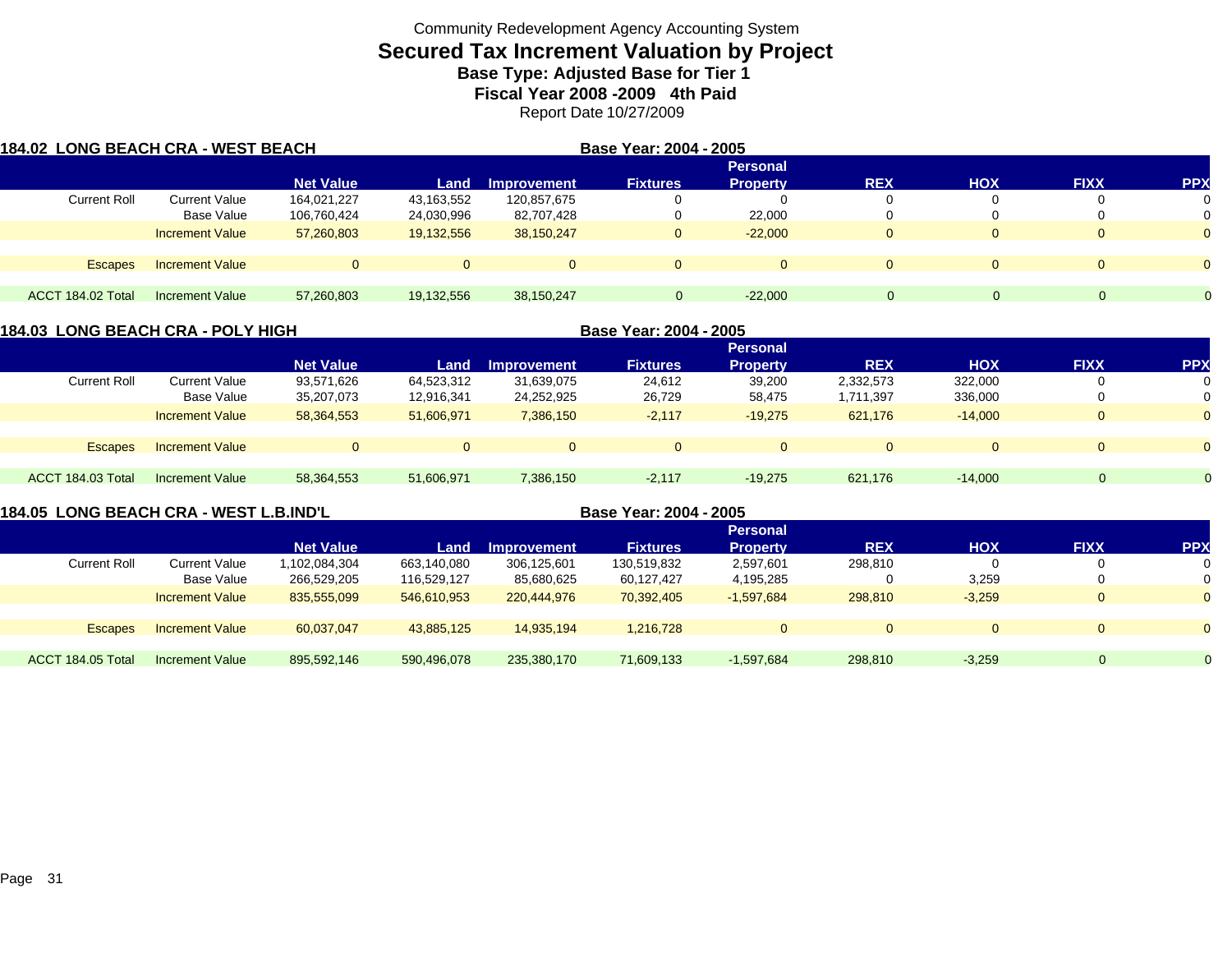Community Redevelopment Agency Accounting System

# Secured Tax Increment Valuation by Project

## Base Type: Adjusted Base for Tier 1

## Fiscal Year 2008 -2009 4th Paid

Report Date 10/27/2009

### 184.02 LONG BEACH CRA - WEST BEACH

Base Year: 2004 - 2005

| | | Net Value | Land | Improvement | Fixtures | Personal Property | REX | HOX | FIXX | PPX |
|---|---|---|---|---|---|---|---|---|---|---|
| Current Roll | Current Value | 164,021,227 | 43,163,552 | 120,857,675 | 0 | 0 | 0 | 0 | 0 | 0 |
| | Base Value | 106,760,424 | 24,030,996 | 82,707,428 | 0 | 22,000 | 0 | 0 | 0 | 0 |
| | Increment Value | 57,260,803 | 19,132,556 | 38,150,247 | 0 | -22,000 | 0 | 0 | 0 | 0 |
| Escapes | Increment Value | 0 | 0 | 0 | 0 | 0 | 0 | 0 | 0 | 0 |
| ACCT 184.02 Total | Increment Value | 57,260,803 | 19,132,556 | 38,150,247 | 0 | -22,000 | 0 | 0 | 0 | 0 |

### 184.03 LONG BEACH CRA - POLY HIGH

Base Year: 2004 - 2005

| | | Net Value | Land | Improvement | Fixtures | Personal Property | REX | HOX | FIXX | PPX |
|---|---|---|---|---|---|---|---|---|---|---|
| Current Roll | Current Value | 93,571,626 | 64,523,312 | 31,639,075 | 24,612 | 39,200 | 2,332,573 | 322,000 | 0 | 0 |
| | Base Value | 35,207,073 | 12,916,341 | 24,252,925 | 26,729 | 58,475 | 1,711,397 | 336,000 | 0 | 0 |
| | Increment Value | 58,364,553 | 51,606,971 | 7,386,150 | -2,117 | -19,275 | 621,176 | -14,000 | 0 | 0 |
| Escapes | Increment Value | 0 | 0 | 0 | 0 | 0 | 0 | 0 | 0 | 0 |
| ACCT 184.03 Total | Increment Value | 58,364,553 | 51,606,971 | 7,386,150 | -2,117 | -19,275 | 621,176 | -14,000 | 0 | 0 |

### 184.05 LONG BEACH CRA - WEST L.B.IND'L

Base Year: 2004 - 2005

| | | Net Value | Land | Improvement | Fixtures | Personal Property | REX | HOX | FIXX | PPX |
|---|---|---|---|---|---|---|---|---|---|---|
| Current Roll | Current Value | 1,102,084,304 | 663,140,080 | 306,125,601 | 130,519,832 | 2,597,601 | 298,810 | 0 | 0 | 0 |
| | Base Value | 266,529,205 | 116,529,127 | 85,680,625 | 60,127,427 | 4,195,285 | 0 | 3,259 | 0 | 0 |
| | Increment Value | 835,555,099 | 546,610,953 | 220,444,976 | 70,392,405 | -1,597,684 | 298,810 | -3,259 | 0 | 0 |
| Escapes | Increment Value | 60,037,047 | 43,885,125 | 14,935,194 | 1,216,728 | 0 | 0 | 0 | 0 | 0 |
| ACCT 184.05 Total | Increment Value | 895,592,146 | 590,496,078 | 235,380,170 | 71,609,133 | -1,597,684 | 298,810 | -3,259 | 0 | 0 |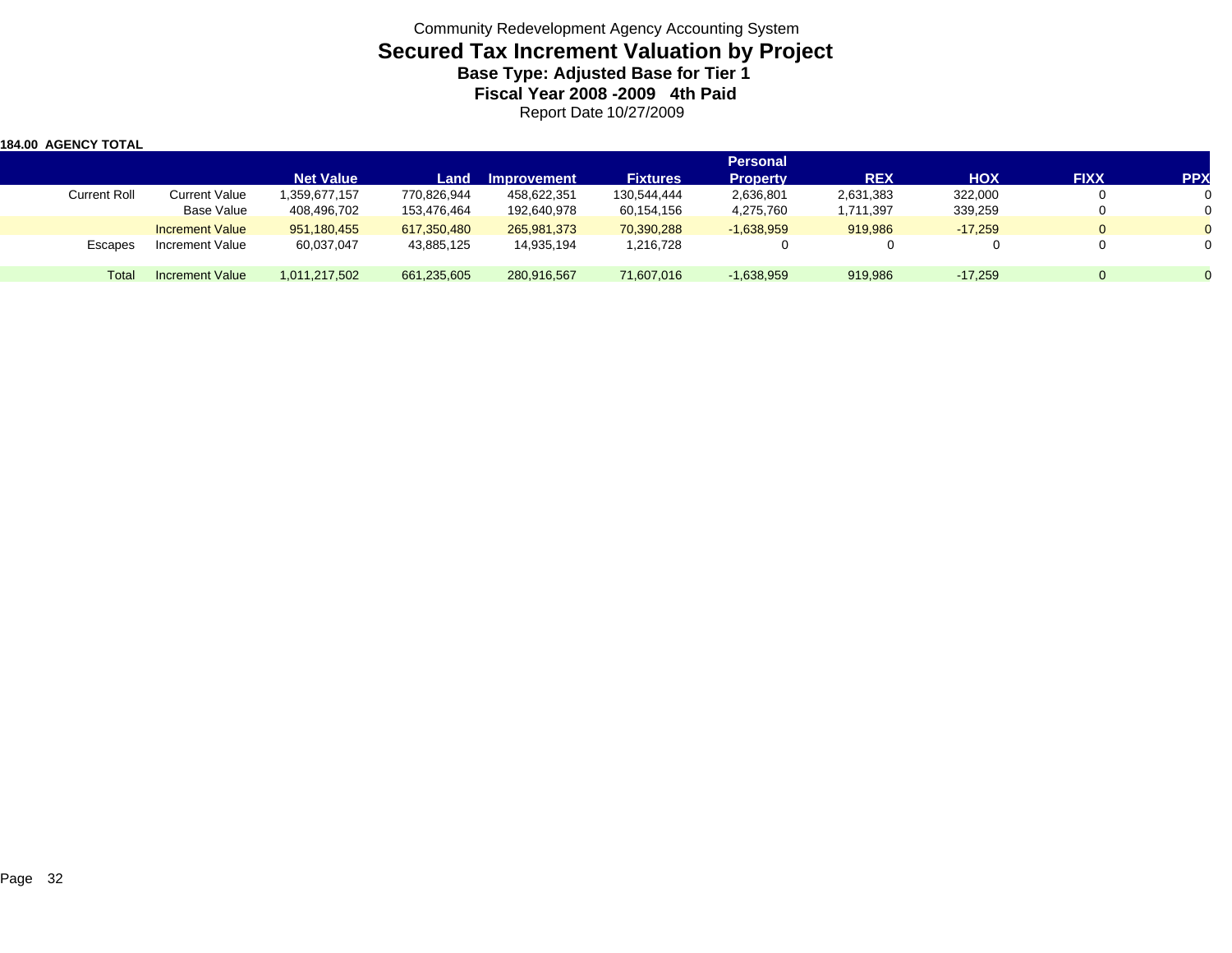Community Redevelopment Agency Accounting System

# Secured Tax Increment Valuation by Project

### Base Type: Adjusted Base for Tier 1

### Fiscal Year 2008 -2009 4th Paid

Report Date 10/27/2009

**184.00 AGENCY TOTAL**

| | | Net Value | Land | Improvement | Fixtures | Personal Property | REX | HOX | FIXX | PPX |
|---|---|---|---|---|---|---|---|---|---|---|
| Current Roll | Current Value | 1,359,677,157 | 770,826,944 | 458,622,351 | 130,544,444 | 2,636,801 | 2,631,383 | 322,000 | 0 | 0 |
| | Base Value | 408,496,702 | 153,476,464 | 192,640,978 | 60,154,156 | 4,275,760 | 1,711,397 | 339,259 | 0 | 0 |
| | Increment Value | 951,180,455 | 617,350,480 | 265,981,373 | 70,390,288 | -1,638,959 | 919,986 | -17,259 | 0 | 0 |
| Escapes | Increment Value | 60,037,047 | 43,885,125 | 14,935,194 | 1,216,728 | 0 | 0 | 0 | 0 | 0 |
| Total | Increment Value | 1,011,217,502 | 661,235,605 | 280,916,567 | 71,607,016 | -1,638,959 | 919,986 | -17,259 | 0 | 0 |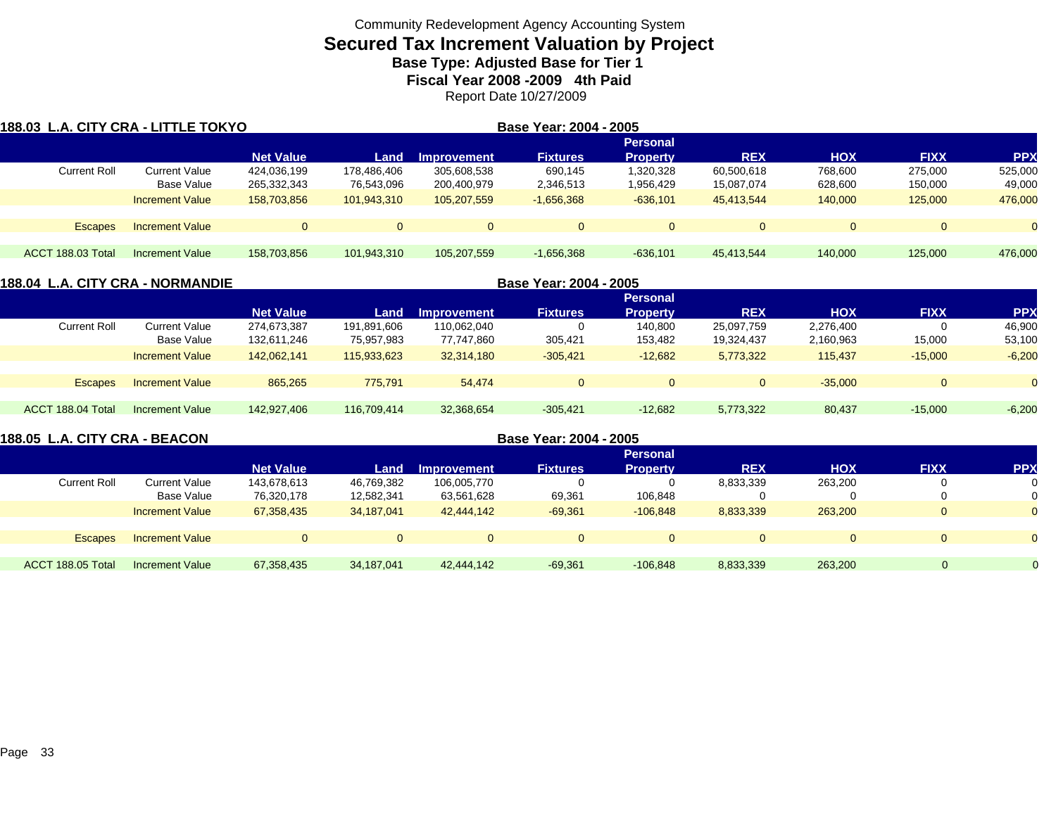Community Redevelopment Agency Accounting System

# Secured Tax Increment Valuation by Project

## Base Type: Adjusted Base for Tier 1

## Fiscal Year 2008 -2009 4th Paid

Report Date 10/27/2009

### 188.03 L.A. CITY CRA - LITTLE TOKYO

Base Year: 2004 - 2005

| | | Net Value | Land | Improvement | Fixtures | Personal Property | REX | HOX | FIXX | PPX |
|---|---|---|---|---|---|---|---|---|---|---|
| Current Roll | Current Value | 424,036,199 | 178,486,406 | 305,608,538 | 690,145 | 1,320,328 | 60,500,618 | 768,600 | 275,000 | 525,000 |
| | Base Value | 265,332,343 | 76,543,096 | 200,400,979 | 2,346,513 | 1,956,429 | 15,087,074 | 628,600 | 150,000 | 49,000 |
| | Increment Value | 158,703,856 | 101,943,310 | 105,207,559 | -1,656,368 | -636,101 | 45,413,544 | 140,000 | 125,000 | 476,000 |
| Escapes | Increment Value | 0 | 0 | 0 | 0 | 0 | 0 | 0 | 0 | 0 |
| ACCT 188.03 Total | Increment Value | 158,703,856 | 101,943,310 | 105,207,559 | -1,656,368 | -636,101 | 45,413,544 | 140,000 | 125,000 | 476,000 |

### 188.04 L.A. CITY CRA - NORMANDIE

Base Year: 2004 - 2005

| | | Net Value | Land | Improvement | Fixtures | Personal Property | REX | HOX | FIXX | PPX |
|---|---|---|---|---|---|---|---|---|---|---|
| Current Roll | Current Value | 274,673,387 | 191,891,606 | 110,062,040 | 0 | 140,800 | 25,097,759 | 2,276,400 | 0 | 46,900 |
| | Base Value | 132,611,246 | 75,957,983 | 77,747,860 | 305,421 | 153,482 | 19,324,437 | 2,160,963 | 15,000 | 53,100 |
| | Increment Value | 142,062,141 | 115,933,623 | 32,314,180 | -305,421 | -12,682 | 5,773,322 | 115,437 | -15,000 | -6,200 |
| Escapes | Increment Value | 865,265 | 775,791 | 54,474 | 0 | 0 | 0 | -35,000 | 0 | 0 |
| ACCT 188.04 Total | Increment Value | 142,927,406 | 116,709,414 | 32,368,654 | -305,421 | -12,682 | 5,773,322 | 80,437 | -15,000 | -6,200 |

### 188.05 L.A. CITY CRA - BEACON

Base Year: 2004 - 2005

| | | Net Value | Land | Improvement | Fixtures | Personal Property | REX | HOX | FIXX | PPX |
|---|---|---|---|---|---|---|---|---|---|---|
| Current Roll | Current Value | 143,678,613 | 46,769,382 | 106,005,770 | 0 | 0 | 8,833,339 | 263,200 | 0 | 0 |
| | Base Value | 76,320,178 | 12,582,341 | 63,561,628 | 69,361 | 106,848 | 0 | 0 | 0 | 0 |
| | Increment Value | 67,358,435 | 34,187,041 | 42,444,142 | -69,361 | -106,848 | 8,833,339 | 263,200 | 0 | 0 |
| Escapes | Increment Value | 0 | 0 | 0 | 0 | 0 | 0 | 0 | 0 | 0 |
| ACCT 188.05 Total | Increment Value | 67,358,435 | 34,187,041 | 42,444,142 | -69,361 | -106,848 | 8,833,339 | 263,200 | 0 | 0 |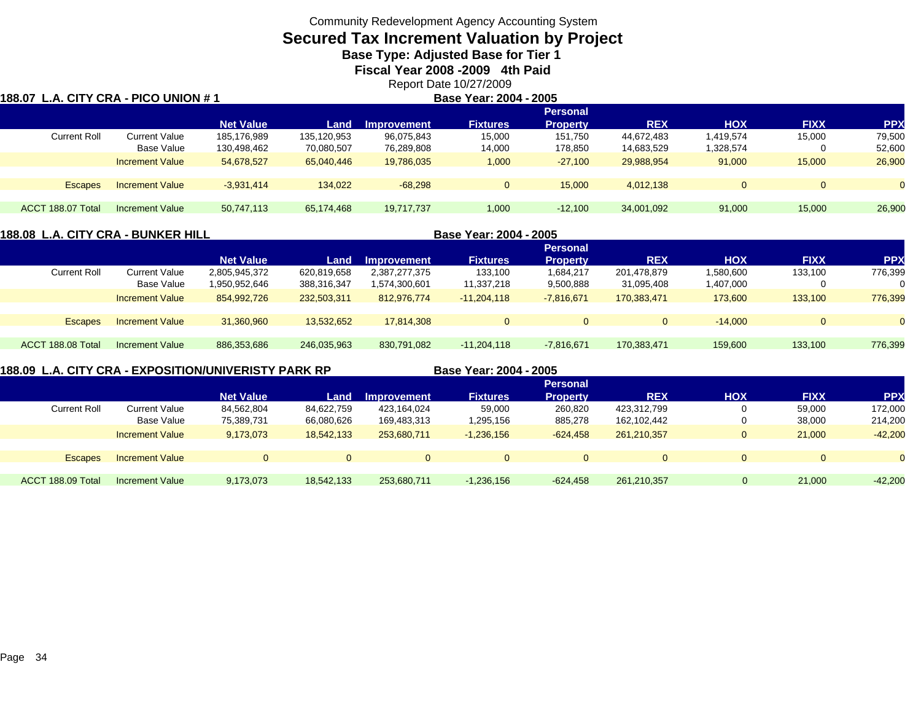Community Redevelopment Agency Accounting System

# Secured Tax Increment Valuation by Project

## Base Type: Adjusted Base for Tier 1

## Fiscal Year 2008 -2009 4th Paid

Report Date 10/27/2009

**188.07 L.A. CITY CRA - PICO UNION # 1** — **Base Year: 2004 - 2005**

| | | Net Value | Land | Improvement | Fixtures | Personal Property | REX | HOX | FIXX | PPX |
|---|---|---|---|---|---|---|---|---|---|---|
| Current Roll | Current Value | 185,176,989 | 135,120,953 | 96,075,843 | 15,000 | 151,750 | 44,672,483 | 1,419,574 | 15,000 | 79,500 |
| | Base Value | 130,498,462 | 70,080,507 | 76,289,808 | 14,000 | 178,850 | 14,683,529 | 1,328,574 | 0 | 52,600 |
| | Increment Value | 54,678,527 | 65,040,446 | 19,786,035 | 1,000 | -27,100 | 29,988,954 | 91,000 | 15,000 | 26,900 |
| Escapes | Increment Value | -3,931,414 | 134,022 | -68,298 | 0 | 15,000 | 4,012,138 | 0 | 0 | 0 |
| ACCT 188.07 Total | Increment Value | 50,747,113 | 65,174,468 | 19,717,737 | 1,000 | -12,100 | 34,001,092 | 91,000 | 15,000 | 26,900 |

**188.08 L.A. CITY CRA - BUNKER HILL** — **Base Year: 2004 - 2005**

| | | Net Value | Land | Improvement | Fixtures | Personal Property | REX | HOX | FIXX | PPX |
|---|---|---|---|---|---|---|---|---|---|---|
| Current Roll | Current Value | 2,805,945,372 | 620,819,658 | 2,387,277,375 | 133,100 | 1,684,217 | 201,478,879 | 1,580,600 | 133,100 | 776,399 |
| | Base Value | 1,950,952,646 | 388,316,347 | 1,574,300,601 | 11,337,218 | 9,500,888 | 31,095,408 | 1,407,000 | 0 | 0 |
| | Increment Value | 854,992,726 | 232,503,311 | 812,976,774 | -11,204,118 | -7,816,671 | 170,383,471 | 173,600 | 133,100 | 776,399 |
| Escapes | Increment Value | 31,360,960 | 13,532,652 | 17,814,308 | 0 | 0 | 0 | -14,000 | 0 | 0 |
| ACCT 188.08 Total | Increment Value | 886,353,686 | 246,035,963 | 830,791,082 | -11,204,118 | -7,816,671 | 170,383,471 | 159,600 | 133,100 | 776,399 |

**188.09 L.A. CITY CRA - EXPOSITION/UNIVERISTY PARK RP** — **Base Year: 2004 - 2005**

| | | Net Value | Land | Improvement | Fixtures | Personal Property | REX | HOX | FIXX | PPX |
|---|---|---|---|---|---|---|---|---|---|---|
| Current Roll | Current Value | 84,562,804 | 84,622,759 | 423,164,024 | 59,000 | 260,820 | 423,312,799 | 0 | 59,000 | 172,000 |
| | Base Value | 75,389,731 | 66,080,626 | 169,483,313 | 1,295,156 | 885,278 | 162,102,442 | 0 | 38,000 | 214,200 |
| | Increment Value | 9,173,073 | 18,542,133 | 253,680,711 | -1,236,156 | -624,458 | 261,210,357 | 0 | 21,000 | -42,200 |
| Escapes | Increment Value | 0 | 0 | 0 | 0 | 0 | 0 | 0 | 0 | 0 |
| ACCT 188.09 Total | Increment Value | 9,173,073 | 18,542,133 | 253,680,711 | -1,236,156 | -624,458 | 261,210,357 | 0 | 21,000 | -42,200 |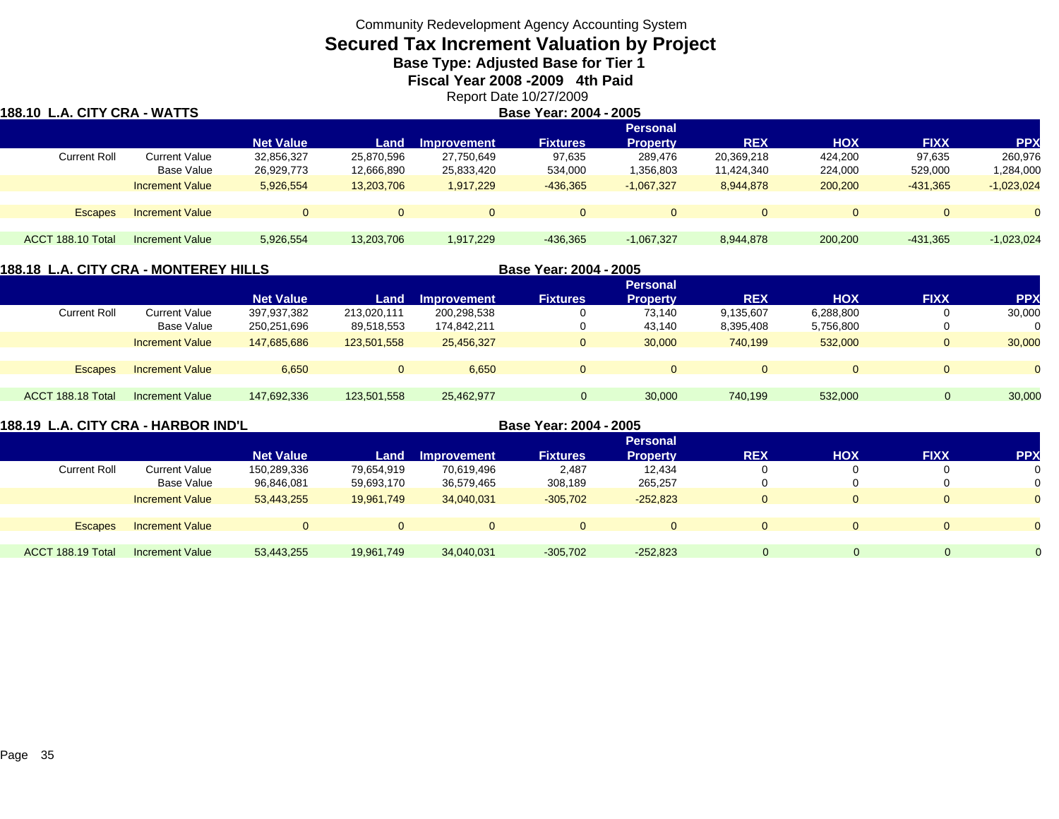Community Redevelopment Agency Accounting System

# Secured Tax Increment Valuation by Project

## Base Type: Adjusted Base for Tier 1

## Fiscal Year 2008 -2009 4th Paid

Report Date 10/27/2009

### 188.10 L.A. CITY CRA - WATTS

**Base Year: 2004 - 2005**

| | | Net Value | Land | Improvement | Fixtures | Personal Property | REX | HOX | FIXX | PPX |
|---|---|---|---|---|---|---|---|---|---|---|
| Current Roll | Current Value | 32,856,327 | 25,870,596 | 27,750,649 | 97,635 | 289,476 | 20,369,218 | 424,200 | 97,635 | 260,976 |
| | Base Value | 26,929,773 | 12,666,890 | 25,833,420 | 534,000 | 1,356,803 | 11,424,340 | 224,000 | 529,000 | 1,284,000 |
| | Increment Value | 5,926,554 | 13,203,706 | 1,917,229 | -436,365 | -1,067,327 | 8,944,878 | 200,200 | -431,365 | -1,023,024 |
| Escapes | Increment Value | 0 | 0 | 0 | 0 | 0 | 0 | 0 | 0 | 0 |
| ACCT 188.10 Total | Increment Value | 5,926,554 | 13,203,706 | 1,917,229 | -436,365 | -1,067,327 | 8,944,878 | 200,200 | -431,365 | -1,023,024 |

### 188.18 L.A. CITY CRA - MONTEREY HILLS

**Base Year: 2004 - 2005**

| | | Net Value | Land | Improvement | Fixtures | Personal Property | REX | HOX | FIXX | PPX |
|---|---|---|---|---|---|---|---|---|---|---|
| Current Roll | Current Value | 397,937,382 | 213,020,111 | 200,298,538 | 0 | 73,140 | 9,135,607 | 6,288,800 | 0 | 30,000 |
| | Base Value | 250,251,696 | 89,518,553 | 174,842,211 | 0 | 43,140 | 8,395,408 | 5,756,800 | 0 | 0 |
| | Increment Value | 147,685,686 | 123,501,558 | 25,456,327 | 0 | 30,000 | 740,199 | 532,000 | 0 | 30,000 |
| Escapes | Increment Value | 6,650 | 0 | 6,650 | 0 | 0 | 0 | 0 | 0 | 0 |
| ACCT 188.18 Total | Increment Value | 147,692,336 | 123,501,558 | 25,462,977 | 0 | 30,000 | 740,199 | 532,000 | 0 | 30,000 |

### 188.19 L.A. CITY CRA - HARBOR IND'L

**Base Year: 2004 - 2005**

| | | Net Value | Land | Improvement | Fixtures | Personal Property | REX | HOX | FIXX | PPX |
|---|---|---|---|---|---|---|---|---|---|---|
| Current Roll | Current Value | 150,289,336 | 79,654,919 | 70,619,496 | 2,487 | 12,434 | 0 | 0 | 0 | 0 |
| | Base Value | 96,846,081 | 59,693,170 | 36,579,465 | 308,189 | 265,257 | 0 | 0 | 0 | 0 |
| | Increment Value | 53,443,255 | 19,961,749 | 34,040,031 | -305,702 | -252,823 | 0 | 0 | 0 | 0 |
| Escapes | Increment Value | 0 | 0 | 0 | 0 | 0 | 0 | 0 | 0 | 0 |
| ACCT 188.19 Total | Increment Value | 53,443,255 | 19,961,749 | 34,040,031 | -305,702 | -252,823 | 0 | 0 | 0 | 0 |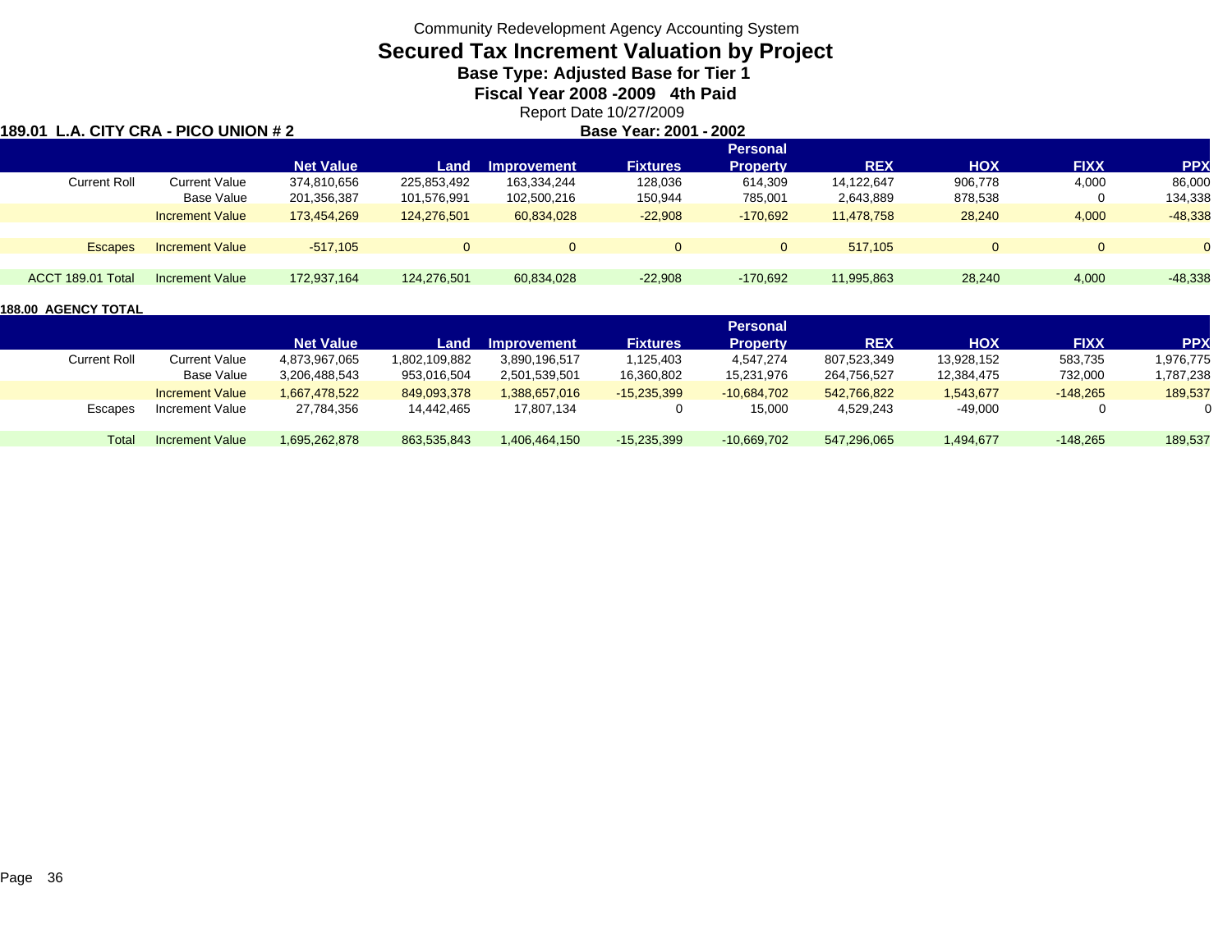Community Redevelopment Agency Accounting System

# Secured Tax Increment Valuation by Project

## Base Type: Adjusted Base for Tier 1

## Fiscal Year 2008 -2009 4th Paid

Report Date 10/27/2009

**189.01 L.A. CITY CRA - PICO UNION # 2** — **Base Year: 2001 - 2002**

| | | Net Value | Land | Improvement | Fixtures | Personal Property | REX | HOX | FIXX | PPX |
|---|---|---|---|---|---|---|---|---|---|---|
| Current Roll | Current Value | 374,810,656 | 225,853,492 | 163,334,244 | 128,036 | 614,309 | 14,122,647 | 906,778 | 4,000 | 86,000 |
| | Base Value | 201,356,387 | 101,576,991 | 102,500,216 | 150,944 | 785,001 | 2,643,889 | 878,538 | 0 | 134,338 |
| | Increment Value | 173,454,269 | 124,276,501 | 60,834,028 | -22,908 | -170,692 | 11,478,758 | 28,240 | 4,000 | -48,338 |
| Escapes | Increment Value | -517,105 | 0 | 0 | 0 | 0 | 517,105 | 0 | 0 | 0 |
| ACCT 189.01 Total | Increment Value | 172,937,164 | 124,276,501 | 60,834,028 | -22,908 | -170,692 | 11,995,863 | 28,240 | 4,000 | -48,338 |

**188.00 AGENCY TOTAL**

| | | Net Value | Land | Improvement | Fixtures | Personal Property | REX | HOX | FIXX | PPX |
|---|---|---|---|---|---|---|---|---|---|---|
| Current Roll | Current Value | 4,873,967,065 | 1,802,109,882 | 3,890,196,517 | 1,125,403 | 4,547,274 | 807,523,349 | 13,928,152 | 583,735 | 1,976,775 |
| | Base Value | 3,206,488,543 | 953,016,504 | 2,501,539,501 | 16,360,802 | 15,231,976 | 264,756,527 | 12,384,475 | 732,000 | 1,787,238 |
| | Increment Value | 1,667,478,522 | 849,093,378 | 1,388,657,016 | -15,235,399 | -10,684,702 | 542,766,822 | 1,543,677 | -148,265 | 189,537 |
| Escapes | Increment Value | 27,784,356 | 14,442,465 | 17,807,134 | 0 | 15,000 | 4,529,243 | -49,000 | 0 | 0 |
| Total | Increment Value | 1,695,262,878 | 863,535,843 | 1,406,464,150 | -15,235,399 | -10,669,702 | 547,296,065 | 1,494,677 | -148,265 | 189,537 |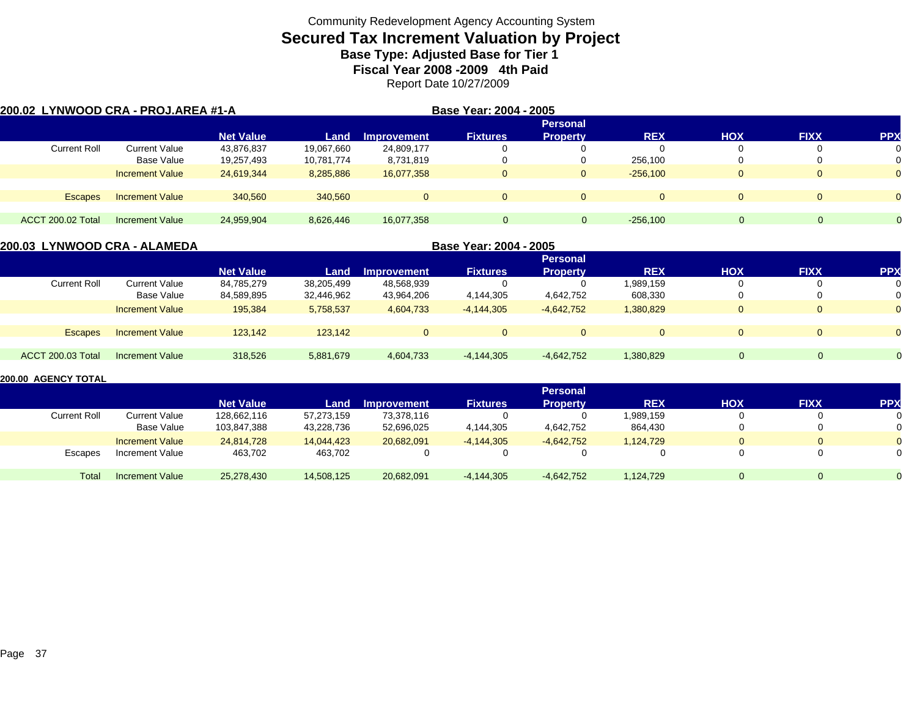Community Redevelopment Agency Accounting System

# Secured Tax Increment Valuation by Project

## Base Type: Adjusted Base for Tier 1

## Fiscal Year 2008 -2009 4th Paid

Report Date 10/27/2009

**200.02 LYNWOOD CRA - PROJ.AREA #1-A** — **Base Year: 2004 - 2005**

| | | Net Value | Land | Improvement | Fixtures | Personal Property | REX | HOX | FIXX | PPX |
|---|---|---|---|---|---|---|---|---|---|---|
| Current Roll | Current Value | 43,876,837 | 19,067,660 | 24,809,177 | 0 | 0 | 0 | 0 | 0 | 0 |
| | Base Value | 19,257,493 | 10,781,774 | 8,731,819 | 0 | 0 | 256,100 | 0 | 0 | 0 |
| | Increment Value | 24,619,344 | 8,285,886 | 16,077,358 | 0 | 0 | -256,100 | 0 | 0 | 0 |
| Escapes | Increment Value | 340,560 | 340,560 | 0 | 0 | 0 | 0 | 0 | 0 | 0 |
| ACCT 200.02 Total | Increment Value | 24,959,904 | 8,626,446 | 16,077,358 | 0 | 0 | -256,100 | 0 | 0 | 0 |

**200.03 LYNWOOD CRA - ALAMEDA** — **Base Year: 2004 - 2005**

| | | Net Value | Land | Improvement | Fixtures | Personal Property | REX | HOX | FIXX | PPX |
|---|---|---|---|---|---|---|---|---|---|---|
| Current Roll | Current Value | 84,785,279 | 38,205,499 | 48,568,939 | 0 | 0 | 1,989,159 | 0 | 0 | 0 |
| | Base Value | 84,589,895 | 32,446,962 | 43,964,206 | 4,144,305 | 4,642,752 | 608,330 | 0 | 0 | 0 |
| | Increment Value | 195,384 | 5,758,537 | 4,604,733 | -4,144,305 | -4,642,752 | 1,380,829 | 0 | 0 | 0 |
| Escapes | Increment Value | 123,142 | 123,142 | 0 | 0 | 0 | 0 | 0 | 0 | 0 |
| ACCT 200.03 Total | Increment Value | 318,526 | 5,881,679 | 4,604,733 | -4,144,305 | -4,642,752 | 1,380,829 | 0 | 0 | 0 |

**200.00 AGENCY TOTAL**

| | | Net Value | Land | Improvement | Fixtures | Personal Property | REX | HOX | FIXX | PPX |
|---|---|---|---|---|---|---|---|---|---|---|
| Current Roll | Current Value | 128,662,116 | 57,273,159 | 73,378,116 | 0 | 0 | 1,989,159 | 0 | 0 | 0 |
| | Base Value | 103,847,388 | 43,228,736 | 52,696,025 | 4,144,305 | 4,642,752 | 864,430 | 0 | 0 | 0 |
| | Increment Value | 24,814,728 | 14,044,423 | 20,682,091 | -4,144,305 | -4,642,752 | 1,124,729 | 0 | 0 | 0 |
| Escapes | Increment Value | 463,702 | 463,702 | 0 | 0 | 0 | 0 | 0 | 0 | 0 |
| Total | Increment Value | 25,278,430 | 14,508,125 | 20,682,091 | -4,144,305 | -4,642,752 | 1,124,729 | 0 | 0 | 0 |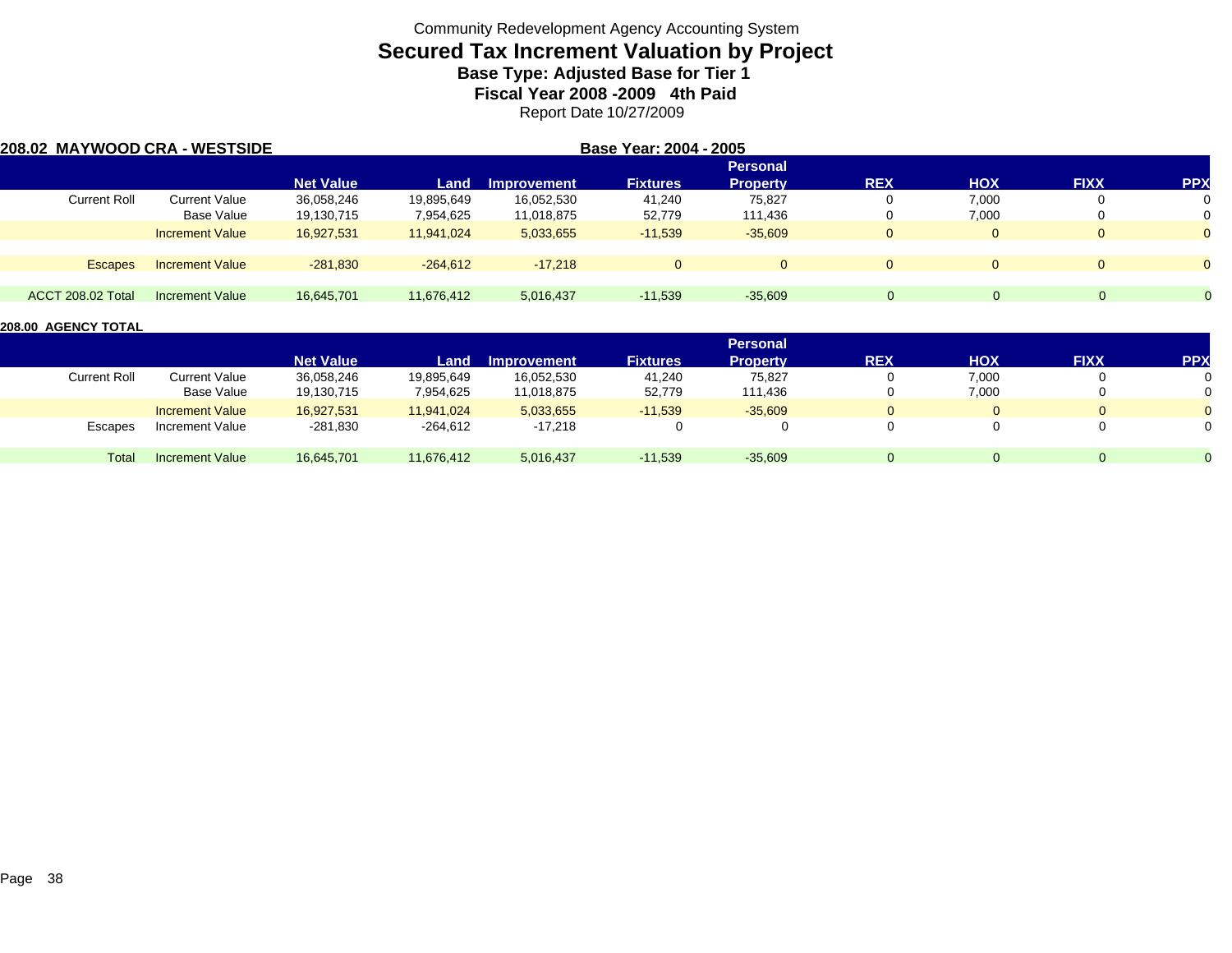Community Redevelopment Agency Accounting System

# Secured Tax Increment Valuation by Project

## Base Type: Adjusted Base for Tier 1

## Fiscal Year 2008 -2009 4th Paid

Report Date 10/27/2009

**208.02 MAYWOOD CRA - WESTSIDE** **Base Year: 2004 - 2005**

| | | Net Value | Land | Improvement | Fixtures | Personal Property | REX | HOX | FIXX | PPX |
|---|---|---|---|---|---|---|---|---|---|---|
| Current Roll | Current Value | 36,058,246 | 19,895,649 | 16,052,530 | 41,240 | 75,827 | 0 | 7,000 | 0 | 0 |
| | Base Value | 19,130,715 | 7,954,625 | 11,018,875 | 52,779 | 111,436 | 0 | 7,000 | 0 | 0 |
| | Increment Value | 16,927,531 | 11,941,024 | 5,033,655 | -11,539 | -35,609 | 0 | 0 | 0 | 0 |
| Escapes | Increment Value | -281,830 | -264,612 | -17,218 | 0 | 0 | 0 | 0 | 0 | 0 |
| ACCT 208.02 Total | Increment Value | 16,645,701 | 11,676,412 | 5,016,437 | -11,539 | -35,609 | 0 | 0 | 0 | 0 |

**208.00 AGENCY TOTAL**

| | | Net Value | Land | Improvement | Fixtures | Personal Property | REX | HOX | FIXX | PPX |
|---|---|---|---|---|---|---|---|---|---|---|
| Current Roll | Current Value | 36,058,246 | 19,895,649 | 16,052,530 | 41,240 | 75,827 | 0 | 7,000 | 0 | 0 |
| | Base Value | 19,130,715 | 7,954,625 | 11,018,875 | 52,779 | 111,436 | 0 | 7,000 | 0 | 0 |
| | Increment Value | 16,927,531 | 11,941,024 | 5,033,655 | -11,539 | -35,609 | 0 | 0 | 0 | 0 |
| Escapes | Increment Value | -281,830 | -264,612 | -17,218 | 0 | 0 | 0 | 0 | 0 | 0 |
| Total | Increment Value | 16,645,701 | 11,676,412 | 5,016,437 | -11,539 | -35,609 | 0 | 0 | 0 | 0 |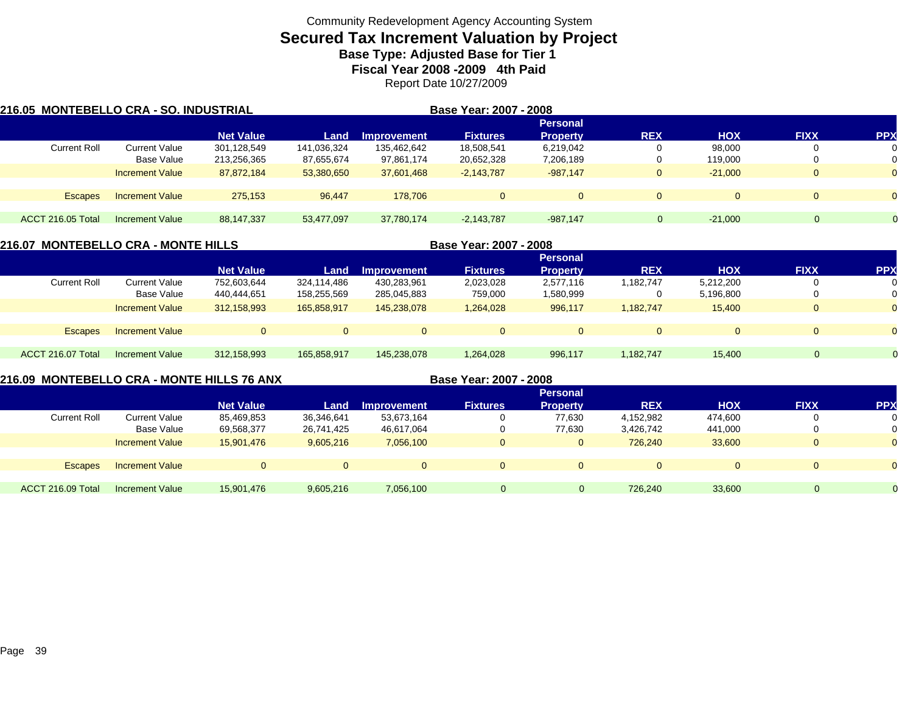Community Redevelopment Agency Accounting System

# Secured Tax Increment Valuation by Project

## Base Type: Adjusted Base for Tier 1

## Fiscal Year 2008 -2009 4th Paid

Report Date 10/27/2009

### 216.05 MONTEBELLO CRA - SO. INDUSTRIAL

Base Year: 2007 - 2008

| | | Net Value | Land | Improvement | Fixtures | Personal Property | REX | HOX | FIXX | PPX |
|---|---|---|---|---|---|---|---|---|---|---|
| Current Roll | Current Value | 301,128,549 | 141,036,324 | 135,462,642 | 18,508,541 | 6,219,042 | 0 | 98,000 | 0 | 0 |
| | Base Value | 213,256,365 | 87,655,674 | 97,861,174 | 20,652,328 | 7,206,189 | 0 | 119,000 | 0 | 0 |
| | Increment Value | 87,872,184 | 53,380,650 | 37,601,468 | -2,143,787 | -987,147 | 0 | -21,000 | 0 | 0 |
| Escapes | Increment Value | 275,153 | 96,447 | 178,706 | 0 | 0 | 0 | 0 | 0 | 0 |
| ACCT 216.05 Total | Increment Value | 88,147,337 | 53,477,097 | 37,780,174 | -2,143,787 | -987,147 | 0 | -21,000 | 0 | 0 |

### 216.07 MONTEBELLO CRA - MONTE HILLS

Base Year: 2007 - 2008

| | | Net Value | Land | Improvement | Fixtures | Personal Property | REX | HOX | FIXX | PPX |
|---|---|---|---|---|---|---|---|---|---|---|
| Current Roll | Current Value | 752,603,644 | 324,114,486 | 430,283,961 | 2,023,028 | 2,577,116 | 1,182,747 | 5,212,200 | 0 | 0 |
| | Base Value | 440,444,651 | 158,255,569 | 285,045,883 | 759,000 | 1,580,999 | 0 | 5,196,800 | 0 | 0 |
| | Increment Value | 312,158,993 | 165,858,917 | 145,238,078 | 1,264,028 | 996,117 | 1,182,747 | 15,400 | 0 | 0 |
| Escapes | Increment Value | 0 | 0 | 0 | 0 | 0 | 0 | 0 | 0 | 0 |
| ACCT 216.07 Total | Increment Value | 312,158,993 | 165,858,917 | 145,238,078 | 1,264,028 | 996,117 | 1,182,747 | 15,400 | 0 | 0 |

### 216.09 MONTEBELLO CRA - MONTE HILLS 76 ANX

Base Year: 2007 - 2008

| | | Net Value | Land | Improvement | Fixtures | Personal Property | REX | HOX | FIXX | PPX |
|---|---|---|---|---|---|---|---|---|---|---|
| Current Roll | Current Value | 85,469,853 | 36,346,641 | 53,673,164 | 0 | 77,630 | 4,152,982 | 474,600 | 0 | 0 |
| | Base Value | 69,568,377 | 26,741,425 | 46,617,064 | 0 | 77,630 | 3,426,742 | 441,000 | 0 | 0 |
| | Increment Value | 15,901,476 | 9,605,216 | 7,056,100 | 0 | 0 | 726,240 | 33,600 | 0 | 0 |
| Escapes | Increment Value | 0 | 0 | 0 | 0 | 0 | 0 | 0 | 0 | 0 |
| ACCT 216.09 Total | Increment Value | 15,901,476 | 9,605,216 | 7,056,100 | 0 | 0 | 726,240 | 33,600 | 0 | 0 |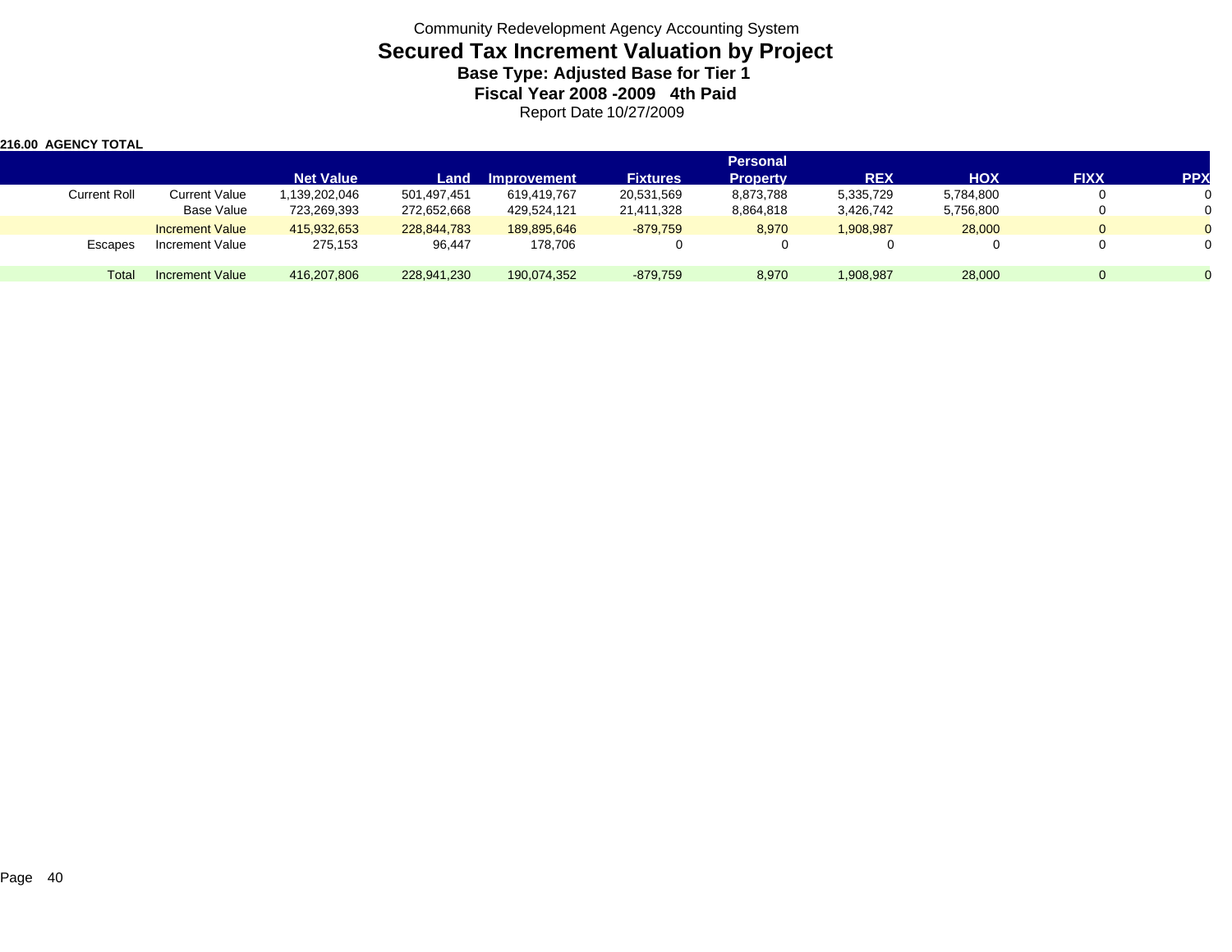Community Redevelopment Agency Accounting System

# Secured Tax Increment Valuation by Project

### Base Type: Adjusted Base for Tier 1

### Fiscal Year 2008 -2009 4th Paid

Report Date 10/27/2009

**216.00 AGENCY TOTAL**

| | | Net Value | Land | Improvement | Fixtures | Personal Property | REX | HOX | FIXX | PPX |
|---|---|---|---|---|---|---|---|---|---|---|
| Current Roll | Current Value | 1,139,202,046 | 501,497,451 | 619,419,767 | 20,531,569 | 8,873,788 | 5,335,729 | 5,784,800 | 0 | 0 |
| | Base Value | 723,269,393 | 272,652,668 | 429,524,121 | 21,411,328 | 8,864,818 | 3,426,742 | 5,756,800 | 0 | 0 |
| | Increment Value | 415,932,653 | 228,844,783 | 189,895,646 | -879,759 | 8,970 | 1,908,987 | 28,000 | 0 | 0 |
| Escapes | Increment Value | 275,153 | 96,447 | 178,706 | 0 | 0 | 0 | 0 | 0 | 0 |
| Total | Increment Value | 416,207,806 | 228,941,230 | 190,074,352 | -879,759 | 8,970 | 1,908,987 | 28,000 | 0 | 0 |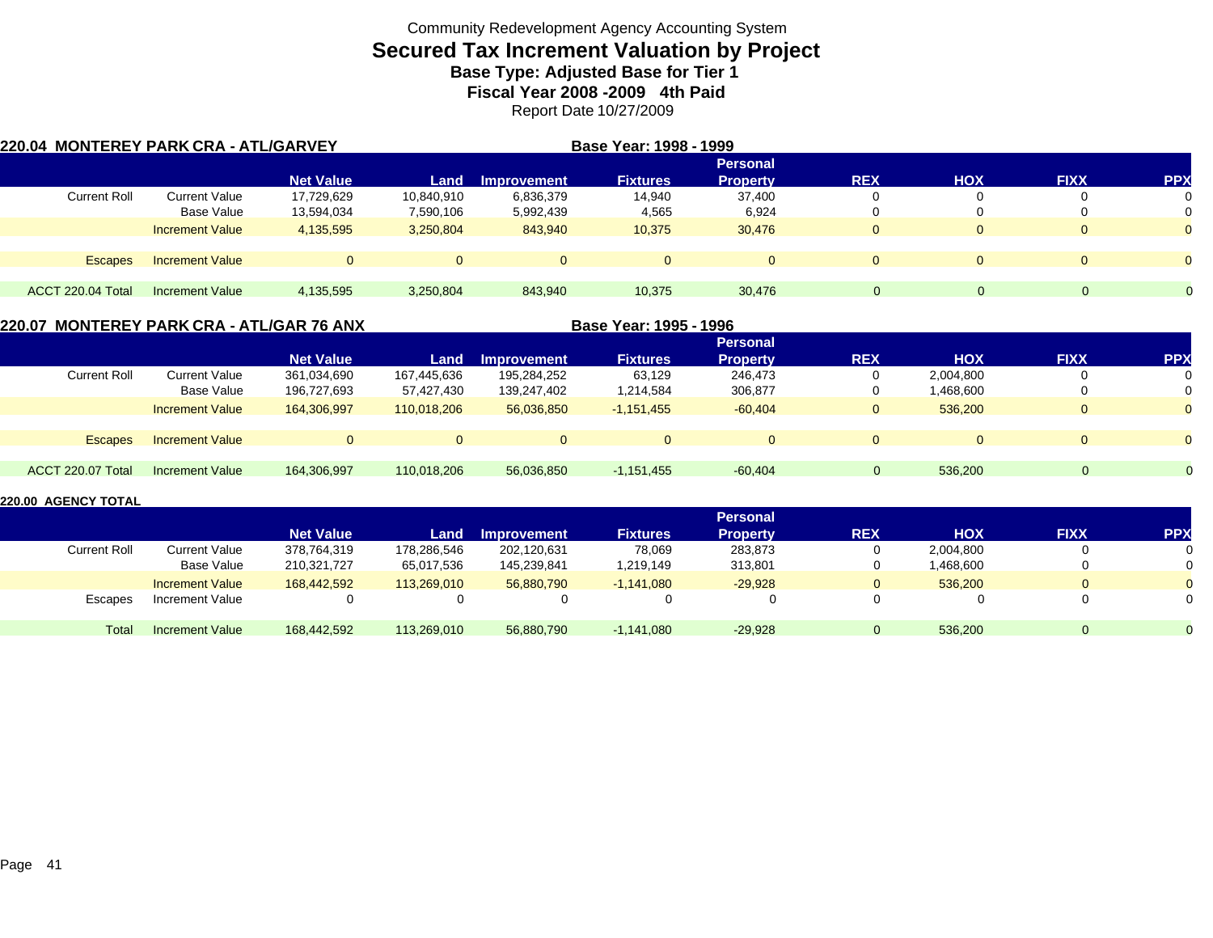Community Redevelopment Agency Accounting System

# Secured Tax Increment Valuation by Project

### Base Type: Adjusted Base for Tier 1

### Fiscal Year 2008 -2009 4th Paid

Report Date 10/27/2009

## 220.04 MONTEREY PARK CRA - ATL/GARVEY

**Base Year: 1998 - 1999**

| | | Net Value | Land | Improvement | Fixtures | Personal Property | REX | HOX | FIXX | PPX |
|---|---|---|---|---|---|---|---|---|---|---|
| Current Roll | Current Value | 17,729,629 | 10,840,910 | 6,836,379 | 14,940 | 37,400 | 0 | 0 | 0 | 0 |
| | Base Value | 13,594,034 | 7,590,106 | 5,992,439 | 4,565 | 6,924 | 0 | 0 | 0 | 0 |
| | Increment Value | 4,135,595 | 3,250,804 | 843,940 | 10,375 | 30,476 | 0 | 0 | 0 | 0 |
| Escapes | Increment Value | 0 | 0 | 0 | 0 | 0 | 0 | 0 | 0 | 0 |
| ACCT 220.04 Total | Increment Value | 4,135,595 | 3,250,804 | 843,940 | 10,375 | 30,476 | 0 | 0 | 0 | 0 |

## 220.07 MONTEREY PARK CRA - ATL/GAR 76 ANX

**Base Year: 1995 - 1996**

| | | Net Value | Land | Improvement | Fixtures | Personal Property | REX | HOX | FIXX | PPX |
|---|---|---|---|---|---|---|---|---|---|---|
| Current Roll | Current Value | 361,034,690 | 167,445,636 | 195,284,252 | 63,129 | 246,473 | 0 | 2,004,800 | 0 | 0 |
| | Base Value | 196,727,693 | 57,427,430 | 139,247,402 | 1,214,584 | 306,877 | 0 | 1,468,600 | 0 | 0 |
| | Increment Value | 164,306,997 | 110,018,206 | 56,036,850 | -1,151,455 | -60,404 | 0 | 536,200 | 0 | 0 |
| Escapes | Increment Value | 0 | 0 | 0 | 0 | 0 | 0 | 0 | 0 | 0 |
| ACCT 220.07 Total | Increment Value | 164,306,997 | 110,018,206 | 56,036,850 | -1,151,455 | -60,404 | 0 | 536,200 | 0 | 0 |

## 220.00 AGENCY TOTAL

| | | Net Value | Land | Improvement | Fixtures | Personal Property | REX | HOX | FIXX | PPX |
|---|---|---|---|---|---|---|---|---|---|---|
| Current Roll | Current Value | 378,764,319 | 178,286,546 | 202,120,631 | 78,069 | 283,873 | 0 | 2,004,800 | 0 | 0 |
| | Base Value | 210,321,727 | 65,017,536 | 145,239,841 | 1,219,149 | 313,801 | 0 | 1,468,600 | 0 | 0 |
| | Increment Value | 168,442,592 | 113,269,010 | 56,880,790 | -1,141,080 | -29,928 | 0 | 536,200 | 0 | 0 |
| Escapes | Increment Value | 0 | 0 | 0 | 0 | 0 | 0 | 0 | 0 | 0 |
| Total | Increment Value | 168,442,592 | 113,269,010 | 56,880,790 | -1,141,080 | -29,928 | 0 | 536,200 | 0 | 0 |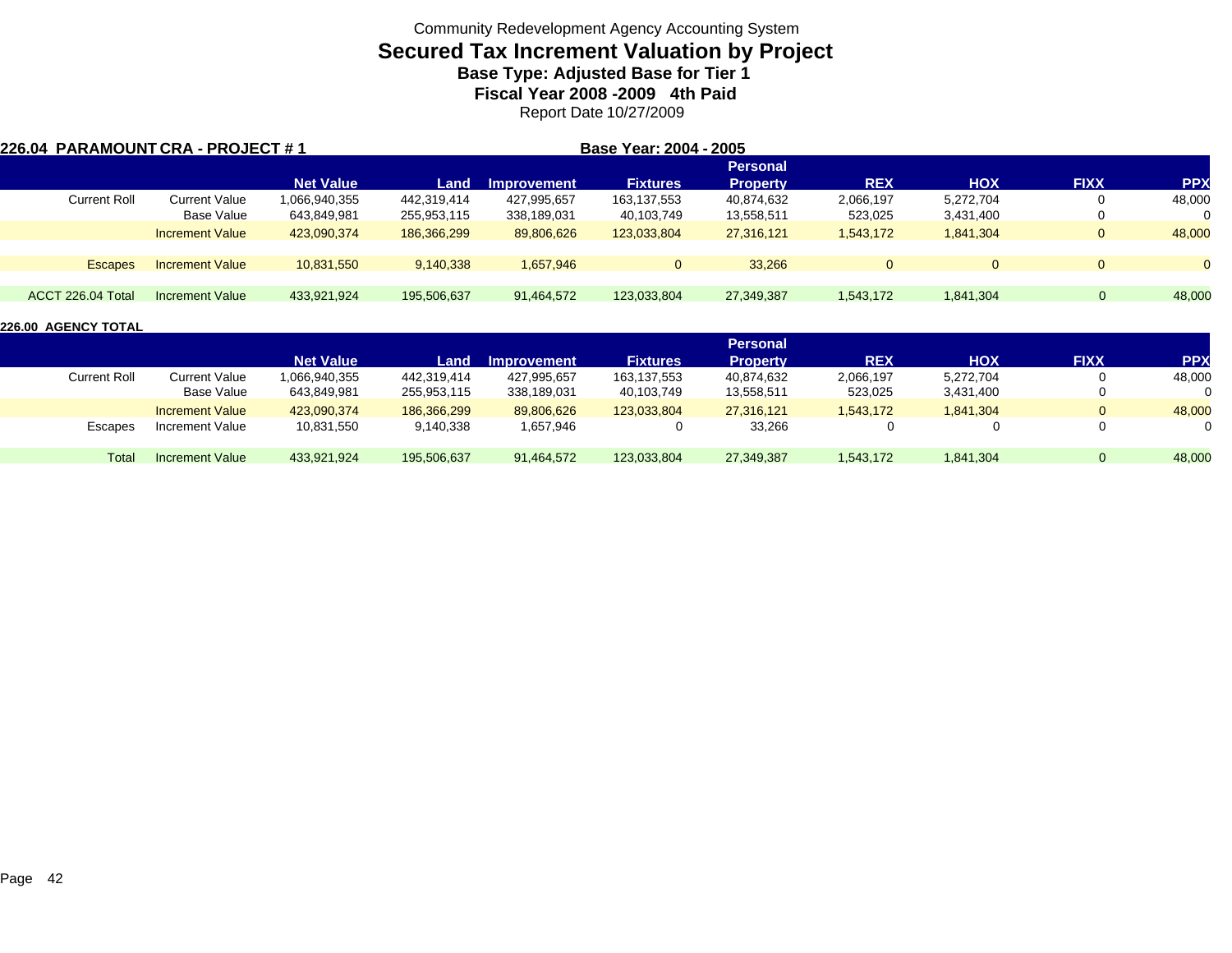Community Redevelopment Agency Accounting System

# Secured Tax Increment Valuation by Project

### Base Type: Adjusted Base for Tier 1

### Fiscal Year 2008 -2009 4th Paid

Report Date 10/27/2009

**226.04 PARAMOUNT CRA - PROJECT # 1** **Base Year: 2004 - 2005**

| | | Net Value | Land | Improvement | Fixtures | Personal Property | REX | HOX | FIXX | PPX |
|---|---|---|---|---|---|---|---|---|---|---|
| Current Roll | Current Value | 1,066,940,355 | 442,319,414 | 427,995,657 | 163,137,553 | 40,874,632 | 2,066,197 | 5,272,704 | 0 | 48,000 |
| | Base Value | 643,849,981 | 255,953,115 | 338,189,031 | 40,103,749 | 13,558,511 | 523,025 | 3,431,400 | 0 | 0 |
| | Increment Value | 423,090,374 | 186,366,299 | 89,806,626 | 123,033,804 | 27,316,121 | 1,543,172 | 1,841,304 | 0 | 48,000 |
| Escapes | Increment Value | 10,831,550 | 9,140,338 | 1,657,946 | 0 | 33,266 | 0 | 0 | 0 | 0 |
| ACCT 226.04 Total | Increment Value | 433,921,924 | 195,506,637 | 91,464,572 | 123,033,804 | 27,349,387 | 1,543,172 | 1,841,304 | 0 | 48,000 |

**226.00 AGENCY TOTAL**

| | | Net Value | Land | Improvement | Fixtures | Personal Property | REX | HOX | FIXX | PPX |
|---|---|---|---|---|---|---|---|---|---|---|
| Current Roll | Current Value | 1,066,940,355 | 442,319,414 | 427,995,657 | 163,137,553 | 40,874,632 | 2,066,197 | 5,272,704 | 0 | 48,000 |
| | Base Value | 643,849,981 | 255,953,115 | 338,189,031 | 40,103,749 | 13,558,511 | 523,025 | 3,431,400 | 0 | 0 |
| | Increment Value | 423,090,374 | 186,366,299 | 89,806,626 | 123,033,804 | 27,316,121 | 1,543,172 | 1,841,304 | 0 | 48,000 |
| Escapes | Increment Value | 10,831,550 | 9,140,338 | 1,657,946 | 0 | 33,266 | 0 | 0 | 0 | 0 |
| Total | Increment Value | 433,921,924 | 195,506,637 | 91,464,572 | 123,033,804 | 27,349,387 | 1,543,172 | 1,841,304 | 0 | 48,000 |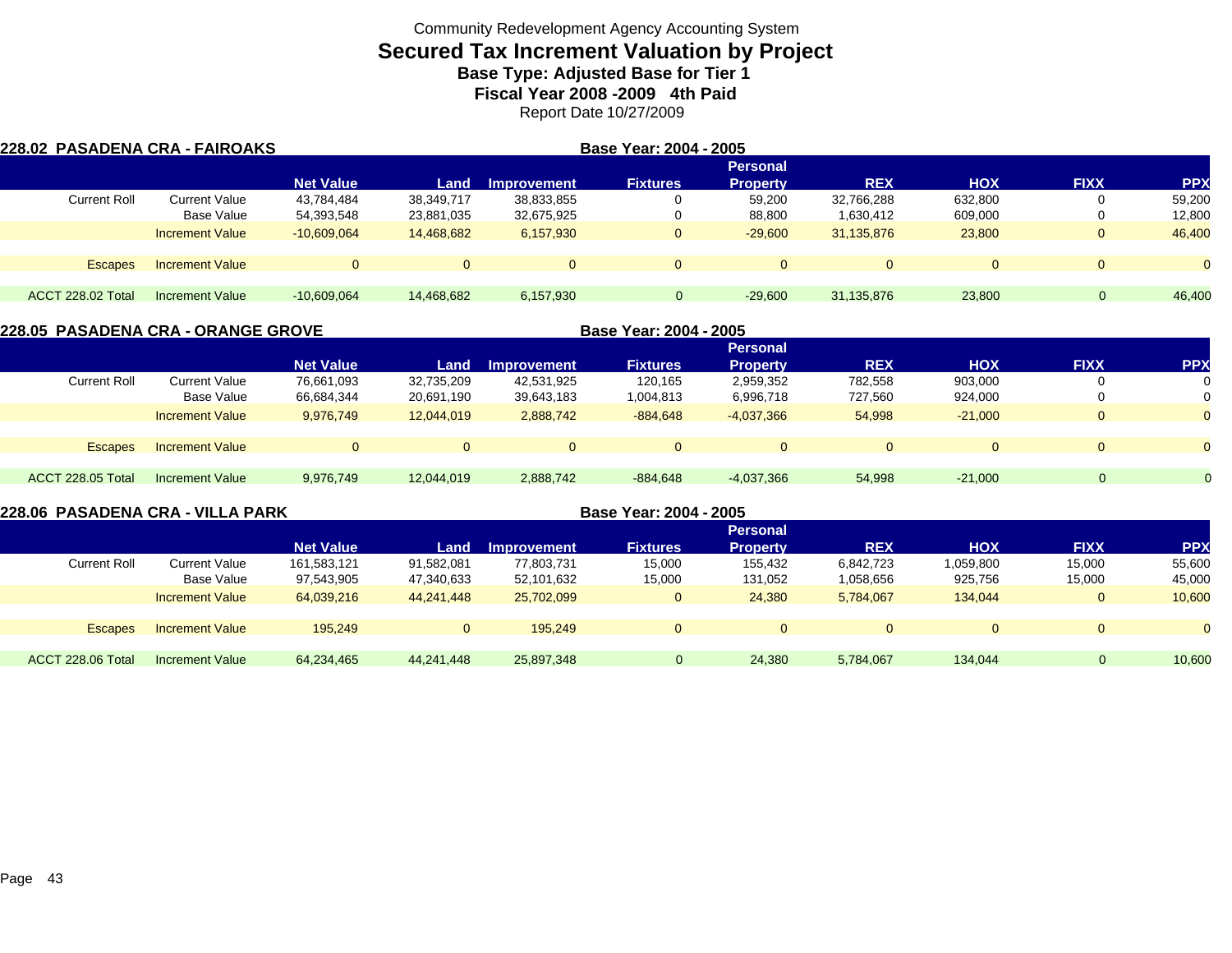Community Redevelopment Agency Accounting System

# Secured Tax Increment Valuation by Project

**Base Type: Adjusted Base for Tier 1**

**Fiscal Year 2008 -2009 4th Paid**

Report Date 10/27/2009

## 228.02 PASADENA CRA - FAIROAKS

**Base Year: 2004 - 2005**

| | | Net Value | Land | Improvement | Fixtures | Personal Property | REX | HOX | FIXX | PPX |
|---|---|---|---|---|---|---|---|---|---|---|
| Current Roll | Current Value | 43,784,484 | 38,349,717 | 38,833,855 | 0 | 59,200 | 32,766,288 | 632,800 | 0 | 59,200 |
| | Base Value | 54,393,548 | 23,881,035 | 32,675,925 | 0 | 88,800 | 1,630,412 | 609,000 | 0 | 12,800 |
| | Increment Value | -10,609,064 | 14,468,682 | 6,157,930 | 0 | -29,600 | 31,135,876 | 23,800 | 0 | 46,400 |
| Escapes | Increment Value | 0 | 0 | 0 | 0 | 0 | 0 | 0 | 0 | 0 |
| ACCT 228.02 Total | Increment Value | -10,609,064 | 14,468,682 | 6,157,930 | 0 | -29,600 | 31,135,876 | 23,800 | 0 | 46,400 |

## 228.05 PASADENA CRA - ORANGE GROVE

**Base Year: 2004 - 2005**

| | | Net Value | Land | Improvement | Fixtures | Personal Property | REX | HOX | FIXX | PPX |
|---|---|---|---|---|---|---|---|---|---|---|
| Current Roll | Current Value | 76,661,093 | 32,735,209 | 42,531,925 | 120,165 | 2,959,352 | 782,558 | 903,000 | 0 | 0 |
| | Base Value | 66,684,344 | 20,691,190 | 39,643,183 | 1,004,813 | 6,996,718 | 727,560 | 924,000 | 0 | 0 |
| | Increment Value | 9,976,749 | 12,044,019 | 2,888,742 | -884,648 | -4,037,366 | 54,998 | -21,000 | 0 | 0 |
| Escapes | Increment Value | 0 | 0 | 0 | 0 | 0 | 0 | 0 | 0 | 0 |
| ACCT 228.05 Total | Increment Value | 9,976,749 | 12,044,019 | 2,888,742 | -884,648 | -4,037,366 | 54,998 | -21,000 | 0 | 0 |

## 228.06 PASADENA CRA - VILLA PARK

**Base Year: 2004 - 2005**

| | | Net Value | Land | Improvement | Fixtures | Personal Property | REX | HOX | FIXX | PPX |
|---|---|---|---|---|---|---|---|---|---|---|
| Current Roll | Current Value | 161,583,121 | 91,582,081 | 77,803,731 | 15,000 | 155,432 | 6,842,723 | 1,059,800 | 15,000 | 55,600 |
| | Base Value | 97,543,905 | 47,340,633 | 52,101,632 | 15,000 | 131,052 | 1,058,656 | 925,756 | 15,000 | 45,000 |
| | Increment Value | 64,039,216 | 44,241,448 | 25,702,099 | 0 | 24,380 | 5,784,067 | 134,044 | 0 | 10,600 |
| Escapes | Increment Value | 195,249 | 0 | 195,249 | 0 | 0 | 0 | 0 | 0 | 0 |
| ACCT 228.06 Total | Increment Value | 64,234,465 | 44,241,448 | 25,897,348 | 0 | 24,380 | 5,784,067 | 134,044 | 0 | 10,600 |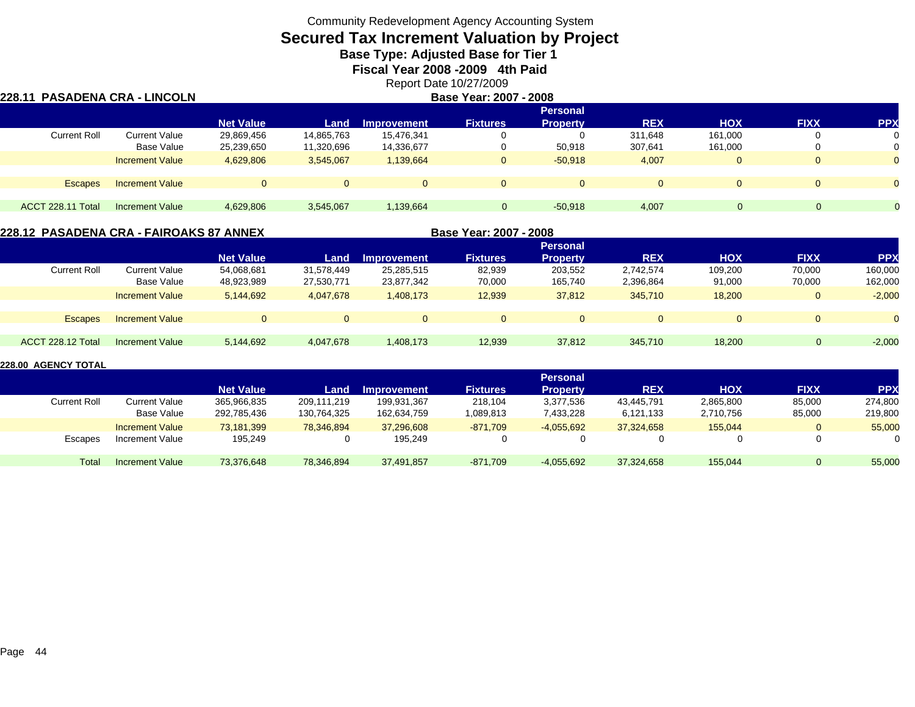Community Redevelopment Agency Accounting System

# Secured Tax Increment Valuation by Project

## Base Type: Adjusted Base for Tier 1

## Fiscal Year 2008 -2009 4th Paid

Report Date 10/27/2009

### 228.11 PASADENA CRA - LINCOLN

**Base Year: 2007 - 2008**

| | | Net Value | Land | Improvement | Fixtures | Personal Property | REX | HOX | FIXX | PPX |
|---|---|---|---|---|---|---|---|---|---|---|
| Current Roll | Current Value | 29,869,456 | 14,865,763 | 15,476,341 | 0 | 0 | 311,648 | 161,000 | 0 | 0 |
| | Base Value | 25,239,650 | 11,320,696 | 14,336,677 | 0 | 50,918 | 307,641 | 161,000 | 0 | 0 |
| | Increment Value | 4,629,806 | 3,545,067 | 1,139,664 | 0 | -50,918 | 4,007 | 0 | 0 | 0 |
| Escapes | Increment Value | 0 | 0 | 0 | 0 | 0 | 0 | 0 | 0 | 0 |
| ACCT 228.11 Total | Increment Value | 4,629,806 | 3,545,067 | 1,139,664 | 0 | -50,918 | 4,007 | 0 | 0 | 0 |

### 228.12 PASADENA CRA - FAIROAKS 87 ANNEX

**Base Year: 2007 - 2008**

| | | Net Value | Land | Improvement | Fixtures | Personal Property | REX | HOX | FIXX | PPX |
|---|---|---|---|---|---|---|---|---|---|---|
| Current Roll | Current Value | 54,068,681 | 31,578,449 | 25,285,515 | 82,939 | 203,552 | 2,742,574 | 109,200 | 70,000 | 160,000 |
| | Base Value | 48,923,989 | 27,530,771 | 23,877,342 | 70,000 | 165,740 | 2,396,864 | 91,000 | 70,000 | 162,000 |
| | Increment Value | 5,144,692 | 4,047,678 | 1,408,173 | 12,939 | 37,812 | 345,710 | 18,200 | 0 | -2,000 |
| Escapes | Increment Value | 0 | 0 | 0 | 0 | 0 | 0 | 0 | 0 | 0 |
| ACCT 228.12 Total | Increment Value | 5,144,692 | 4,047,678 | 1,408,173 | 12,939 | 37,812 | 345,710 | 18,200 | 0 | -2,000 |

### 228.00 AGENCY TOTAL

| | | Net Value | Land | Improvement | Fixtures | Personal Property | REX | HOX | FIXX | PPX |
|---|---|---|---|---|---|---|---|---|---|---|
| Current Roll | Current Value | 365,966,835 | 209,111,219 | 199,931,367 | 218,104 | 3,377,536 | 43,445,791 | 2,865,800 | 85,000 | 274,800 |
| | Base Value | 292,785,436 | 130,764,325 | 162,634,759 | 1,089,813 | 7,433,228 | 6,121,133 | 2,710,756 | 85,000 | 219,800 |
| | Increment Value | 73,181,399 | 78,346,894 | 37,296,608 | -871,709 | -4,055,692 | 37,324,658 | 155,044 | 0 | 55,000 |
| Escapes | Increment Value | 195,249 | 0 | 195,249 | 0 | 0 | 0 | 0 | 0 | 0 |
| Total | Increment Value | 73,376,648 | 78,346,894 | 37,491,857 | -871,709 | -4,055,692 | 37,324,658 | 155,044 | 0 | 55,000 |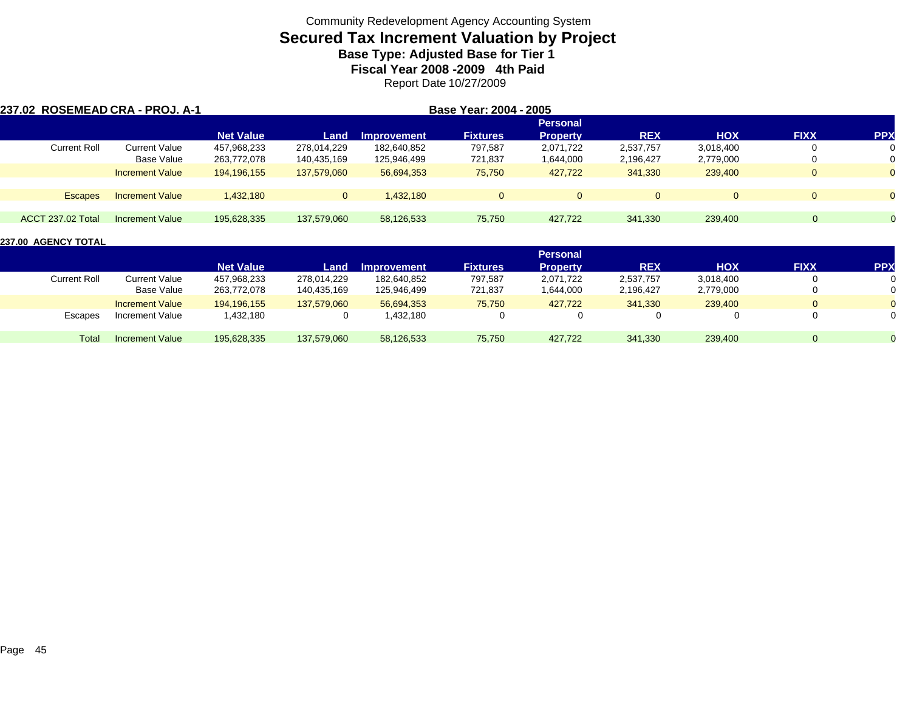Community Redevelopment Agency Accounting System

# Secured Tax Increment Valuation by Project

### Base Type: Adjusted Base for Tier 1

### Fiscal Year 2008 -2009 4th Paid

Report Date 10/27/2009

**237.02 ROSEMEAD CRA - PROJ. A-1** **Base Year: 2004 - 2005**

| | | Net Value | Land | Improvement | Fixtures | Personal Property | REX | HOX | FIXX | PPX |
|---|---|---|---|---|---|---|---|---|---|---|
| Current Roll | Current Value | 457,968,233 | 278,014,229 | 182,640,852 | 797,587 | 2,071,722 | 2,537,757 | 3,018,400 | 0 | 0 |
| | Base Value | 263,772,078 | 140,435,169 | 125,946,499 | 721,837 | 1,644,000 | 2,196,427 | 2,779,000 | 0 | 0 |
| | Increment Value | 194,196,155 | 137,579,060 | 56,694,353 | 75,750 | 427,722 | 341,330 | 239,400 | 0 | 0 |
| Escapes | Increment Value | 1,432,180 | 0 | 1,432,180 | 0 | 0 | 0 | 0 | 0 | 0 |
| ACCT 237.02 Total | Increment Value | 195,628,335 | 137,579,060 | 58,126,533 | 75,750 | 427,722 | 341,330 | 239,400 | 0 | 0 |

**237.00 AGENCY TOTAL**

| | | Net Value | Land | Improvement | Fixtures | Personal Property | REX | HOX | FIXX | PPX |
|---|---|---|---|---|---|---|---|---|---|---|
| Current Roll | Current Value | 457,968,233 | 278,014,229 | 182,640,852 | 797,587 | 2,071,722 | 2,537,757 | 3,018,400 | 0 | 0 |
| | Base Value | 263,772,078 | 140,435,169 | 125,946,499 | 721,837 | 1,644,000 | 2,196,427 | 2,779,000 | 0 | 0 |
| | Increment Value | 194,196,155 | 137,579,060 | 56,694,353 | 75,750 | 427,722 | 341,330 | 239,400 | 0 | 0 |
| Escapes | Increment Value | 1,432,180 | 0 | 1,432,180 | 0 | 0 | 0 | 0 | 0 | 0 |
| Total | Increment Value | 195,628,335 | 137,579,060 | 58,126,533 | 75,750 | 427,722 | 341,330 | 239,400 | 0 | 0 |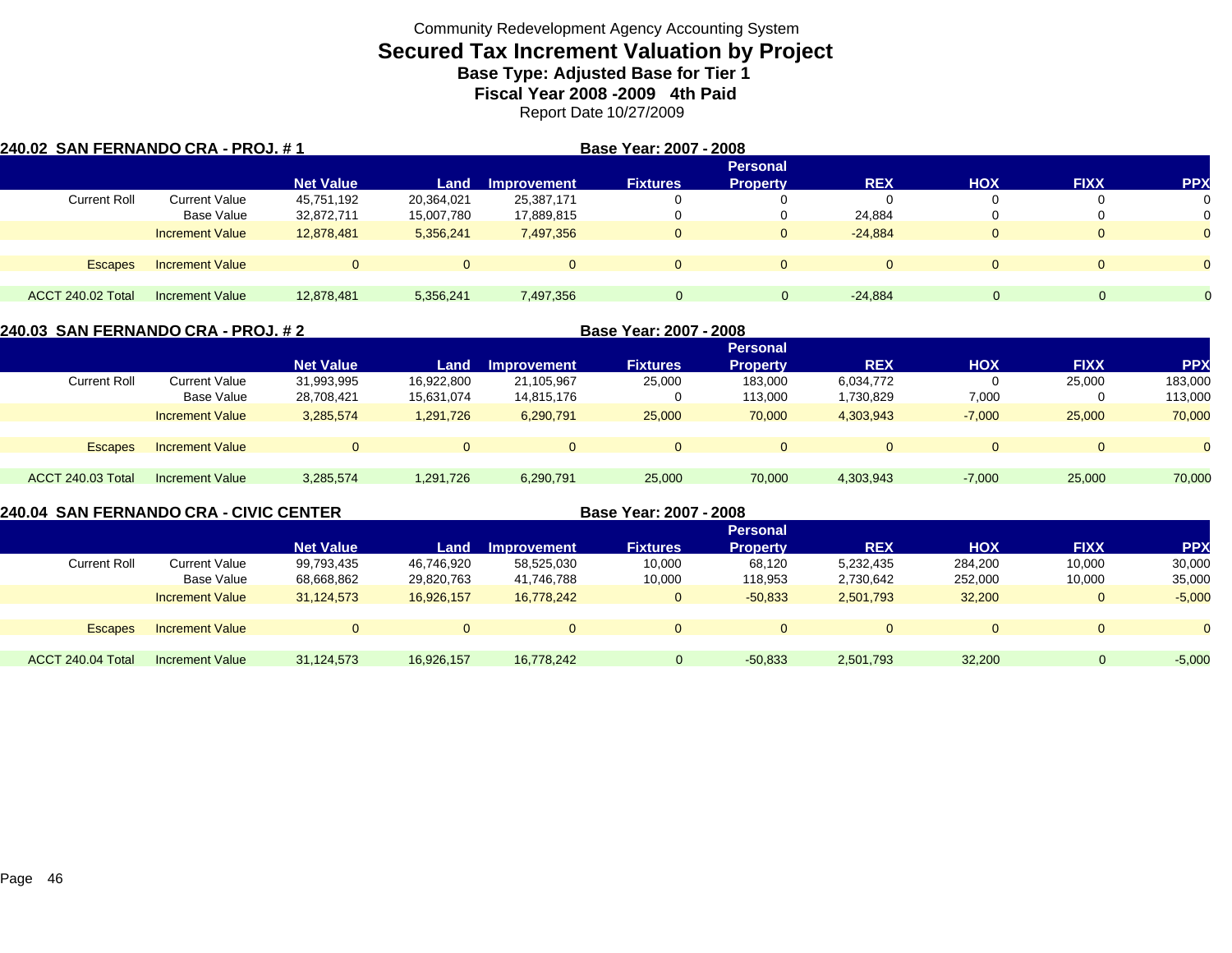Community Redevelopment Agency Accounting System

# Secured Tax Increment Valuation by Project

**Base Type: Adjusted Base for Tier 1**

**Fiscal Year 2008 -2009 4th Paid**

Report Date 10/27/2009

## 240.02 SAN FERNANDO CRA - PROJ. # 1

**Base Year: 2007 - 2008**

| | | Net Value | Land | Improvement | Fixtures | Personal Property | REX | HOX | FIXX | PPX |
|---|---|---|---|---|---|---|---|---|---|---|
| Current Roll | Current Value | 45,751,192 | 20,364,021 | 25,387,171 | 0 | 0 | 0 | 0 | 0 | 0 |
| | Base Value | 32,872,711 | 15,007,780 | 17,889,815 | 0 | 0 | 24,884 | 0 | 0 | 0 |
| | Increment Value | 12,878,481 | 5,356,241 | 7,497,356 | 0 | 0 | -24,884 | 0 | 0 | 0 |
| Escapes | Increment Value | 0 | 0 | 0 | 0 | 0 | 0 | 0 | 0 | 0 |
| ACCT 240.02 Total | Increment Value | 12,878,481 | 5,356,241 | 7,497,356 | 0 | 0 | -24,884 | 0 | 0 | 0 |

## 240.03 SAN FERNANDO CRA - PROJ. # 2

**Base Year: 2007 - 2008**

| | | Net Value | Land | Improvement | Fixtures | Personal Property | REX | HOX | FIXX | PPX |
|---|---|---|---|---|---|---|---|---|---|---|
| Current Roll | Current Value | 31,993,995 | 16,922,800 | 21,105,967 | 25,000 | 183,000 | 6,034,772 | 0 | 25,000 | 183,000 |
| | Base Value | 28,708,421 | 15,631,074 | 14,815,176 | 0 | 113,000 | 1,730,829 | 7,000 | 0 | 113,000 |
| | Increment Value | 3,285,574 | 1,291,726 | 6,290,791 | 25,000 | 70,000 | 4,303,943 | -7,000 | 25,000 | 70,000 |
| Escapes | Increment Value | 0 | 0 | 0 | 0 | 0 | 0 | 0 | 0 | 0 |
| ACCT 240.03 Total | Increment Value | 3,285,574 | 1,291,726 | 6,290,791 | 25,000 | 70,000 | 4,303,943 | -7,000 | 25,000 | 70,000 |

## 240.04 SAN FERNANDO CRA - CIVIC CENTER

**Base Year: 2007 - 2008**

| | | Net Value | Land | Improvement | Fixtures | Personal Property | REX | HOX | FIXX | PPX |
|---|---|---|---|---|---|---|---|---|---|---|
| Current Roll | Current Value | 99,793,435 | 46,746,920 | 58,525,030 | 10,000 | 68,120 | 5,232,435 | 284,200 | 10,000 | 30,000 |
| | Base Value | 68,668,862 | 29,820,763 | 41,746,788 | 10,000 | 118,953 | 2,730,642 | 252,000 | 10,000 | 35,000 |
| | Increment Value | 31,124,573 | 16,926,157 | 16,778,242 | 0 | -50,833 | 2,501,793 | 32,200 | 0 | -5,000 |
| Escapes | Increment Value | 0 | 0 | 0 | 0 | 0 | 0 | 0 | 0 | 0 |
| ACCT 240.04 Total | Increment Value | 31,124,573 | 16,926,157 | 16,778,242 | 0 | -50,833 | 2,501,793 | 32,200 | 0 | -5,000 |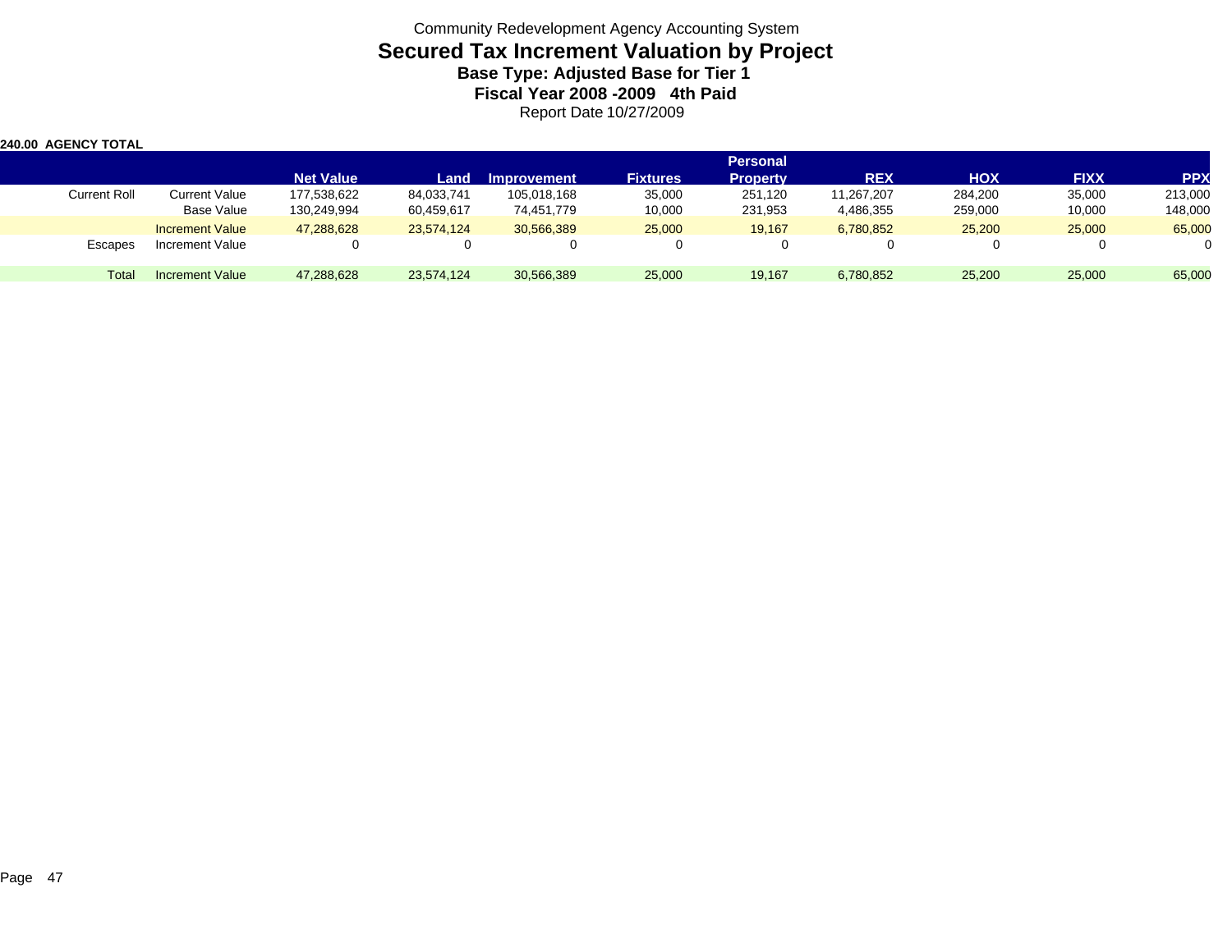Community Redevelopment Agency Accounting System

# Secured Tax Increment Valuation by Project

### Base Type: Adjusted Base for Tier 1

### Fiscal Year 2008 -2009 4th Paid

Report Date 10/27/2009

**240.00 AGENCY TOTAL**

| | | Net Value | Land | Improvement | Fixtures | Personal Property | REX | HOX | FIXX | PPX |
|---|---|---|---|---|---|---|---|---|---|---|
| Current Roll | Current Value | 177,538,622 | 84,033,741 | 105,018,168 | 35,000 | 251,120 | 11,267,207 | 284,200 | 35,000 | 213,000 |
| | Base Value | 130,249,994 | 60,459,617 | 74,451,779 | 10,000 | 231,953 | 4,486,355 | 259,000 | 10,000 | 148,000 |
| | Increment Value | 47,288,628 | 23,574,124 | 30,566,389 | 25,000 | 19,167 | 6,780,852 | 25,200 | 25,000 | 65,000 |
| Escapes | Increment Value | 0 | 0 | 0 | 0 | 0 | 0 | 0 | 0 | 0 |
| Total | Increment Value | 47,288,628 | 23,574,124 | 30,566,389 | 25,000 | 19,167 | 6,780,852 | 25,200 | 25,000 | 65,000 |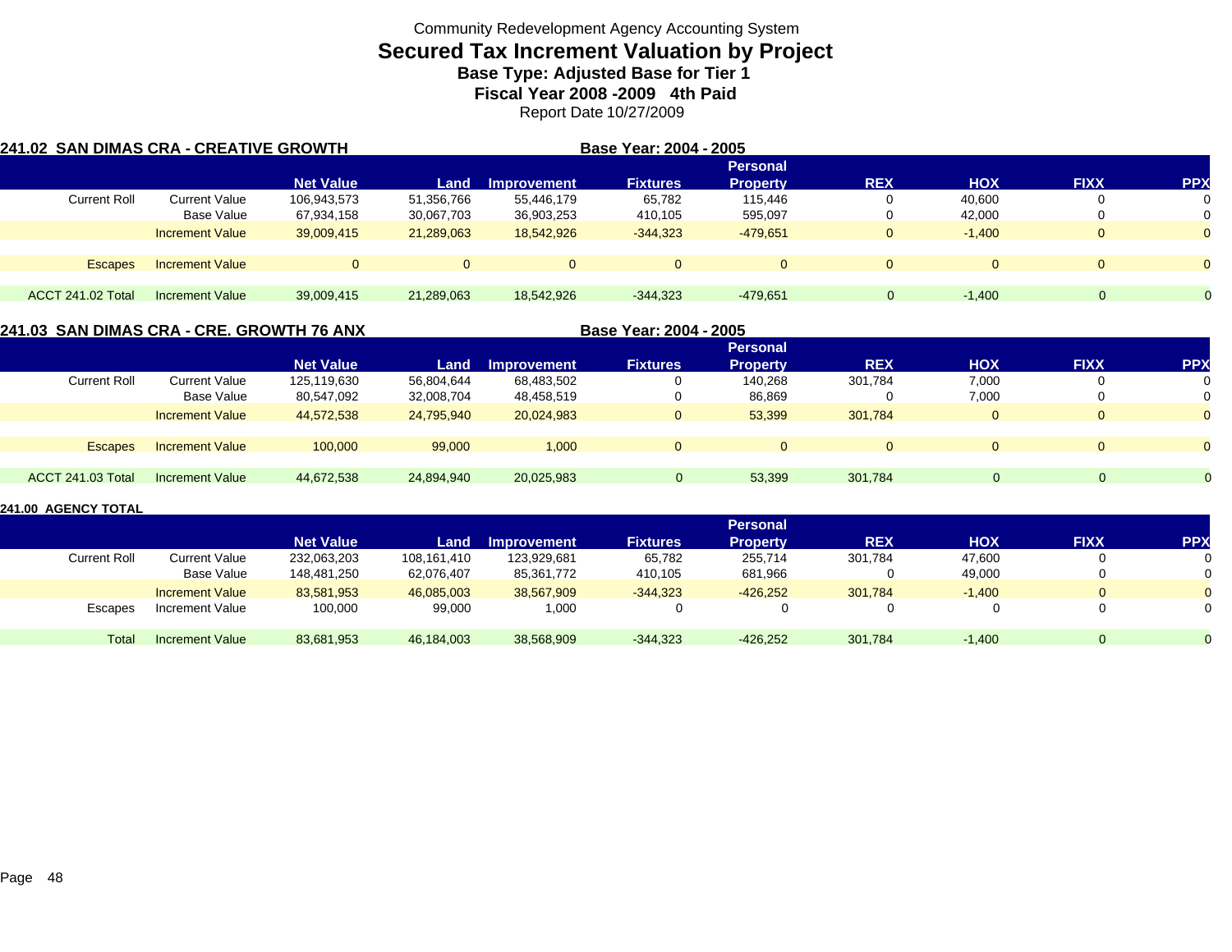Community Redevelopment Agency Accounting System

# Secured Tax Increment Valuation by Project

## Base Type: Adjusted Base for Tier 1

### Fiscal Year 2008 -2009 4th Paid

Report Date 10/27/2009

**241.02 SAN DIMAS CRA - CREATIVE GROWTH** **Base Year: 2004 - 2005**

| | | Net Value | Land | Improvement | Fixtures | Personal Property | REX | HOX | FIXX | PPX |
|---|---|---|---|---|---|---|---|---|---|---|
| Current Roll | Current Value | 106,943,573 | 51,356,766 | 55,446,179 | 65,782 | 115,446 | 0 | 40,600 | 0 | 0 |
| | Base Value | 67,934,158 | 30,067,703 | 36,903,253 | 410,105 | 595,097 | 0 | 42,000 | 0 | 0 |
| | Increment Value | 39,009,415 | 21,289,063 | 18,542,926 | -344,323 | -479,651 | 0 | -1,400 | 0 | 0 |
| Escapes | Increment Value | 0 | 0 | 0 | 0 | 0 | 0 | 0 | 0 | 0 |
| ACCT 241.02 Total | Increment Value | 39,009,415 | 21,289,063 | 18,542,926 | -344,323 | -479,651 | 0 | -1,400 | 0 | 0 |

**241.03 SAN DIMAS CRA - CRE. GROWTH 76 ANX** **Base Year: 2004 - 2005**

| | | Net Value | Land | Improvement | Fixtures | Personal Property | REX | HOX | FIXX | PPX |
|---|---|---|---|---|---|---|---|---|---|---|
| Current Roll | Current Value | 125,119,630 | 56,804,644 | 68,483,502 | 0 | 140,268 | 301,784 | 7,000 | 0 | 0 |
| | Base Value | 80,547,092 | 32,008,704 | 48,458,519 | 0 | 86,869 | 0 | 7,000 | 0 | 0 |
| | Increment Value | 44,572,538 | 24,795,940 | 20,024,983 | 0 | 53,399 | 301,784 | 0 | 0 | 0 |
| Escapes | Increment Value | 100,000 | 99,000 | 1,000 | 0 | 0 | 0 | 0 | 0 | 0 |
| ACCT 241.03 Total | Increment Value | 44,672,538 | 24,894,940 | 20,025,983 | 0 | 53,399 | 301,784 | 0 | 0 | 0 |

**241.00 AGENCY TOTAL**

| | | Net Value | Land | Improvement | Fixtures | Personal Property | REX | HOX | FIXX | PPX |
|---|---|---|---|---|---|---|---|---|---|---|
| Current Roll | Current Value | 232,063,203 | 108,161,410 | 123,929,681 | 65,782 | 255,714 | 301,784 | 47,600 | 0 | 0 |
| | Base Value | 148,481,250 | 62,076,407 | 85,361,772 | 410,105 | 681,966 | 0 | 49,000 | 0 | 0 |
| | Increment Value | 83,581,953 | 46,085,003 | 38,567,909 | -344,323 | -426,252 | 301,784 | -1,400 | 0 | 0 |
| Escapes | Increment Value | 100,000 | 99,000 | 1,000 | 0 | 0 | 0 | 0 | 0 | 0 |
| Total | Increment Value | 83,681,953 | 46,184,003 | 38,568,909 | -344,323 | -426,252 | 301,784 | -1,400 | 0 | 0 |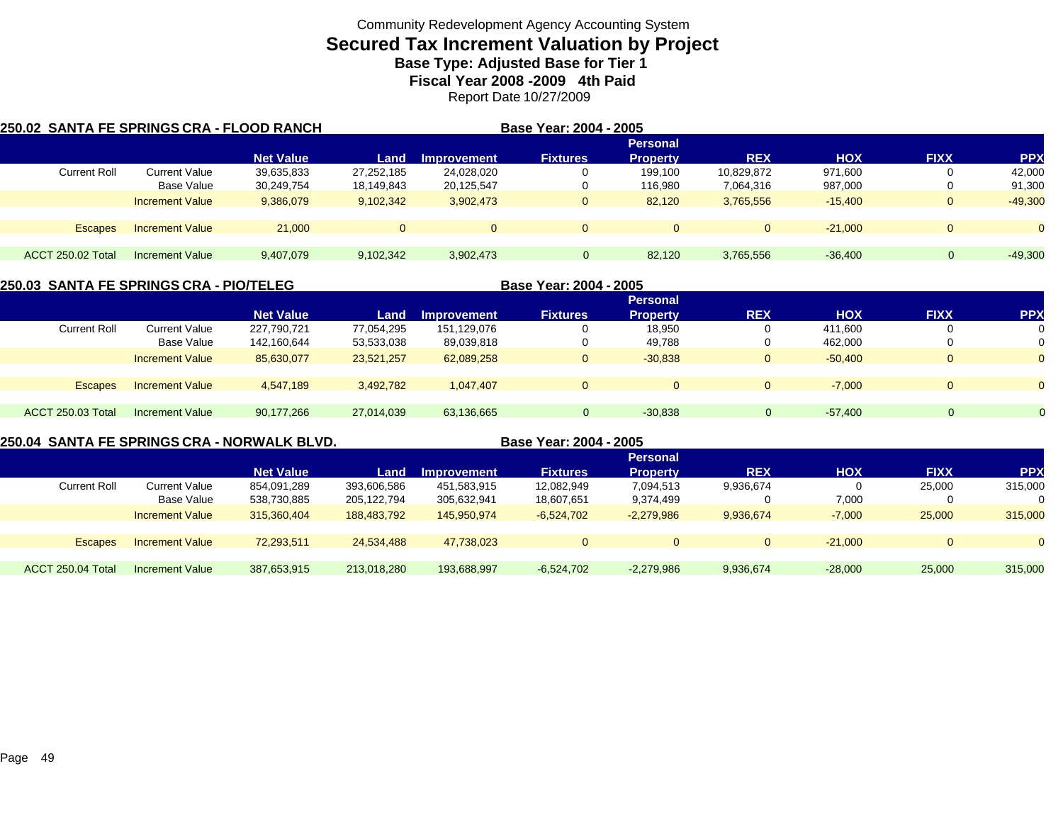Community Redevelopment Agency Accounting System

# Secured Tax Increment Valuation by Project

## Base Type: Adjusted Base for Tier 1

## Fiscal Year 2008 -2009 4th Paid

Report Date 10/27/2009

### 250.02 SANTA FE SPRINGS CRA - FLOOD RANCH

Base Year: 2004 - 2005

| | | Net Value | Land | Improvement | Fixtures | Personal Property | REX | HOX | FIXX | PPX |
|---|---|---|---|---|---|---|---|---|---|---|
| Current Roll | Current Value | 39,635,833 | 27,252,185 | 24,028,020 | 0 | 199,100 | 10,829,872 | 971,600 | 0 | 42,000 |
| | Base Value | 30,249,754 | 18,149,843 | 20,125,547 | 0 | 116,980 | 7,064,316 | 987,000 | 0 | 91,300 |
| | Increment Value | 9,386,079 | 9,102,342 | 3,902,473 | 0 | 82,120 | 3,765,556 | -15,400 | 0 | -49,300 |
| Escapes | Increment Value | 21,000 | 0 | 0 | 0 | 0 | 0 | -21,000 | 0 | 0 |
| ACCT 250.02 Total | Increment Value | 9,407,079 | 9,102,342 | 3,902,473 | 0 | 82,120 | 3,765,556 | -36,400 | 0 | -49,300 |

### 250.03 SANTA FE SPRINGS CRA - PIO/TELEG

Base Year: 2004 - 2005

| | | Net Value | Land | Improvement | Fixtures | Personal Property | REX | HOX | FIXX | PPX |
|---|---|---|---|---|---|---|---|---|---|---|
| Current Roll | Current Value | 227,790,721 | 77,054,295 | 151,129,076 | 0 | 18,950 | 0 | 411,600 | 0 | 0 |
| | Base Value | 142,160,644 | 53,533,038 | 89,039,818 | 0 | 49,788 | 0 | 462,000 | 0 | 0 |
| | Increment Value | 85,630,077 | 23,521,257 | 62,089,258 | 0 | -30,838 | 0 | -50,400 | 0 | 0 |
| Escapes | Increment Value | 4,547,189 | 3,492,782 | 1,047,407 | 0 | 0 | 0 | -7,000 | 0 | 0 |
| ACCT 250.03 Total | Increment Value | 90,177,266 | 27,014,039 | 63,136,665 | 0 | -30,838 | 0 | -57,400 | 0 | 0 |

### 250.04 SANTA FE SPRINGS CRA - NORWALK BLVD.

Base Year: 2004 - 2005

| | | Net Value | Land | Improvement | Fixtures | Personal Property | REX | HOX | FIXX | PPX |
|---|---|---|---|---|---|---|---|---|---|---|
| Current Roll | Current Value | 854,091,289 | 393,606,586 | 451,583,915 | 12,082,949 | 7,094,513 | 9,936,674 | 0 | 25,000 | 315,000 |
| | Base Value | 538,730,885 | 205,122,794 | 305,632,941 | 18,607,651 | 9,374,499 | 0 | 7,000 | 0 | 0 |
| | Increment Value | 315,360,404 | 188,483,792 | 145,950,974 | -6,524,702 | -2,279,986 | 9,936,674 | -7,000 | 25,000 | 315,000 |
| Escapes | Increment Value | 72,293,511 | 24,534,488 | 47,738,023 | 0 | 0 | 0 | -21,000 | 0 | 0 |
| ACCT 250.04 Total | Increment Value | 387,653,915 | 213,018,280 | 193,688,997 | -6,524,702 | -2,279,986 | 9,936,674 | -28,000 | 25,000 | 315,000 |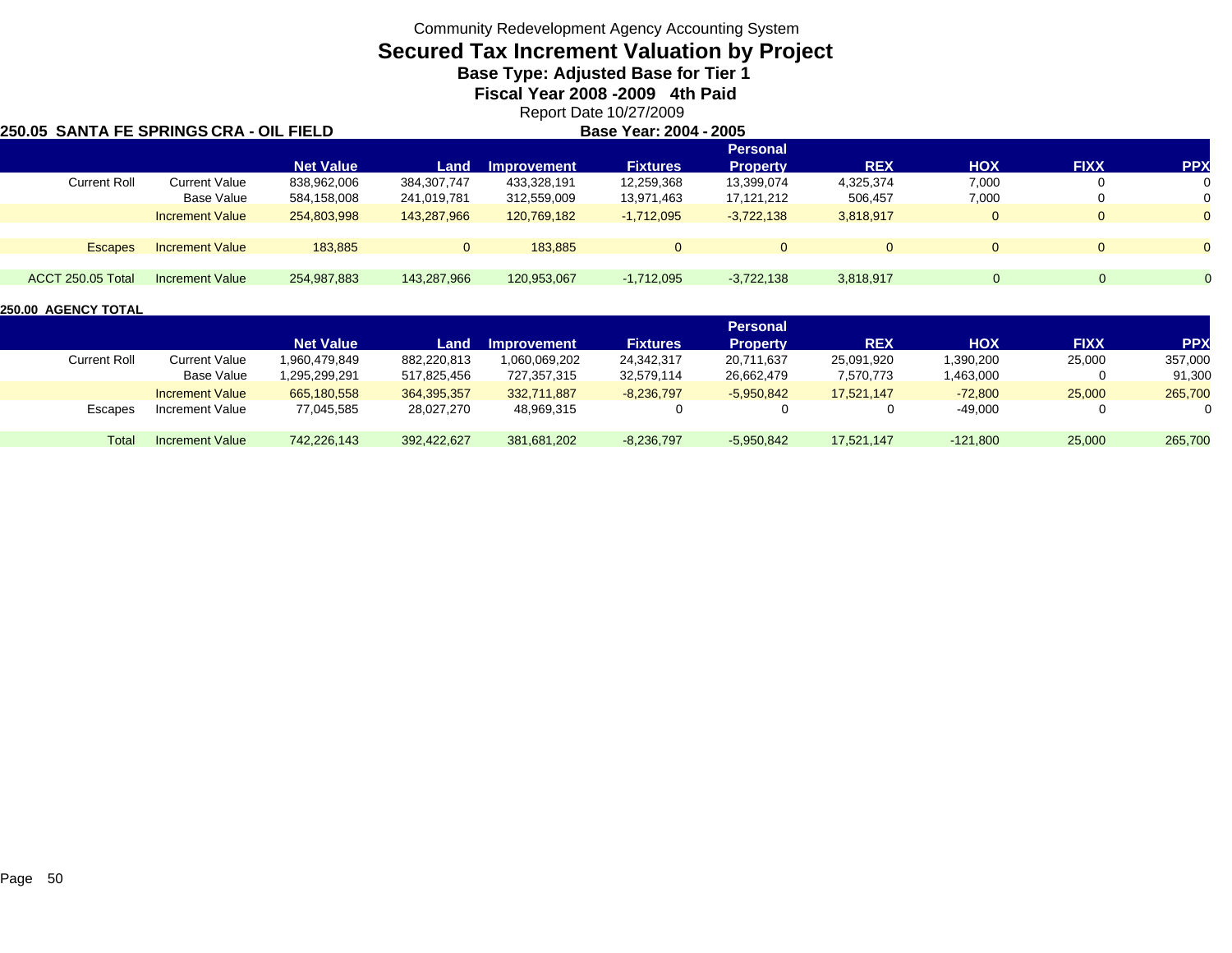Community Redevelopment Agency Accounting System

# Secured Tax Increment Valuation by Project

### Base Type: Adjusted Base for Tier 1

### Fiscal Year 2008 -2009 4th Paid

Report Date 10/27/2009

**250.05 SANTA FE SPRINGS CRA - OIL FIELD** **Base Year: 2004 - 2005**

| | | Net Value | Land | Improvement | Fixtures | Personal Property | REX | HOX | FIXX | PPX |
|---|---|---|---|---|---|---|---|---|---|---|
| Current Roll | Current Value | 838,962,006 | 384,307,747 | 433,328,191 | 12,259,368 | 13,399,074 | 4,325,374 | 7,000 | 0 | 0 |
| | Base Value | 584,158,008 | 241,019,781 | 312,559,009 | 13,971,463 | 17,121,212 | 506,457 | 7,000 | 0 | 0 |
| | Increment Value | 254,803,998 | 143,287,966 | 120,769,182 | -1,712,095 | -3,722,138 | 3,818,917 | 0 | 0 | 0 |
| Escapes | Increment Value | 183,885 | 0 | 183,885 | 0 | 0 | 0 | 0 | 0 | 0 |
| ACCT 250.05 Total | Increment Value | 254,987,883 | 143,287,966 | 120,953,067 | -1,712,095 | -3,722,138 | 3,818,917 | 0 | 0 | 0 |

**250.00 AGENCY TOTAL**

| | | Net Value | Land | Improvement | Fixtures | Personal Property | REX | HOX | FIXX | PPX |
|---|---|---|---|---|---|---|---|---|---|---|
| Current Roll | Current Value | 1,960,479,849 | 882,220,813 | 1,060,069,202 | 24,342,317 | 20,711,637 | 25,091,920 | 1,390,200 | 25,000 | 357,000 |
| | Base Value | 1,295,299,291 | 517,825,456 | 727,357,315 | 32,579,114 | 26,662,479 | 7,570,773 | 1,463,000 | 0 | 91,300 |
| | Increment Value | 665,180,558 | 364,395,357 | 332,711,887 | -8,236,797 | -5,950,842 | 17,521,147 | -72,800 | 25,000 | 265,700 |
| Escapes | Increment Value | 77,045,585 | 28,027,270 | 48,969,315 | 0 | 0 | 0 | -49,000 | 0 | 0 |
| Total | Increment Value | 742,226,143 | 392,422,627 | 381,681,202 | -8,236,797 | -5,950,842 | 17,521,147 | -121,800 | 25,000 | 265,700 |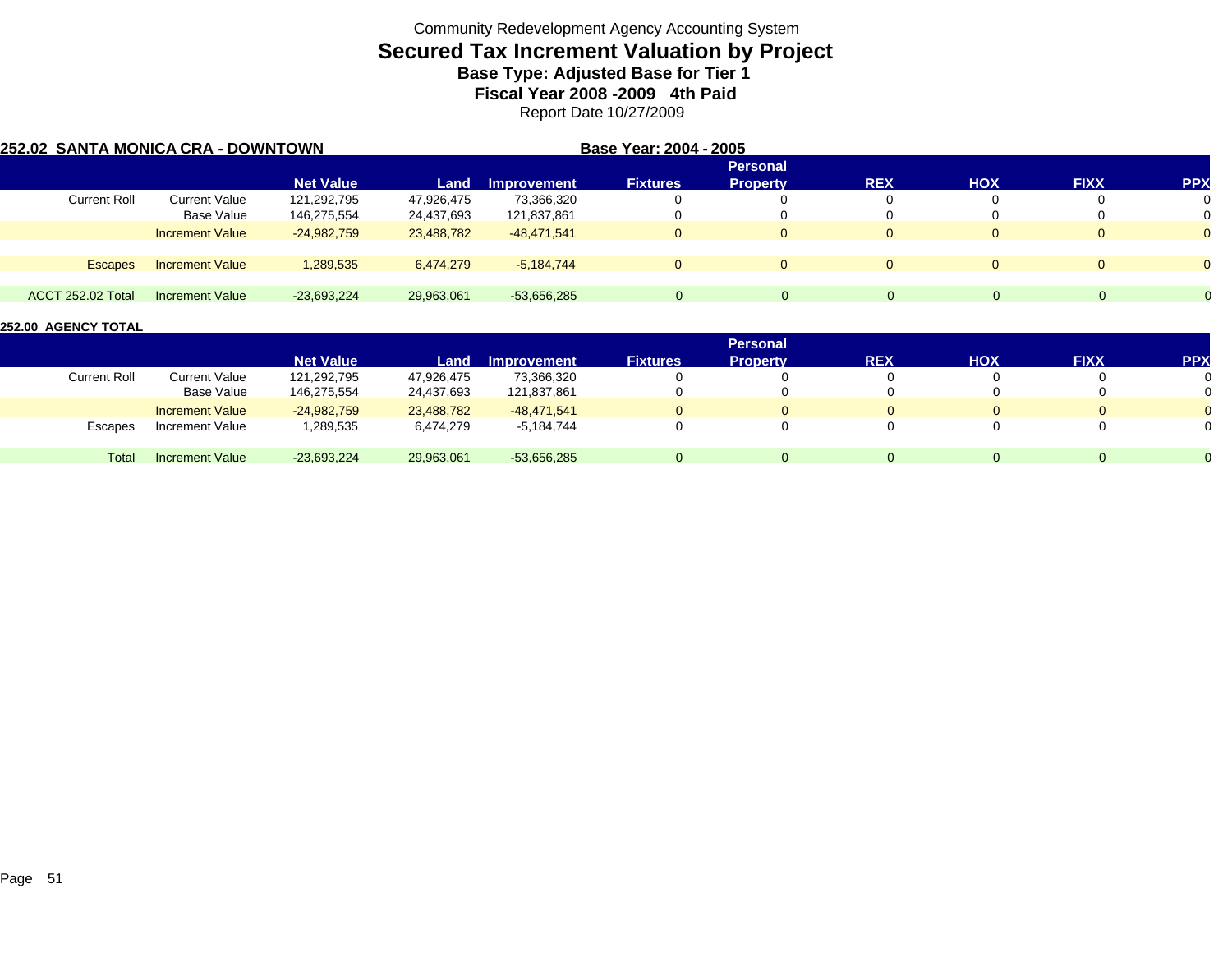Community Redevelopment Agency Accounting System

# Secured Tax Increment Valuation by Project

### Base Type: Adjusted Base for Tier 1

### Fiscal Year 2008 -2009 4th Paid

Report Date 10/27/2009

**252.02 SANTA MONICA CRA - DOWNTOWN** **Base Year: 2004 - 2005**

| | | Net Value | Land | Improvement | Fixtures | Personal Property | REX | HOX | FIXX | PPX |
|---|---|---|---|---|---|---|---|---|---|---|
| Current Roll | Current Value | 121,292,795 | 47,926,475 | 73,366,320 | 0 | 0 | 0 | 0 | 0 | 0 |
| | Base Value | 146,275,554 | 24,437,693 | 121,837,861 | 0 | 0 | 0 | 0 | 0 | 0 |
| | Increment Value | -24,982,759 | 23,488,782 | -48,471,541 | 0 | 0 | 0 | 0 | 0 | 0 |
| Escapes | Increment Value | 1,289,535 | 6,474,279 | -5,184,744 | 0 | 0 | 0 | 0 | 0 | 0 |
| ACCT 252.02 Total | Increment Value | -23,693,224 | 29,963,061 | -53,656,285 | 0 | 0 | 0 | 0 | 0 | 0 |

**252.00 AGENCY TOTAL**

| | | Net Value | Land | Improvement | Fixtures | Personal Property | REX | HOX | FIXX | PPX |
|---|---|---|---|---|---|---|---|---|---|---|
| Current Roll | Current Value | 121,292,795 | 47,926,475 | 73,366,320 | 0 | 0 | 0 | 0 | 0 | 0 |
| | Base Value | 146,275,554 | 24,437,693 | 121,837,861 | 0 | 0 | 0 | 0 | 0 | 0 |
| | Increment Value | -24,982,759 | 23,488,782 | -48,471,541 | 0 | 0 | 0 | 0 | 0 | 0 |
| Escapes | Increment Value | 1,289,535 | 6,474,279 | -5,184,744 | 0 | 0 | 0 | 0 | 0 | 0 |
| Total | Increment Value | -23,693,224 | 29,963,061 | -53,656,285 | 0 | 0 | 0 | 0 | 0 | 0 |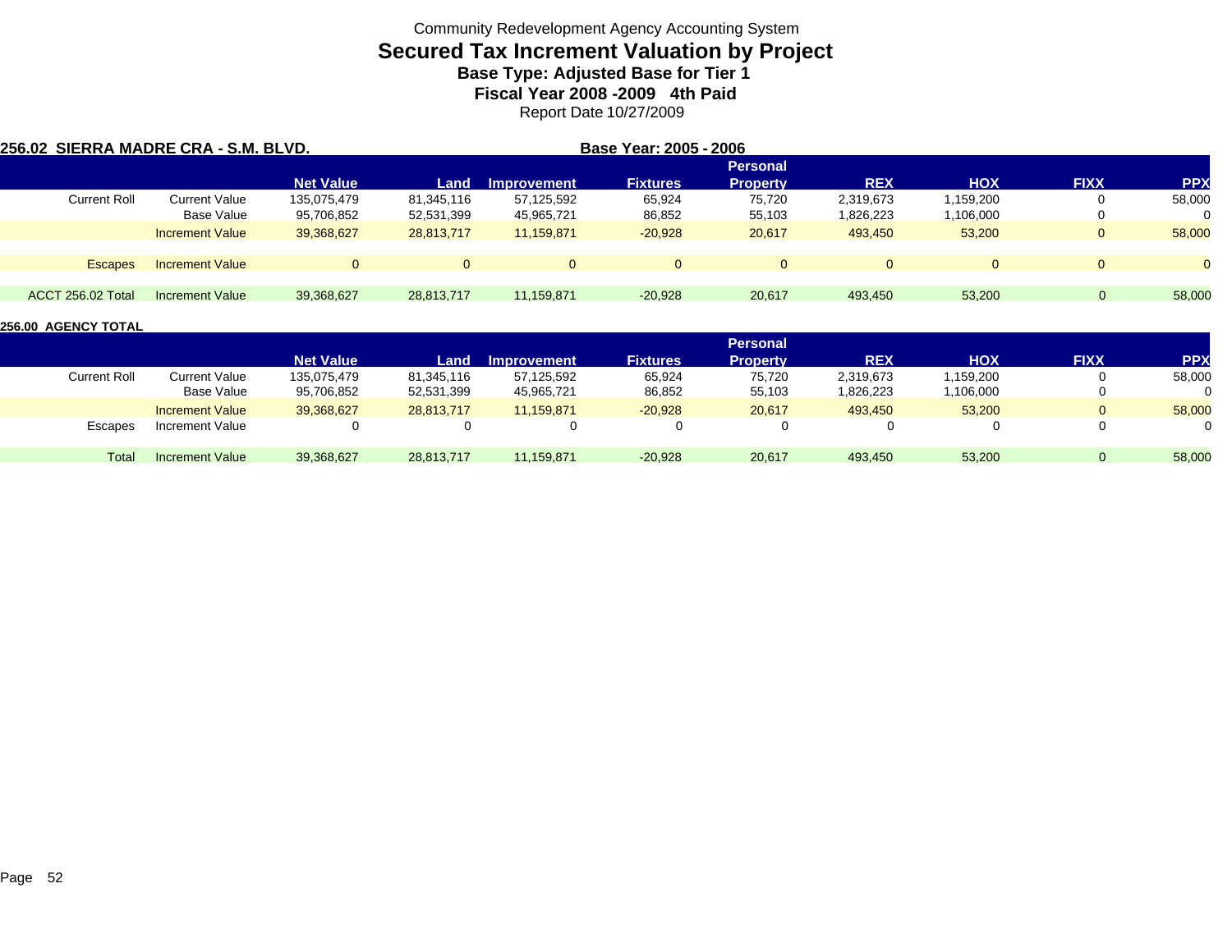Community Redevelopment Agency Accounting System

# Secured Tax Increment Valuation by Project

## Base Type: Adjusted Base for Tier 1

## Fiscal Year 2008 -2009 4th Paid

Report Date 10/27/2009

**256.02 SIERRA MADRE CRA - S.M. BLVD.** **Base Year: 2005 - 2006**

| | | Net Value | Land | Improvement | Fixtures | Personal Property | REX | HOX | FIXX | PPX |
|---|---|---|---|---|---|---|---|---|---|---|
| Current Roll | Current Value | 135,075,479 | 81,345,116 | 57,125,592 | 65,924 | 75,720 | 2,319,673 | 1,159,200 | 0 | 58,000 |
| | Base Value | 95,706,852 | 52,531,399 | 45,965,721 | 86,852 | 55,103 | 1,826,223 | 1,106,000 | 0 | 0 |
| | Increment Value | 39,368,627 | 28,813,717 | 11,159,871 | -20,928 | 20,617 | 493,450 | 53,200 | 0 | 58,000 |
| Escapes | Increment Value | 0 | 0 | 0 | 0 | 0 | 0 | 0 | 0 | 0 |
| ACCT 256.02 Total | Increment Value | 39,368,627 | 28,813,717 | 11,159,871 | -20,928 | 20,617 | 493,450 | 53,200 | 0 | 58,000 |

**256.00 AGENCY TOTAL**

| | | Net Value | Land | Improvement | Fixtures | Personal Property | REX | HOX | FIXX | PPX |
|---|---|---|---|---|---|---|---|---|---|---|
| Current Roll | Current Value | 135,075,479 | 81,345,116 | 57,125,592 | 65,924 | 75,720 | 2,319,673 | 1,159,200 | 0 | 58,000 |
| | Base Value | 95,706,852 | 52,531,399 | 45,965,721 | 86,852 | 55,103 | 1,826,223 | 1,106,000 | 0 | 0 |
| | Increment Value | 39,368,627 | 28,813,717 | 11,159,871 | -20,928 | 20,617 | 493,450 | 53,200 | 0 | 58,000 |
| Escapes | Increment Value | 0 | 0 | 0 | 0 | 0 | 0 | 0 | 0 | 0 |
| Total | Increment Value | 39,368,627 | 28,813,717 | 11,159,871 | -20,928 | 20,617 | 493,450 | 53,200 | 0 | 58,000 |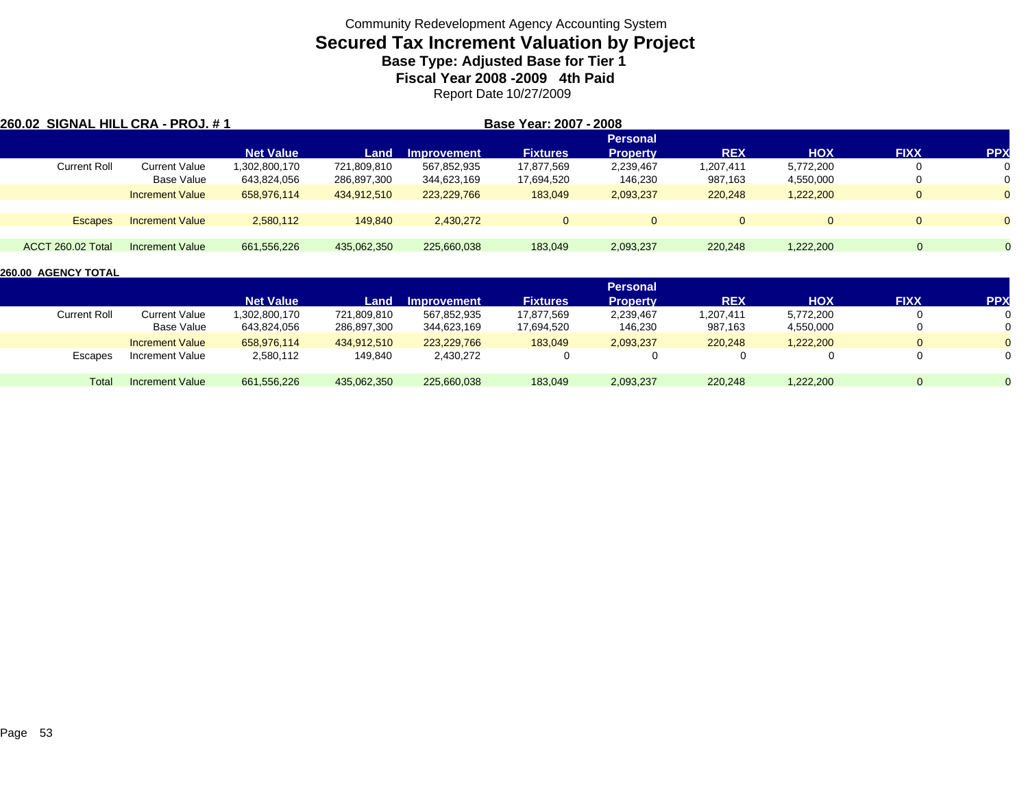Community Redevelopment Agency Accounting System

# Secured Tax Increment Valuation by Project

### Base Type: Adjusted Base for Tier 1

### Fiscal Year 2008 -2009 4th Paid

Report Date 10/27/2009

**260.02 SIGNAL HILL CRA - PROJ. # 1** **Base Year: 2007 - 2008**

| | | Net Value | Land | Improvement | Fixtures | Personal Property | REX | HOX | FIXX | PPX |
|---|---|---|---|---|---|---|---|---|---|---|
| Current Roll | Current Value | 1,302,800,170 | 721,809,810 | 567,852,935 | 17,877,569 | 2,239,467 | 1,207,411 | 5,772,200 | 0 | 0 |
| | Base Value | 643,824,056 | 286,897,300 | 344,623,169 | 17,694,520 | 146,230 | 987,163 | 4,550,000 | 0 | 0 |
| | Increment Value | 658,976,114 | 434,912,510 | 223,229,766 | 183,049 | 2,093,237 | 220,248 | 1,222,200 | 0 | 0 |
| Escapes | Increment Value | 2,580,112 | 149,840 | 2,430,272 | 0 | 0 | 0 | 0 | 0 | 0 |
| ACCT 260.02 Total | Increment Value | 661,556,226 | 435,062,350 | 225,660,038 | 183,049 | 2,093,237 | 220,248 | 1,222,200 | 0 | 0 |

**260.00 AGENCY TOTAL**

| | | Net Value | Land | Improvement | Fixtures | Personal Property | REX | HOX | FIXX | PPX |
|---|---|---|---|---|---|---|---|---|---|---|
| Current Roll | Current Value | 1,302,800,170 | 721,809,810 | 567,852,935 | 17,877,569 | 2,239,467 | 1,207,411 | 5,772,200 | 0 | 0 |
| | Base Value | 643,824,056 | 286,897,300 | 344,623,169 | 17,694,520 | 146,230 | 987,163 | 4,550,000 | 0 | 0 |
| | Increment Value | 658,976,114 | 434,912,510 | 223,229,766 | 183,049 | 2,093,237 | 220,248 | 1,222,200 | 0 | 0 |
| Escapes | Increment Value | 2,580,112 | 149,840 | 2,430,272 | 0 | 0 | 0 | 0 | 0 | 0 |
| Total | Increment Value | 661,556,226 | 435,062,350 | 225,660,038 | 183,049 | 2,093,237 | 220,248 | 1,222,200 | 0 | 0 |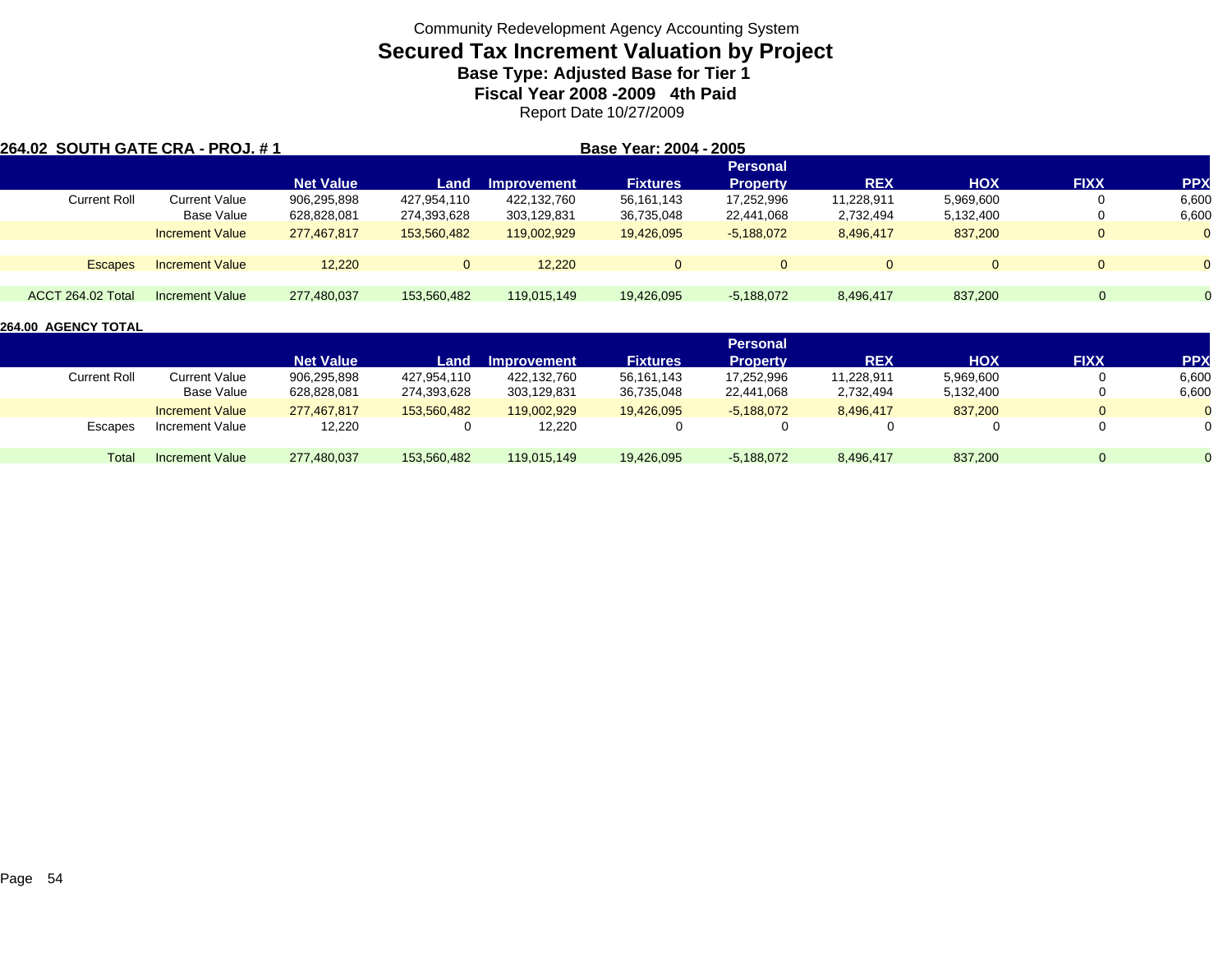Community Redevelopment Agency Accounting System

# Secured Tax Increment Valuation by Project

## Base Type: Adjusted Base for Tier 1

## Fiscal Year 2008 -2009 4th Paid

Report Date 10/27/2009

**264.02 SOUTH GATE CRA - PROJ. # 1** **Base Year: 2004 - 2005**

| | | Net Value | Land | Improvement | Fixtures | Personal Property | REX | HOX | FIXX | PPX |
|---|---|---|---|---|---|---|---|---|---|---|
| Current Roll | Current Value | 906,295,898 | 427,954,110 | 422,132,760 | 56,161,143 | 17,252,996 | 11,228,911 | 5,969,600 | 0 | 6,600 |
| | Base Value | 628,828,081 | 274,393,628 | 303,129,831 | 36,735,048 | 22,441,068 | 2,732,494 | 5,132,400 | 0 | 6,600 |
| | Increment Value | 277,467,817 | 153,560,482 | 119,002,929 | 19,426,095 | -5,188,072 | 8,496,417 | 837,200 | 0 | 0 |
| Escapes | Increment Value | 12,220 | 0 | 12,220 | 0 | 0 | 0 | 0 | 0 | 0 |
| ACCT 264.02 Total | Increment Value | 277,480,037 | 153,560,482 | 119,015,149 | 19,426,095 | -5,188,072 | 8,496,417 | 837,200 | 0 | 0 |

**264.00 AGENCY TOTAL**

| | | Net Value | Land | Improvement | Fixtures | Personal Property | REX | HOX | FIXX | PPX |
|---|---|---|---|---|---|---|---|---|---|---|
| Current Roll | Current Value | 906,295,898 | 427,954,110 | 422,132,760 | 56,161,143 | 17,252,996 | 11,228,911 | 5,969,600 | 0 | 6,600 |
| | Base Value | 628,828,081 | 274,393,628 | 303,129,831 | 36,735,048 | 22,441,068 | 2,732,494 | 5,132,400 | 0 | 6,600 |
| | Increment Value | 277,467,817 | 153,560,482 | 119,002,929 | 19,426,095 | -5,188,072 | 8,496,417 | 837,200 | 0 | 0 |
| Escapes | Increment Value | 12,220 | 0 | 12,220 | 0 | 0 | 0 | 0 | 0 | 0 |
| Total | Increment Value | 277,480,037 | 153,560,482 | 119,015,149 | 19,426,095 | -5,188,072 | 8,496,417 | 837,200 | 0 | 0 |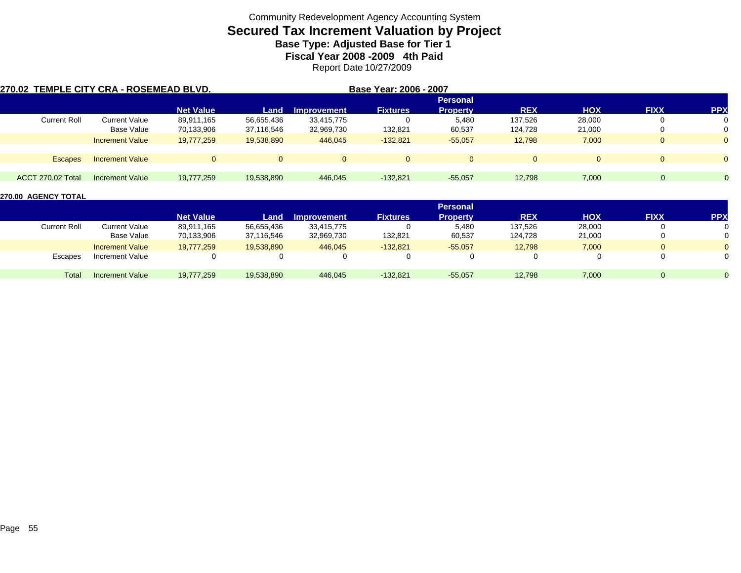Community Redevelopment Agency Accounting System

# Secured Tax Increment Valuation by Project

## Base Type: Adjusted Base for Tier 1

## Fiscal Year 2008 -2009 4th Paid

Report Date 10/27/2009

**270.02 TEMPLE CITY CRA - ROSEMEAD BLVD.** **Base Year: 2006 - 2007**

| | | Net Value | Land | Improvement | Fixtures | Personal Property | REX | HOX | FIXX | PPX |
|---|---|---|---|---|---|---|---|---|---|---|
| Current Roll | Current Value | 89,911,165 | 56,655,436 | 33,415,775 | 0 | 5,480 | 137,526 | 28,000 | 0 | 0 |
| | Base Value | 70,133,906 | 37,116,546 | 32,969,730 | 132,821 | 60,537 | 124,728 | 21,000 | 0 | 0 |
| | Increment Value | 19,777,259 | 19,538,890 | 446,045 | -132,821 | -55,057 | 12,798 | 7,000 | 0 | 0 |
| Escapes | Increment Value | 0 | 0 | 0 | 0 | 0 | 0 | 0 | 0 | 0 |
| ACCT 270.02 Total | Increment Value | 19,777,259 | 19,538,890 | 446,045 | -132,821 | -55,057 | 12,798 | 7,000 | 0 | 0 |

**270.00 AGENCY TOTAL**

| | | Net Value | Land | Improvement | Fixtures | Personal Property | REX | HOX | FIXX | PPX |
|---|---|---|---|---|---|---|---|---|---|---|
| Current Roll | Current Value | 89,911,165 | 56,655,436 | 33,415,775 | 0 | 5,480 | 137,526 | 28,000 | 0 | 0 |
| | Base Value | 70,133,906 | 37,116,546 | 32,969,730 | 132,821 | 60,537 | 124,728 | 21,000 | 0 | 0 |
| | Increment Value | 19,777,259 | 19,538,890 | 446,045 | -132,821 | -55,057 | 12,798 | 7,000 | 0 | 0 |
| Escapes | Increment Value | 0 | 0 | 0 | 0 | 0 | 0 | 0 | 0 | 0 |
| Total | Increment Value | 19,777,259 | 19,538,890 | 446,045 | -132,821 | -55,057 | 12,798 | 7,000 | 0 | 0 |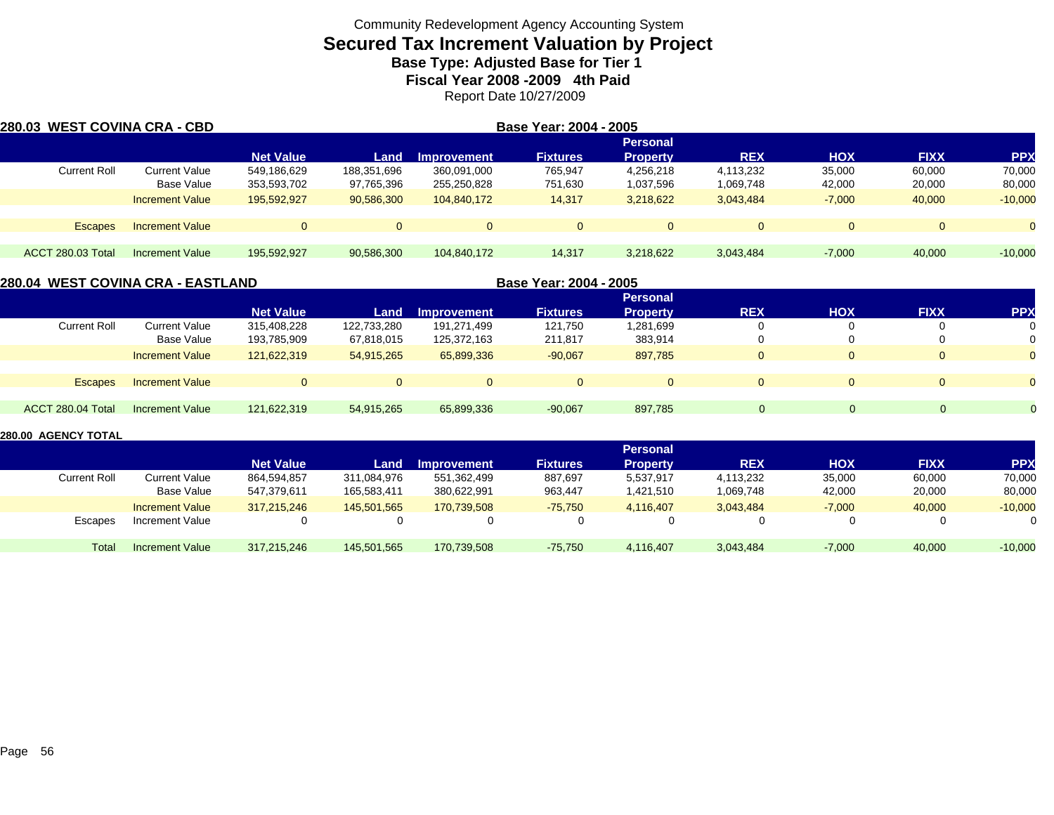Community Redevelopment Agency Accounting System

# Secured Tax Increment Valuation by Project

### Base Type: Adjusted Base for Tier 1

### Fiscal Year 2008 -2009 4th Paid

Report Date 10/27/2009

## 280.03 WEST COVINA CRA - CBD

**Base Year: 2004 - 2005**

| | | Net Value | Land | Improvement | Fixtures | Personal Property | REX | HOX | FIXX | PPX |
|---|---|---|---|---|---|---|---|---|---|---|
| Current Roll | Current Value | 549,186,629 | 188,351,696 | 360,091,000 | 765,947 | 4,256,218 | 4,113,232 | 35,000 | 60,000 | 70,000 |
| | Base Value | 353,593,702 | 97,765,396 | 255,250,828 | 751,630 | 1,037,596 | 1,069,748 | 42,000 | 20,000 | 80,000 |
| | Increment Value | 195,592,927 | 90,586,300 | 104,840,172 | 14,317 | 3,218,622 | 3,043,484 | -7,000 | 40,000 | -10,000 |
| Escapes | Increment Value | 0 | 0 | 0 | 0 | 0 | 0 | 0 | 0 | 0 |
| ACCT 280.03 Total | Increment Value | 195,592,927 | 90,586,300 | 104,840,172 | 14,317 | 3,218,622 | 3,043,484 | -7,000 | 40,000 | -10,000 |

## 280.04 WEST COVINA CRA - EASTLAND

**Base Year: 2004 - 2005**

| | | Net Value | Land | Improvement | Fixtures | Personal Property | REX | HOX | FIXX | PPX |
|---|---|---|---|---|---|---|---|---|---|---|
| Current Roll | Current Value | 315,408,228 | 122,733,280 | 191,271,499 | 121,750 | 1,281,699 | 0 | 0 | 0 | 0 |
| | Base Value | 193,785,909 | 67,818,015 | 125,372,163 | 211,817 | 383,914 | 0 | 0 | 0 | 0 |
| | Increment Value | 121,622,319 | 54,915,265 | 65,899,336 | -90,067 | 897,785 | 0 | 0 | 0 | 0 |
| Escapes | Increment Value | 0 | 0 | 0 | 0 | 0 | 0 | 0 | 0 | 0 |
| ACCT 280.04 Total | Increment Value | 121,622,319 | 54,915,265 | 65,899,336 | -90,067 | 897,785 | 0 | 0 | 0 | 0 |

## 280.00 AGENCY TOTAL

| | | Net Value | Land | Improvement | Fixtures | Personal Property | REX | HOX | FIXX | PPX |
|---|---|---|---|---|---|---|---|---|---|---|
| Current Roll | Current Value | 864,594,857 | 311,084,976 | 551,362,499 | 887,697 | 5,537,917 | 4,113,232 | 35,000 | 60,000 | 70,000 |
| | Base Value | 547,379,611 | 165,583,411 | 380,622,991 | 963,447 | 1,421,510 | 1,069,748 | 42,000 | 20,000 | 80,000 |
| | Increment Value | 317,215,246 | 145,501,565 | 170,739,508 | -75,750 | 4,116,407 | 3,043,484 | -7,000 | 40,000 | -10,000 |
| Escapes | Increment Value | 0 | 0 | 0 | 0 | 0 | 0 | 0 | 0 | 0 |
| Total | Increment Value | 317,215,246 | 145,501,565 | 170,739,508 | -75,750 | 4,116,407 | 3,043,484 | -7,000 | 40,000 | -10,000 |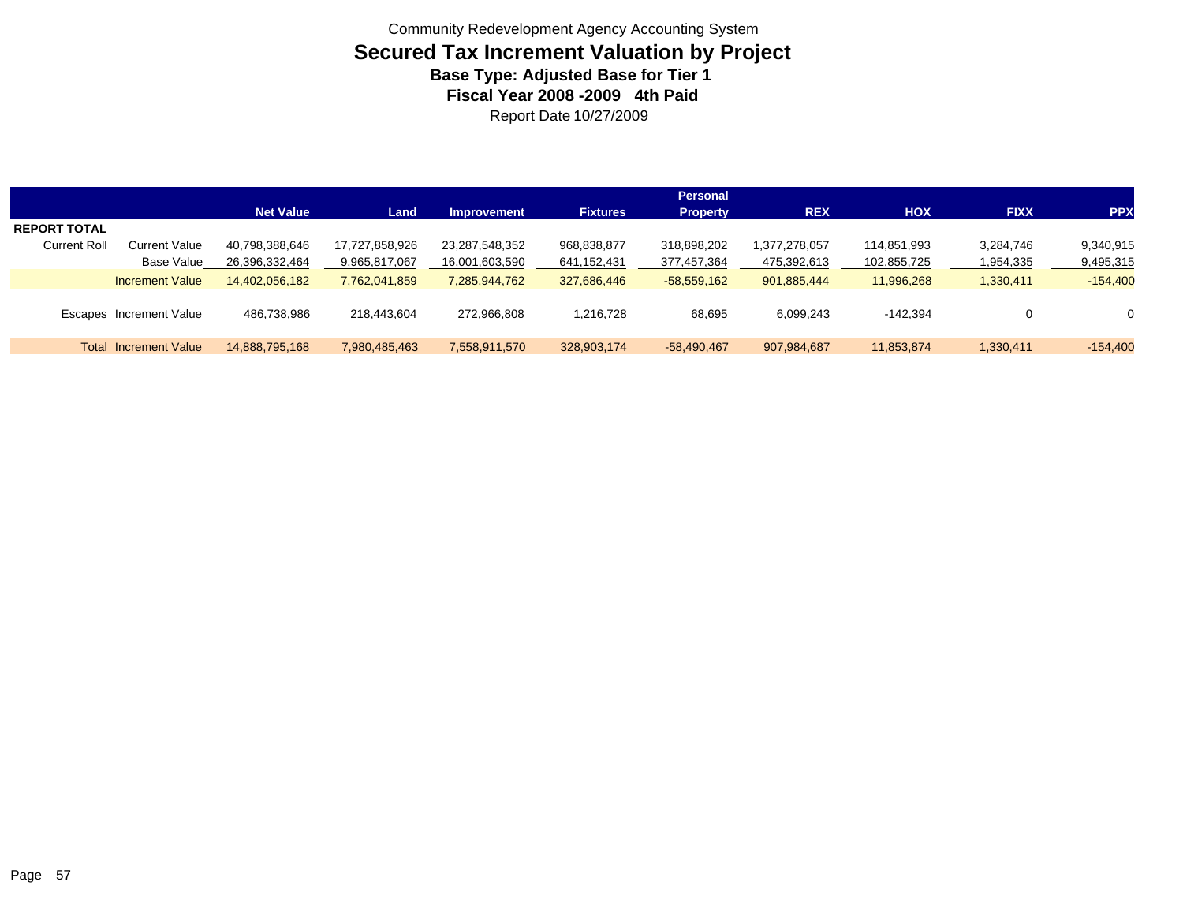Community Redevelopment Agency Accounting System

# Secured Tax Increment Valuation by Project

### Base Type: Adjusted Base for Tier 1

### Fiscal Year 2008 -2009 4th Paid

Report Date 10/27/2009

| | | Net Value | Land | Improvement | Fixtures | Personal Property | REX | HOX | FIXX | PPX |
|---|---|---|---|---|---|---|---|---|---|---|
| **REPORT TOTAL** | | | | | | | | | | |
| Current Roll | Current Value | 40,798,388,646 | 17,727,858,926 | 23,287,548,352 | 968,838,877 | 318,898,202 | 1,377,278,057 | 114,851,993 | 3,284,746 | 9,340,915 |
| | Base Value | 26,396,332,464 | 9,965,817,067 | 16,001,603,590 | 641,152,431 | 377,457,364 | 475,392,613 | 102,855,725 | 1,954,335 | 9,495,315 |
| | Increment Value | 14,402,056,182 | 7,762,041,859 | 7,285,944,762 | 327,686,446 | -58,559,162 | 901,885,444 | 11,996,268 | 1,330,411 | -154,400 |
| Escapes | Increment Value | 486,738,986 | 218,443,604 | 272,966,808 | 1,216,728 | 68,695 | 6,099,243 | -142,394 | 0 | 0 |
| Total | Increment Value | 14,888,795,168 | 7,980,485,463 | 7,558,911,570 | 328,903,174 | -58,490,467 | 907,984,687 | 11,853,874 | 1,330,411 | -154,400 |